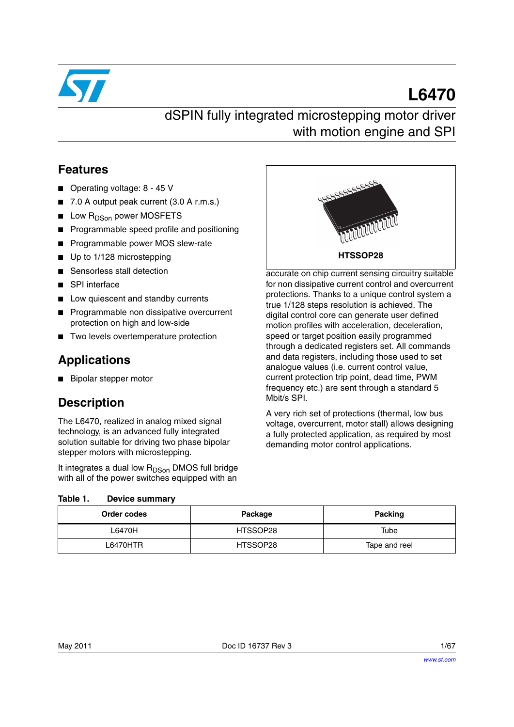# L6470

## dSPIN fully integrated microstepping motor driver with motion engine and SPI

## Features

- Operating voltage: 8 - 45 V
- 7.0 A output peak current (3.0 A r.m.s.)
- Low $R_{DSon}$ power MOSFETS
- Programmable speed profile and positioning
- Programmable power MOS slew-rate
- Up to 1/128 microstepping
- Sensorless stall detection
- SPI interface
- Low quiescent and standby currents
- Programmable non dissipative overcurrent protection on high and low-side
- Two levels overtemperature protection

**HTSSOP28**

## Applications

- Bipolar stepper motor

## Description

The L6470, realized in analog mixed signal technology, is an advanced fully integrated solution suitable for driving two phase bipolar stepper motors with microstepping.

It integrates a dual low $R_{DSon}$ DMOS full bridge with all of the power switches equipped with an accurate on chip current sensing circuitry suitable for non dissipative current control and overcurrent protections. Thanks to a unique control system a true 1/128 steps resolution is achieved. The digital control core can generate user defined motion profiles with acceleration, deceleration, speed or target position easily programmed through a dedicated registers set. All commands and data registers, including those used to set analogue values (i.e. current control value, current protection trip point, dead time, PWM frequency etc.) are sent through a standard 5 Mbit/s SPI.

A very rich set of protections (thermal, low bus voltage, overcurrent, motor stall) allows designing a fully protected application, as required by most demanding motor control applications.

**Table 1. Device summary**

| Order codes | Package | Packing |
|---|---|---|
| L6470H | HTSSOP28 | Tube |
| L6470HTR | HTSSOP28 | Tape and reel |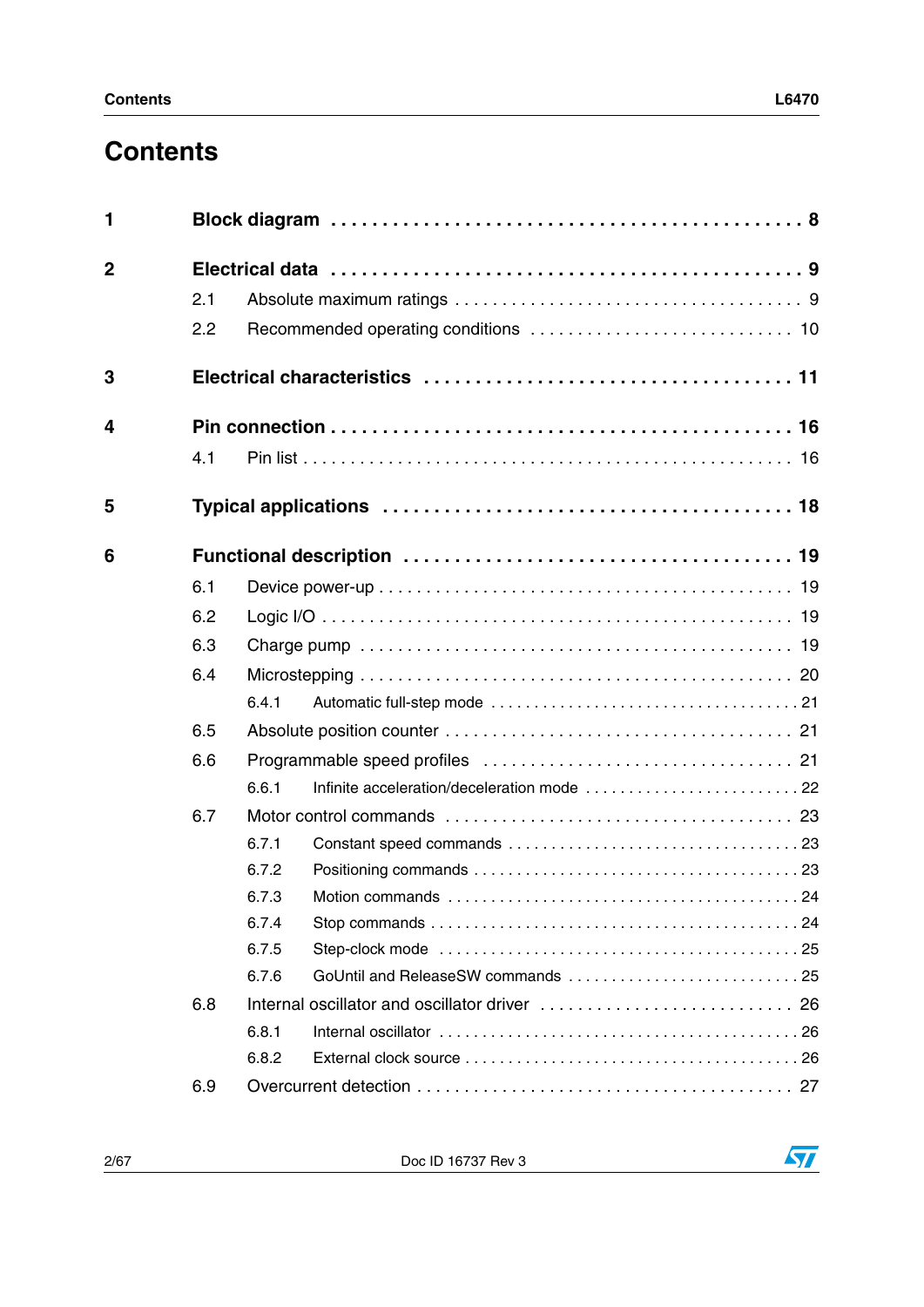# Contents

**1 Block diagram** . . . . . . . . . . . . . . . . . . . . . . . . . . . . . . . . . . . . . . . . . . . . **8**

**2 Electrical data** . . . . . . . . . . . . . . . . . . . . . . . . . . . . . . . . . . . . . . . . . . . . **9**

- 2.1 Absolute maximum ratings . . . . . . . . . . . . . . . . . . . . . . . . . . . . . . . . . . 9
- 2.2 Recommended operating conditions . . . . . . . . . . . . . . . . . . . . . . . . . . . 10

**3 Electrical characteristics** . . . . . . . . . . . . . . . . . . . . . . . . . . . . . . . . . **11**

**4 Pin connection** . . . . . . . . . . . . . . . . . . . . . . . . . . . . . . . . . . . . . . . . . . **16**

- 4.1 Pin list . . . . . . . . . . . . . . . . . . . . . . . . . . . . . . . . . . . . . . . . . . . . . . . . 16

**5 Typical applications** . . . . . . . . . . . . . . . . . . . . . . . . . . . . . . . . . . . . . **18**

**6 Functional description** . . . . . . . . . . . . . . . . . . . . . . . . . . . . . . . . . . . **19**

- 6.1 Device power-up . . . . . . . . . . . . . . . . . . . . . . . . . . . . . . . . . . . . . . . . . 19
- 6.2 Logic I/O . . . . . . . . . . . . . . . . . . . . . . . . . . . . . . . . . . . . . . . . . . . . . . . 19
- 6.3 Charge pump . . . . . . . . . . . . . . . . . . . . . . . . . . . . . . . . . . . . . . . . . . . . 19
- 6.4 Microstepping . . . . . . . . . . . . . . . . . . . . . . . . . . . . . . . . . . . . . . . . . . . 20
  - 6.4.1 Automatic full-step mode . . . . . . . . . . . . . . . . . . . . . . . . . . . . . . . . . 21
- 6.5 Absolute position counter . . . . . . . . . . . . . . . . . . . . . . . . . . . . . . . . . . 21
- 6.6 Programmable speed profiles . . . . . . . . . . . . . . . . . . . . . . . . . . . . . . . 21
  - 6.6.1 Infinite acceleration/deceleration mode . . . . . . . . . . . . . . . . . . . . . . . 22
- 6.7 Motor control commands . . . . . . . . . . . . . . . . . . . . . . . . . . . . . . . . . . 23
  - 6.7.1 Constant speed commands . . . . . . . . . . . . . . . . . . . . . . . . . . . . . . . 23
  - 6.7.2 Positioning commands . . . . . . . . . . . . . . . . . . . . . . . . . . . . . . . . . . 23
  - 6.7.3 Motion commands . . . . . . . . . . . . . . . . . . . . . . . . . . . . . . . . . . . . . 24
  - 6.7.4 Stop commands . . . . . . . . . . . . . . . . . . . . . . . . . . . . . . . . . . . . . . . 24
  - 6.7.5 Step-clock mode . . . . . . . . . . . . . . . . . . . . . . . . . . . . . . . . . . . . . . 25
  - 6.7.6 GoUntil and ReleaseSW commands . . . . . . . . . . . . . . . . . . . . . . . . . 25
- 6.8 Internal oscillator and oscillator driver . . . . . . . . . . . . . . . . . . . . . . . . . . 26
  - 6.8.1 Internal oscillator . . . . . . . . . . . . . . . . . . . . . . . . . . . . . . . . . . . . . . 26
  - 6.8.2 External clock source . . . . . . . . . . . . . . . . . . . . . . . . . . . . . . . . . . . 26
- 6.9 Overcurrent detection . . . . . . . . . . . . . . . . . . . . . . . . . . . . . . . . . . . . . 27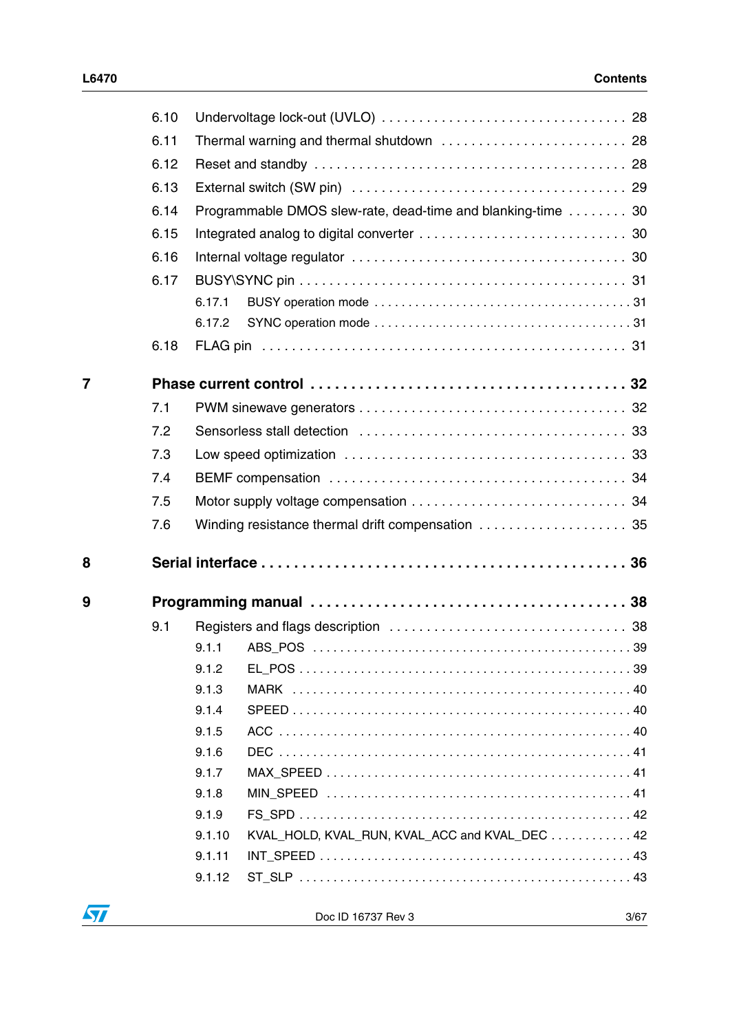6.10 Undervoltage lock-out (UVLO) . . . . . . . . . . . . . . . . . . . . . . . . . . . . . . . . 28

6.11 Thermal warning and thermal shutdown . . . . . . . . . . . . . . . . . . . . . . . . 28

6.12 Reset and standby . . . . . . . . . . . . . . . . . . . . . . . . . . . . . . . . . . . . . . . 28

6.13 External switch (SW pin) . . . . . . . . . . . . . . . . . . . . . . . . . . . . . . . . . . . 29

6.14 Programmable DMOS slew-rate, dead-time and blanking-time . . . . . . . . 30

6.15 Integrated analog to digital converter . . . . . . . . . . . . . . . . . . . . . . . . . . . 30

6.16 Internal voltage regulator . . . . . . . . . . . . . . . . . . . . . . . . . . . . . . . . . . . 30

6.17 BUSY\SYNC pin . . . . . . . . . . . . . . . . . . . . . . . . . . . . . . . . . . . . . . . . . 31

6.17.1 BUSY operation mode . . . . . . . . . . . . . . . . . . . . . . . . . . . . . . . . . . . 31

6.17.2 SYNC operation mode . . . . . . . . . . . . . . . . . . . . . . . . . . . . . . . . . . . 31

6.18 FLAG pin . . . . . . . . . . . . . . . . . . . . . . . . . . . . . . . . . . . . . . . . . . . . . . 31

**7 Phase current control . . . . . . . . . . . . . . . . . . . . . . . . . . . . . . . . . . . . . 32**

7.1 PWM sinewave generators . . . . . . . . . . . . . . . . . . . . . . . . . . . . . . . . . . 32

7.2 Sensorless stall detection . . . . . . . . . . . . . . . . . . . . . . . . . . . . . . . . . . . 33

7.3 Low speed optimization . . . . . . . . . . . . . . . . . . . . . . . . . . . . . . . . . . . . 33

7.4 BEMF compensation . . . . . . . . . . . . . . . . . . . . . . . . . . . . . . . . . . . . . . 34

7.5 Motor supply voltage compensation . . . . . . . . . . . . . . . . . . . . . . . . . . . . 34

7.6 Winding resistance thermal drift compensation . . . . . . . . . . . . . . . . . . . 35

**8 Serial interface . . . . . . . . . . . . . . . . . . . . . . . . . . . . . . . . . . . . . . . . . . . 36**

**9 Programming manual . . . . . . . . . . . . . . . . . . . . . . . . . . . . . . . . . . . . . 38**

9.1 Registers and flags description . . . . . . . . . . . . . . . . . . . . . . . . . . . . . . . 38

9.1.1 ABS_POS . . . . . . . . . . . . . . . . . . . . . . . . . . . . . . . . . . . . . . . . . . . . . 39

9.1.2 EL_POS . . . . . . . . . . . . . . . . . . . . . . . . . . . . . . . . . . . . . . . . . . . . . . 39

9.1.3 MARK . . . . . . . . . . . . . . . . . . . . . . . . . . . . . . . . . . . . . . . . . . . . . . . 40

9.1.4 SPEED . . . . . . . . . . . . . . . . . . . . . . . . . . . . . . . . . . . . . . . . . . . . . . . 40

9.1.5 ACC . . . . . . . . . . . . . . . . . . . . . . . . . . . . . . . . . . . . . . . . . . . . . . . . . 40

9.1.6 DEC . . . . . . . . . . . . . . . . . . . . . . . . . . . . . . . . . . . . . . . . . . . . . . . . . 41

9.1.7 MAX_SPEED . . . . . . . . . . . . . . . . . . . . . . . . . . . . . . . . . . . . . . . . . . . 41

9.1.8 MIN_SPEED . . . . . . . . . . . . . . . . . . . . . . . . . . . . . . . . . . . . . . . . . . . 41

9.1.9 FS_SPD . . . . . . . . . . . . . . . . . . . . . . . . . . . . . . . . . . . . . . . . . . . . . . 42

9.1.10 KVAL_HOLD, KVAL_RUN, KVAL_ACC and KVAL_DEC . . . . . . . . . . . . 42

9.1.11 INT_SPEED . . . . . . . . . . . . . . . . . . . . . . . . . . . . . . . . . . . . . . . . . . . 43

9.1.12 ST_SLP . . . . . . . . . . . . . . . . . . . . . . . . . . . . . . . . . . . . . . . . . . . . . . 43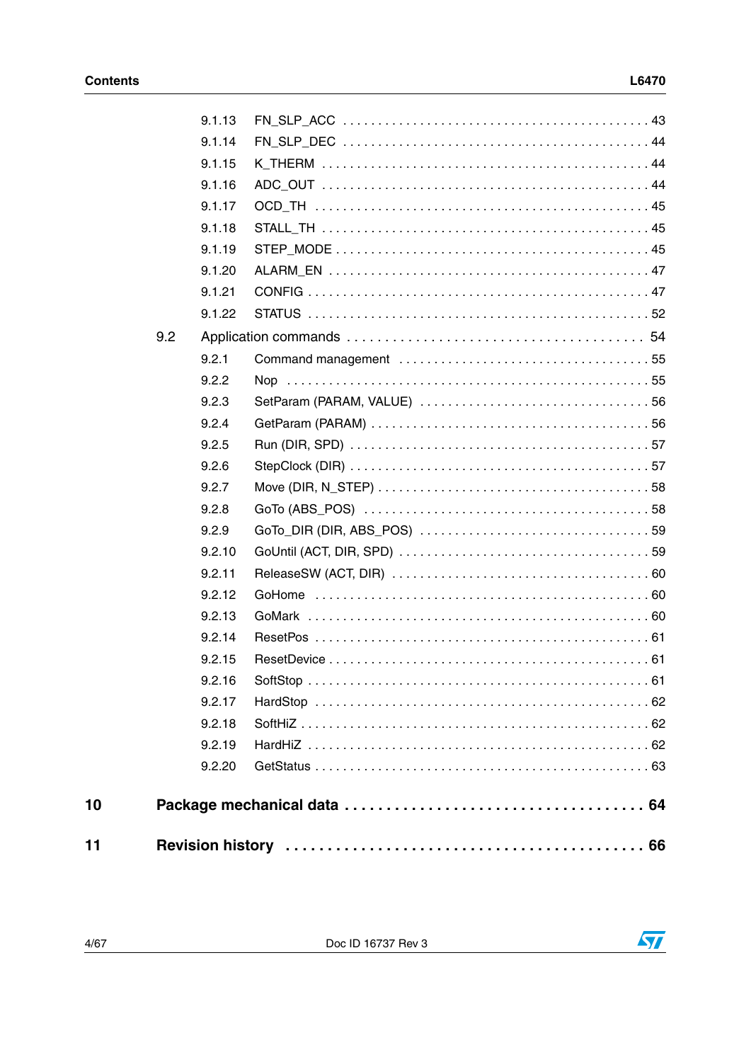9.1.13 FN_SLP_ACC . . . . . . . . . . . . . . . . . . . . . . . . . . . . . . . . . . . . . . . . . . . . 43

9.1.14 FN_SLP_DEC . . . . . . . . . . . . . . . . . . . . . . . . . . . . . . . . . . . . . . . . . . . . 44

9.1.15 K_THERM . . . . . . . . . . . . . . . . . . . . . . . . . . . . . . . . . . . . . . . . . . . . . . 44

9.1.16 ADC_OUT . . . . . . . . . . . . . . . . . . . . . . . . . . . . . . . . . . . . . . . . . . . . . . 44

9.1.17 OCD_TH . . . . . . . . . . . . . . . . . . . . . . . . . . . . . . . . . . . . . . . . . . . . . . . 45

9.1.18 STALL_TH . . . . . . . . . . . . . . . . . . . . . . . . . . . . . . . . . . . . . . . . . . . . . . 45

9.1.19 STEP_MODE . . . . . . . . . . . . . . . . . . . . . . . . . . . . . . . . . . . . . . . . . . . . 45

9.1.20 ALARM_EN . . . . . . . . . . . . . . . . . . . . . . . . . . . . . . . . . . . . . . . . . . . . . 47

9.1.21 CONFIG . . . . . . . . . . . . . . . . . . . . . . . . . . . . . . . . . . . . . . . . . . . . . . . . 47

9.1.22 STATUS . . . . . . . . . . . . . . . . . . . . . . . . . . . . . . . . . . . . . . . . . . . . . . . . 52

9.2 Application commands . . . . . . . . . . . . . . . . . . . . . . . . . . . . . . . . . . . . . . 54

9.2.1 Command management . . . . . . . . . . . . . . . . . . . . . . . . . . . . . . . . . . 55

9.2.2 Nop . . . . . . . . . . . . . . . . . . . . . . . . . . . . . . . . . . . . . . . . . . . . . . . . . . . 55

9.2.3 SetParam (PARAM, VALUE) . . . . . . . . . . . . . . . . . . . . . . . . . . . . . . . 56

9.2.4 GetParam (PARAM) . . . . . . . . . . . . . . . . . . . . . . . . . . . . . . . . . . . . . 56

9.2.5 Run (DIR, SPD) . . . . . . . . . . . . . . . . . . . . . . . . . . . . . . . . . . . . . . . . . 57

9.2.6 StepClock (DIR) . . . . . . . . . . . . . . . . . . . . . . . . . . . . . . . . . . . . . . . . . 57

9.2.7 Move (DIR, N_STEP) . . . . . . . . . . . . . . . . . . . . . . . . . . . . . . . . . . . . . 58

9.2.8 GoTo (ABS_POS) . . . . . . . . . . . . . . . . . . . . . . . . . . . . . . . . . . . . . . . 58

9.2.9 GoTo_DIR (DIR, ABS_POS) . . . . . . . . . . . . . . . . . . . . . . . . . . . . . . 59

9.2.10 GoUntil (ACT, DIR, SPD) . . . . . . . . . . . . . . . . . . . . . . . . . . . . . . . . . 59

9.2.11 ReleaseSW (ACT, DIR) . . . . . . . . . . . . . . . . . . . . . . . . . . . . . . . . . . . 60

9.2.12 GoHome . . . . . . . . . . . . . . . . . . . . . . . . . . . . . . . . . . . . . . . . . . . . . . . 60

9.2.13 GoMark . . . . . . . . . . . . . . . . . . . . . . . . . . . . . . . . . . . . . . . . . . . . . . . . 60

9.2.14 ResetPos . . . . . . . . . . . . . . . . . . . . . . . . . . . . . . . . . . . . . . . . . . . . . . . 61

9.2.15 ResetDevice . . . . . . . . . . . . . . . . . . . . . . . . . . . . . . . . . . . . . . . . . . . . . 61

9.2.16 SoftStop . . . . . . . . . . . . . . . . . . . . . . . . . . . . . . . . . . . . . . . . . . . . . . . . 61

9.2.17 HardStop . . . . . . . . . . . . . . . . . . . . . . . . . . . . . . . . . . . . . . . . . . . . . . . 62

9.2.18 SoftHiZ . . . . . . . . . . . . . . . . . . . . . . . . . . . . . . . . . . . . . . . . . . . . . . . . . 62

9.2.19 HardHiZ . . . . . . . . . . . . . . . . . . . . . . . . . . . . . . . . . . . . . . . . . . . . . . . . 62

9.2.20 GetStatus . . . . . . . . . . . . . . . . . . . . . . . . . . . . . . . . . . . . . . . . . . . . . . . 63

**10 Package mechanical data . . . . . . . . . . . . . . . . . . . . . . . . . . . . . . . . . . 64**

**11 Revision history . . . . . . . . . . . . . . . . . . . . . . . . . . . . . . . . . . . . . . . . . . 66**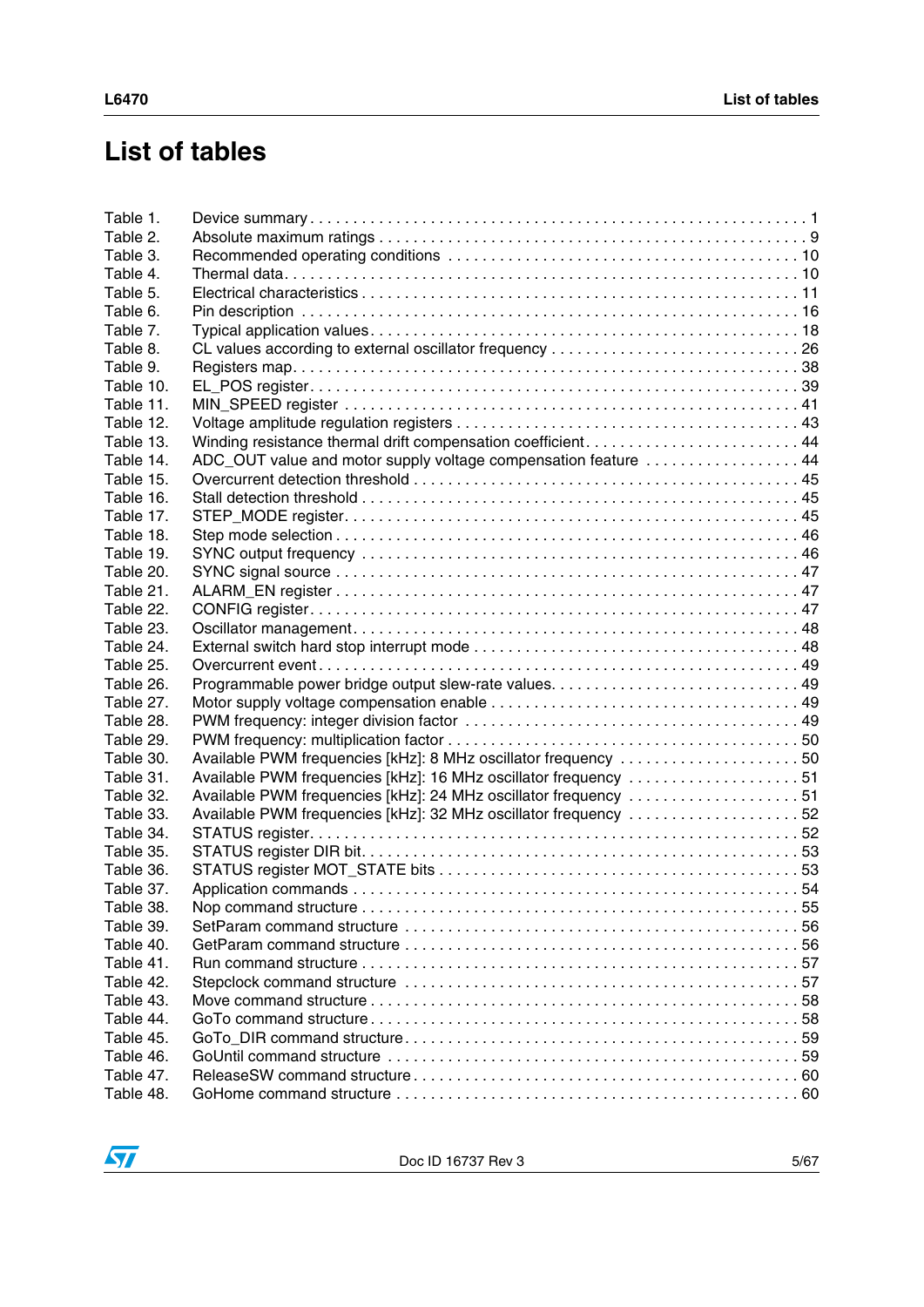# List of tables

Table 1. Device summary . . . . . . . . . . . . . . . . . . . . . . . . . . . . . . . . . . . . . . . . . . . . . . . . . . . . . . . . . 1
Table 2. Absolute maximum ratings . . . . . . . . . . . . . . . . . . . . . . . . . . . . . . . . . . . . . . . . . . . . . . . . . . 9
Table 3. Recommended operating conditions . . . . . . . . . . . . . . . . . . . . . . . . . . . . . . . . . . . . . . . . . 10
Table 4. Thermal data. . . . . . . . . . . . . . . . . . . . . . . . . . . . . . . . . . . . . . . . . . . . . . . . . . . . . . . . . . 10
Table 5. Electrical characteristics . . . . . . . . . . . . . . . . . . . . . . . . . . . . . . . . . . . . . . . . . . . . . . . . . . 11
Table 6. Pin description . . . . . . . . . . . . . . . . . . . . . . . . . . . . . . . . . . . . . . . . . . . . . . . . . . . . . . . . . 16
Table 7. Typical application values. . . . . . . . . . . . . . . . . . . . . . . . . . . . . . . . . . . . . . . . . . . . . . . . . . 18
Table 8. CL values according to external oscillator frequency . . . . . . . . . . . . . . . . . . . . . . . . . . . . . 26
Table 9. Registers map. . . . . . . . . . . . . . . . . . . . . . . . . . . . . . . . . . . . . . . . . . . . . . . . . . . . . . . . . . 38
Table 10. EL_POS register. . . . . . . . . . . . . . . . . . . . . . . . . . . . . . . . . . . . . . . . . . . . . . . . . . . . . . . . 39
Table 11. MIN_SPEED register . . . . . . . . . . . . . . . . . . . . . . . . . . . . . . . . . . . . . . . . . . . . . . . . . . . . . 41
Table 12. Voltage amplitude regulation registers . . . . . . . . . . . . . . . . . . . . . . . . . . . . . . . . . . . . . . . . 43
Table 13. Winding resistance thermal drift compensation coefficient. . . . . . . . . . . . . . . . . . . . . . . . . 44
Table 14. ADC_OUT value and motor supply voltage compensation feature . . . . . . . . . . . . . . . . . . 44
Table 15. Overcurrent detection threshold . . . . . . . . . . . . . . . . . . . . . . . . . . . . . . . . . . . . . . . . . . . . . 45
Table 16. Stall detection threshold . . . . . . . . . . . . . . . . . . . . . . . . . . . . . . . . . . . . . . . . . . . . . . . . . . 45
Table 17. STEP_MODE register. . . . . . . . . . . . . . . . . . . . . . . . . . . . . . . . . . . . . . . . . . . . . . . . . . . . . 45
Table 18. Step mode selection . . . . . . . . . . . . . . . . . . . . . . . . . . . . . . . . . . . . . . . . . . . . . . . . . . . . . 46
Table 19. SYNC output frequency . . . . . . . . . . . . . . . . . . . . . . . . . . . . . . . . . . . . . . . . . . . . . . . . . . . 46
Table 20. SYNC signal source . . . . . . . . . . . . . . . . . . . . . . . . . . . . . . . . . . . . . . . . . . . . . . . . . . . . . . 47
Table 21. ALARM_EN register . . . . . . . . . . . . . . . . . . . . . . . . . . . . . . . . . . . . . . . . . . . . . . . . . . . . . . 47
Table 22. CONFIG register. . . . . . . . . . . . . . . . . . . . . . . . . . . . . . . . . . . . . . . . . . . . . . . . . . . . . . . . . 47
Table 23. Oscillator management. . . . . . . . . . . . . . . . . . . . . . . . . . . . . . . . . . . . . . . . . . . . . . . . . . . . 48
Table 24. External switch hard stop interrupt mode . . . . . . . . . . . . . . . . . . . . . . . . . . . . . . . . . . . . . . 48
Table 25. Overcurrent event . . . . . . . . . . . . . . . . . . . . . . . . . . . . . . . . . . . . . . . . . . . . . . . . . . . . . . . 49
Table 26. Programmable power bridge output slew-rate values. . . . . . . . . . . . . . . . . . . . . . . . . . . . . 49
Table 27. Motor supply voltage compensation enable . . . . . . . . . . . . . . . . . . . . . . . . . . . . . . . . . . . . 49
Table 28. PWM frequency: integer division factor . . . . . . . . . . . . . . . . . . . . . . . . . . . . . . . . . . . . . . . 49
Table 29. PWM frequency: multiplication factor . . . . . . . . . . . . . . . . . . . . . . . . . . . . . . . . . . . . . . . . . 50
Table 30. Available PWM frequencies [kHz]: 8 MHz oscillator frequency . . . . . . . . . . . . . . . . . . . . . 50
Table 31. Available PWM frequencies [kHz]: 16 MHz oscillator frequency . . . . . . . . . . . . . . . . . . . . 51
Table 32. Available PWM frequencies [kHz]: 24 MHz oscillator frequency . . . . . . . . . . . . . . . . . . . . 51
Table 33. Available PWM frequencies [kHz]: 32 MHz oscillator frequency . . . . . . . . . . . . . . . . . . . . 52
Table 34. STATUS register. . . . . . . . . . . . . . . . . . . . . . . . . . . . . . . . . . . . . . . . . . . . . . . . . . . . . . . . . 52
Table 35. STATUS register DIR bit. . . . . . . . . . . . . . . . . . . . . . . . . . . . . . . . . . . . . . . . . . . . . . . . . . . 53
Table 36. STATUS register MOT_STATE bits . . . . . . . . . . . . . . . . . . . . . . . . . . . . . . . . . . . . . . . . . . . 53
Table 37. Application commands . . . . . . . . . . . . . . . . . . . . . . . . . . . . . . . . . . . . . . . . . . . . . . . . . . . . 54
Table 38. Nop command structure . . . . . . . . . . . . . . . . . . . . . . . . . . . . . . . . . . . . . . . . . . . . . . . . . . . 55
Table 39. SetParam command structure . . . . . . . . . . . . . . . . . . . . . . . . . . . . . . . . . . . . . . . . . . . . . . 56
Table 40. GetParam command structure . . . . . . . . . . . . . . . . . . . . . . . . . . . . . . . . . . . . . . . . . . . . . . 56
Table 41. Run command structure . . . . . . . . . . . . . . . . . . . . . . . . . . . . . . . . . . . . . . . . . . . . . . . . . . . 57
Table 42. Stepclock command structure . . . . . . . . . . . . . . . . . . . . . . . . . . . . . . . . . . . . . . . . . . . . . . 57
Table 43. Move command structure . . . . . . . . . . . . . . . . . . . . . . . . . . . . . . . . . . . . . . . . . . . . . . . . . . 58
Table 44. GoTo command structure . . . . . . . . . . . . . . . . . . . . . . . . . . . . . . . . . . . . . . . . . . . . . . . . . . 58
Table 45. GoTo_DIR command structure. . . . . . . . . . . . . . . . . . . . . . . . . . . . . . . . . . . . . . . . . . . . . . 59
Table 46. GoUntil command structure . . . . . . . . . . . . . . . . . . . . . . . . . . . . . . . . . . . . . . . . . . . . . . . . 59
Table 47. ReleaseSW command structure . . . . . . . . . . . . . . . . . . . . . . . . . . . . . . . . . . . . . . . . . . . . . 60
Table 48. GoHome command structure . . . . . . . . . . . . . . . . . . . . . . . . . . . . . . . . . . . . . . . . . . . . . . . 60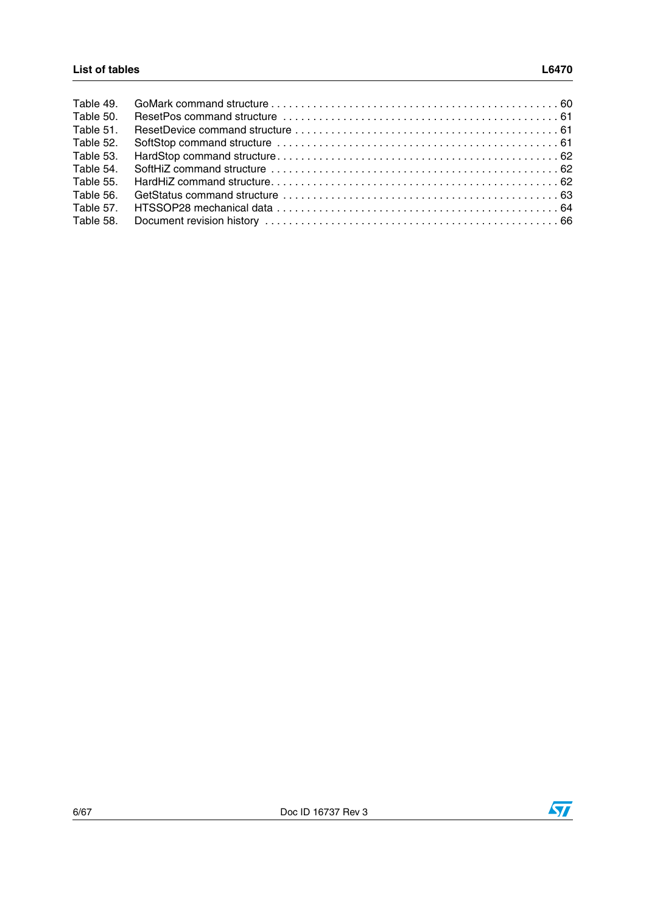Table 49. GoMark command structure . . . . . . . . . . . . . . . . . . . . . . . . . . . . . . . . . . . . . . . . . . . . . . . 60
Table 50. ResetPos command structure . . . . . . . . . . . . . . . . . . . . . . . . . . . . . . . . . . . . . . . . . . . . . 61
Table 51. ResetDevice command structure . . . . . . . . . . . . . . . . . . . . . . . . . . . . . . . . . . . . . . . . . . 61
Table 52. SoftStop command structure . . . . . . . . . . . . . . . . . . . . . . . . . . . . . . . . . . . . . . . . . . . . . 61
Table 53. HardStop command structure . . . . . . . . . . . . . . . . . . . . . . . . . . . . . . . . . . . . . . . . . . . . . 62
Table 54. SoftHiZ command structure . . . . . . . . . . . . . . . . . . . . . . . . . . . . . . . . . . . . . . . . . . . . . . 62
Table 55. HardHiZ command structure. . . . . . . . . . . . . . . . . . . . . . . . . . . . . . . . . . . . . . . . . . . . . . 62
Table 56. GetStatus command structure . . . . . . . . . . . . . . . . . . . . . . . . . . . . . . . . . . . . . . . . . . . . 63
Table 57. HTSSOP28 mechanical data . . . . . . . . . . . . . . . . . . . . . . . . . . . . . . . . . . . . . . . . . . . . . 64
Table 58. Document revision history . . . . . . . . . . . . . . . . . . . . . . . . . . . . . . . . . . . . . . . . . . . . . . 66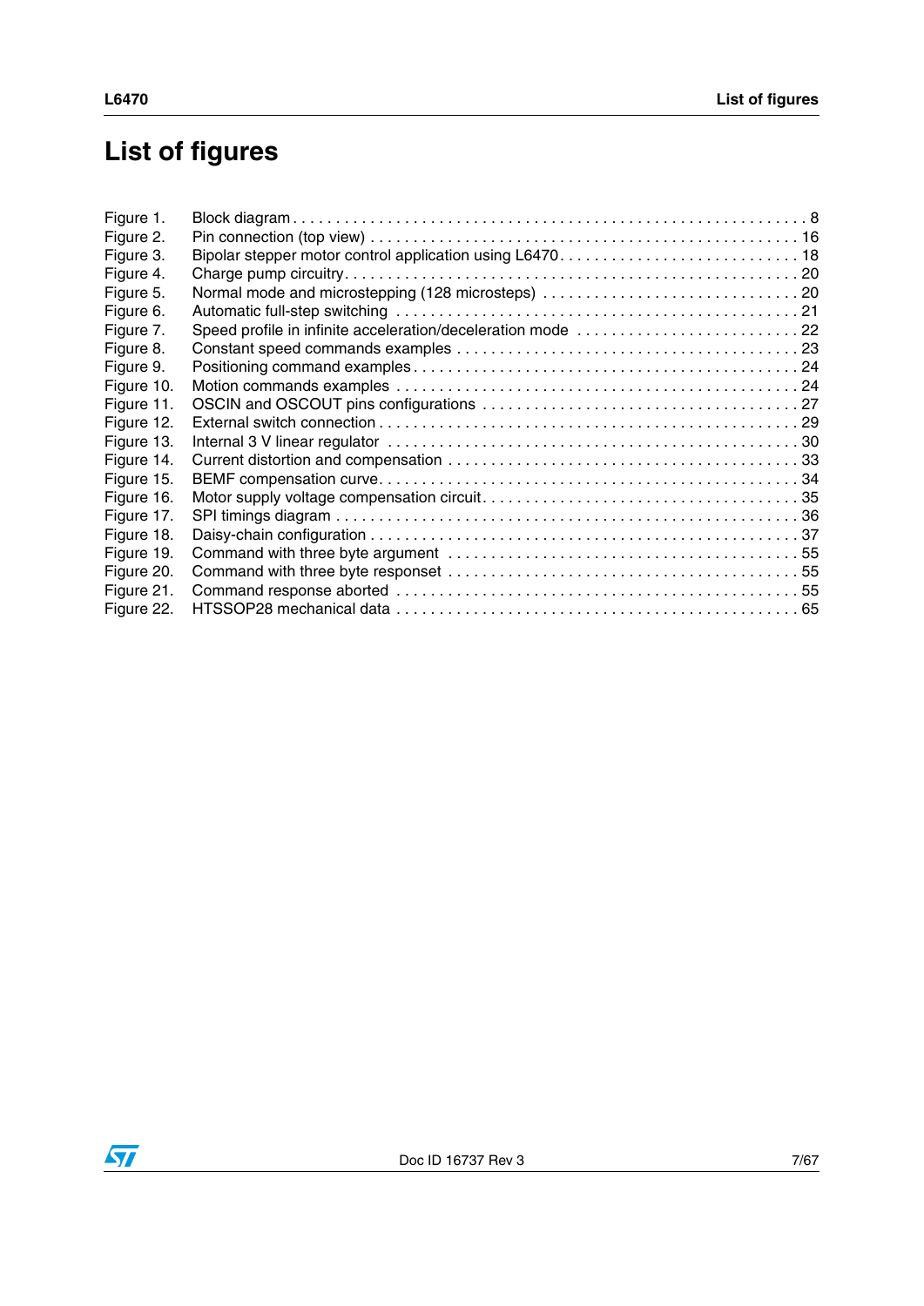# List of figures

Figure 1. Block diagram . . . . . . . . . . . . . . . . . . . . . . . . . . . . . . . . . . . . . . . . . . . . . . . . . . . . . . . . . . . 8
Figure 2. Pin connection (top view) . . . . . . . . . . . . . . . . . . . . . . . . . . . . . . . . . . . . . . . . . . . . . . . . . 16
Figure 3. Bipolar stepper motor control application using L6470 . . . . . . . . . . . . . . . . . . . . . . . . . . . 18
Figure 4. Charge pump circuitry . . . . . . . . . . . . . . . . . . . . . . . . . . . . . . . . . . . . . . . . . . . . . . . . . . . . 20
Figure 5. Normal mode and microstepping (128 microsteps) . . . . . . . . . . . . . . . . . . . . . . . . . . . . . . 20
Figure 6. Automatic full-step switching . . . . . . . . . . . . . . . . . . . . . . . . . . . . . . . . . . . . . . . . . . . . . . 21
Figure 7. Speed profile in infinite acceleration/deceleration mode . . . . . . . . . . . . . . . . . . . . . . . . . . 22
Figure 8. Constant speed commands examples . . . . . . . . . . . . . . . . . . . . . . . . . . . . . . . . . . . . . . . . 23
Figure 9. Positioning command examples . . . . . . . . . . . . . . . . . . . . . . . . . . . . . . . . . . . . . . . . . . . . 24
Figure 10. Motion commands examples . . . . . . . . . . . . . . . . . . . . . . . . . . . . . . . . . . . . . . . . . . . . . . 24
Figure 11. OSCIN and OSCOUT pins configurations . . . . . . . . . . . . . . . . . . . . . . . . . . . . . . . . . . . . 27
Figure 12. External switch connection . . . . . . . . . . . . . . . . . . . . . . . . . . . . . . . . . . . . . . . . . . . . . . . 29
Figure 13. Internal 3 V linear regulator . . . . . . . . . . . . . . . . . . . . . . . . . . . . . . . . . . . . . . . . . . . . . . 30
Figure 14. Current distortion and compensation . . . . . . . . . . . . . . . . . . . . . . . . . . . . . . . . . . . . . . . . 33
Figure 15. BEMF compensation curve . . . . . . . . . . . . . . . . . . . . . . . . . . . . . . . . . . . . . . . . . . . . . . . 34
Figure 16. Motor supply voltage compensation circuit . . . . . . . . . . . . . . . . . . . . . . . . . . . . . . . . . . . . 35
Figure 17. SPI timings diagram . . . . . . . . . . . . . . . . . . . . . . . . . . . . . . . . . . . . . . . . . . . . . . . . . . . . 36
Figure 18. Daisy-chain configuration . . . . . . . . . . . . . . . . . . . . . . . . . . . . . . . . . . . . . . . . . . . . . . . . 37
Figure 19. Command with three byte argument . . . . . . . . . . . . . . . . . . . . . . . . . . . . . . . . . . . . . . . . 55
Figure 20. Command with three byte responset . . . . . . . . . . . . . . . . . . . . . . . . . . . . . . . . . . . . . . . 55
Figure 21. Command response aborted . . . . . . . . . . . . . . . . . . . . . . . . . . . . . . . . . . . . . . . . . . . . . 55
Figure 22. HTSSOP28 mechanical data . . . . . . . . . . . . . . . . . . . . . . . . . . . . . . . . . . . . . . . . . . . . . 65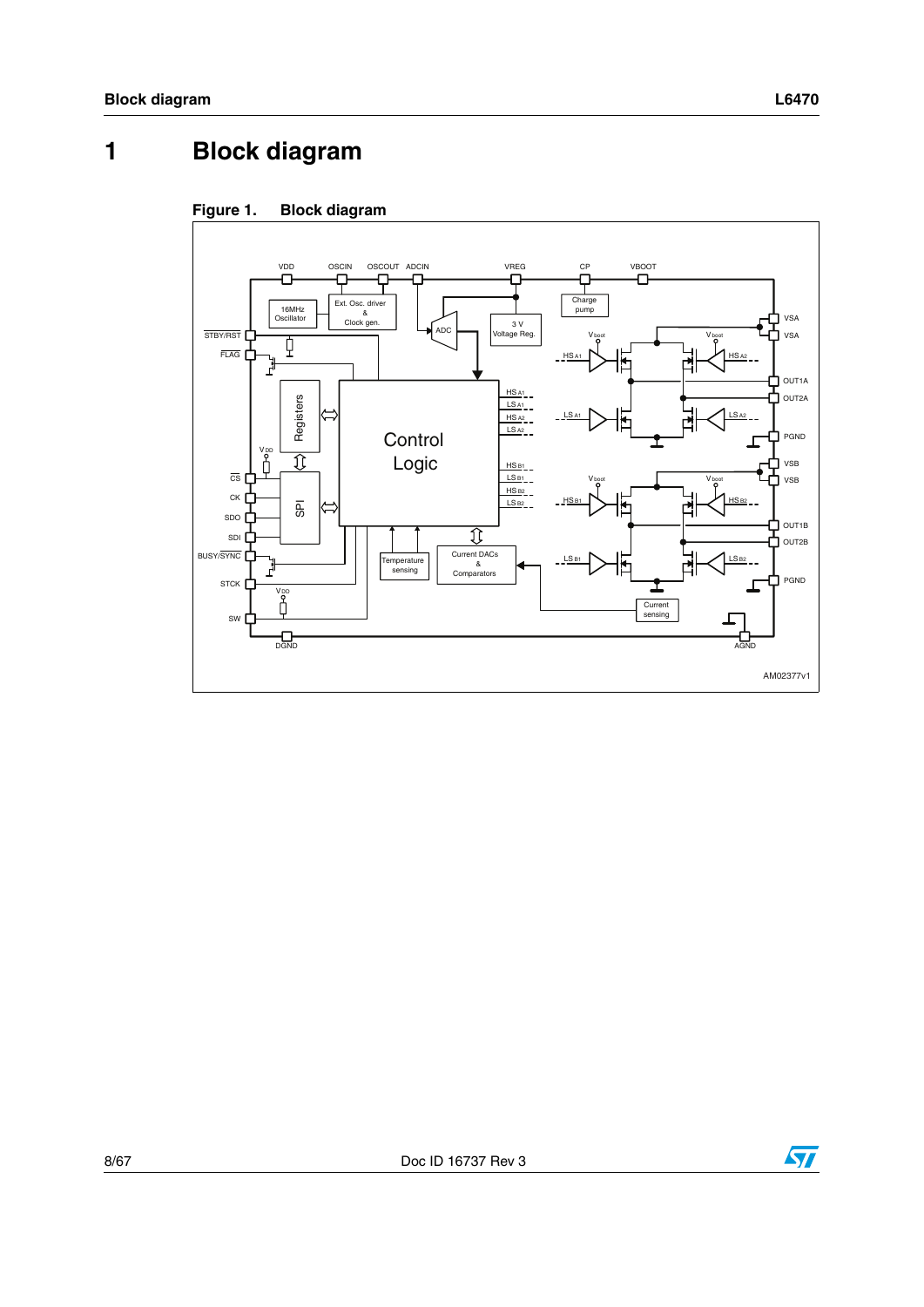# 1 Block diagram

**Figure 1. Block diagram**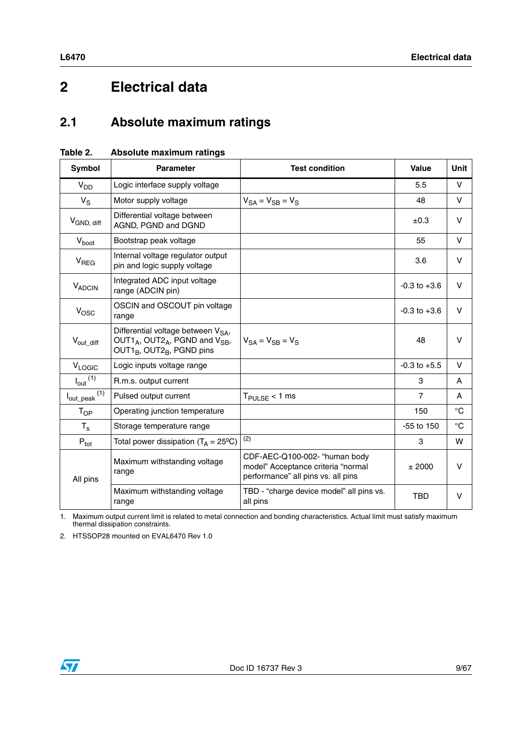# 2 Electrical data

## 2.1 Absolute maximum ratings

**Table 2. Absolute maximum ratings**

| Symbol | Parameter | Test condition | Value | Unit |
|---|---|---|---|---|
| $V_{DD}$ | Logic interface supply voltage | | 5.5 | V |
| $V_S$ | Motor supply voltage | $V_{SA} = V_{SB} = V_S$ | 48 | V |
| $V_{GND,\ diff}$ | Differential voltage between AGND, PGND and DGND | | ±0.3 | V |
| $V_{boot}$ | Bootstrap peak voltage | | 55 | V |
| $V_{REG}$ | Internal voltage regulator output pin and logic supply voltage | | 3.6 | V |
| $V_{ADCIN}$ | Integrated ADC input voltage range (ADCIN pin) | | -0.3 to +3.6 | V |
| $V_{OSC}$ | OSCIN and OSCOUT pin voltage range | | -0.3 to +3.6 | V |
| $V_{out\_diff}$ | Differential voltage between $V_{SA}$, $OUT1_A$, $OUT2_A$, PGND and $V_{SB}$, $OUT1_B$, $OUT2_B$, PGND pins | $V_{SA} = V_{SB} = V_S$ | 48 | V |
| $V_{LOGIC}$ | Logic inputs voltage range | | -0.3 to +5.5 | V |
| $I_{out}$ (1) | R.m.s. output current | | 3 | A |
| $I_{out\_peak}$ (1) | Pulsed output current | $T_{PULSE} < 1$ ms | 7 | A |
| $T_{OP}$ | Operating junction temperature | | 150 | °C |
| $T_s$ | Storage temperature range | | -55 to 150 | °C |
| $P_{tot}$ | Total power dissipation ($T_A = 25$ºC) | (2) | 3 | W |
| All pins | Maximum withstanding voltage range | CDF-AEC-Q100-002- “human body model” Acceptance criteria “normal performance” all pins vs. all pins | ± 2000 | V |
| | Maximum withstanding voltage range | TBD - “charge device model” all pins vs. all pins | TBD | V |

1. Maximum output current limit is related to metal connection and bonding characteristics. Actual limit must satisfy maximum thermal dissipation constraints.
2. HTSSOP28 mounted on EVAL6470 Rev 1.0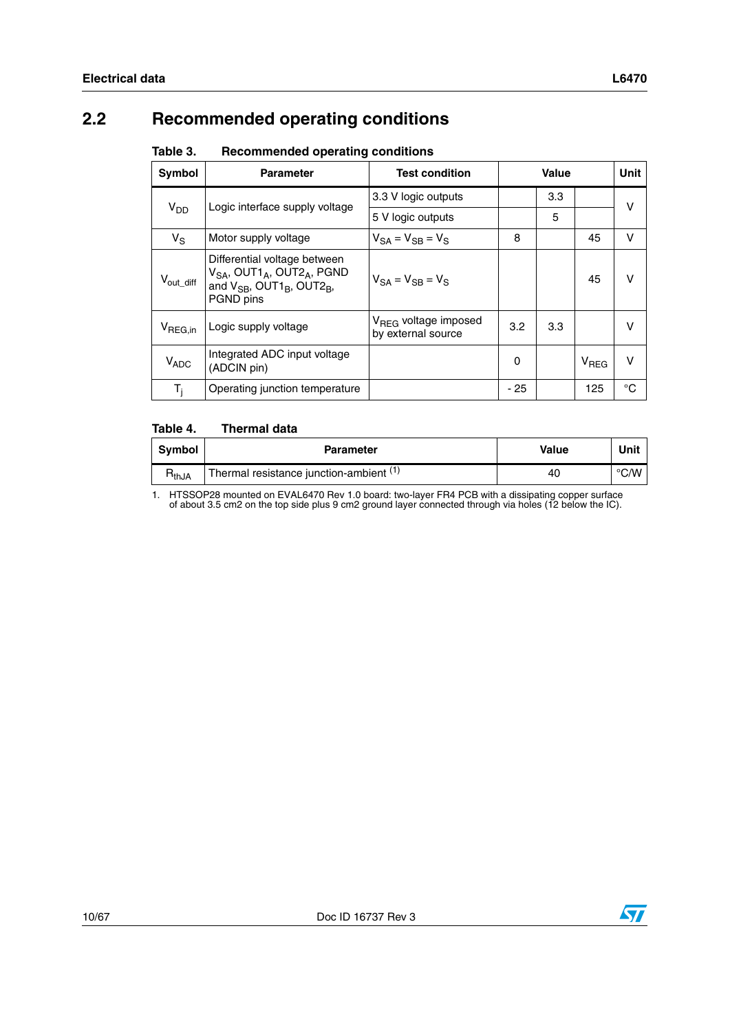## 2.2 Recommended operating conditions

**Table 3. Recommended operating conditions**

| Symbol | Parameter | Test condition | Value | | | Unit |
|---|---|---|---|---|---|---|
| $V_{DD}$ | Logic interface supply voltage | 3.3 V logic outputs | | 3.3 | | V |
| | | 5 V logic outputs | | 5 | | |
| $V_S$ | Motor supply voltage | $V_{SA} = V_{SB} = V_S$ | 8 | | 45 | V |
| $V_{out\_diff}$ | Differential voltage between $V_{SA}$, $OUT1_A$, $OUT2_A$, PGND and $V_{SB}$, $OUT1_B$, $OUT2_B$, PGND pins | $V_{SA} = V_{SB} = V_S$ | | | 45 | V |
| $V_{REG,in}$ | Logic supply voltage | $V_{REG}$ voltage imposed by external source | 3.2 | 3.3 | | V |
| $V_{ADC}$ | Integrated ADC input voltage (ADCIN pin) | | 0 | | $V_{REG}$ | V |
| $T_j$ | Operating junction temperature | | - 25 | | 125 | °C |

**Table 4. Thermal data**

| Symbol | Parameter | Value | Unit |
|---|---|---|---|
| $R_{thJA}$ | Thermal resistance junction-ambient (1) | 40 | °C/W |

1. HTSSOP28 mounted on EVAL6470 Rev 1.0 board: two-layer FR4 PCB with a dissipating copper surface of about 3.5 cm2 on the top side plus 9 cm2 ground layer connected through via holes (12 below the IC).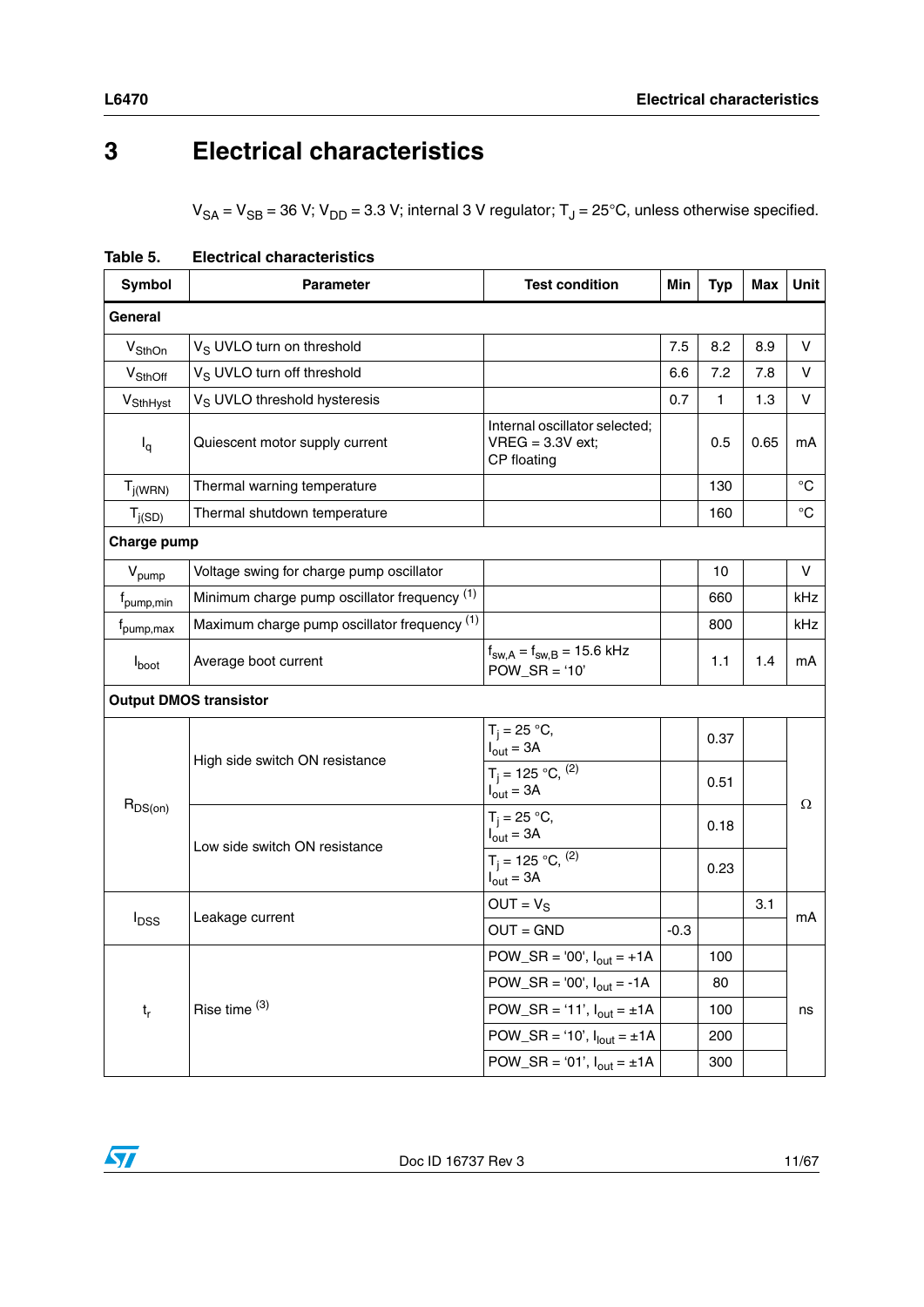# 3 Electrical characteristics

$V_{SA} = V_{SB} = 36$ V; $V_{DD} = 3.3$ V; internal 3 V regulator; $T_J = 25°C$, unless otherwise specified.

**Table 5. Electrical characteristics**

| Symbol | Parameter | Test condition | Min | Typ | Max | Unit |
|---|---|---|---|---|---|---|
| **General** | | | | | | |
| $V_{SthOn}$ | $V_S$ UVLO turn on threshold | | 7.5 | 8.2 | 8.9 | V |
| $V_{SthOff}$ | $V_S$ UVLO turn off threshold | | 6.6 | 7.2 | 7.8 | V |
| $V_{SthHyst}$ | $V_S$ UVLO threshold hysteresis | | 0.7 | 1 | 1.3 | V |
| $I_q$ | Quiescent motor supply current | Internal oscillator selected; VREG = 3.3V ext; CP floating | | 0.5 | 0.65 | mA |
| $T_{j(WRN)}$ | Thermal warning temperature | | | 130 | | °C |
| $T_{j(SD)}$ | Thermal shutdown temperature | | | 160 | | °C |
| **Charge pump** | | | | | | |
| $V_{pump}$ | Voltage swing for charge pump oscillator | | | 10 | | V |
| $f_{pump,min}$ | Minimum charge pump oscillator frequency (1) | | | 660 | | kHz |
| $f_{pump,max}$ | Maximum charge pump oscillator frequency (1) | | | 800 | | kHz |
| $I_{boot}$ | Average boot current | $f_{sw,A} = f_{sw,B} = 15.6$ kHz POW_SR = '10' | | 1.1 | 1.4 | mA |
| **Output DMOS transistor** | | | | | | |
| $R_{DS(on)}$ | High side switch ON resistance | $T_j = 25$ °C, $I_{out} = 3$A | | 0.37 | | Ω |
| | | $T_j = 125$ °C, (2) $I_{out} = 3$A | | 0.51 | | Ω |
| | Low side switch ON resistance | $T_j = 25$ °C, $I_{out} = 3$A | | 0.18 | | Ω |
| | | $T_j = 125$ °C, (2) $I_{out} = 3$A | | 0.23 | | Ω |
| $I_{DSS}$ | Leakage current | OUT = $V_S$ | | | 3.1 | mA |
| | | OUT = GND | -0.3 | | | mA |
| $t_r$ | Rise time (3) | POW_SR = '00', $I_{out} = +1$A | | 100 | | ns |
| | | POW_SR = '00', $I_{out} = -1$A | | 80 | | ns |
| | | POW_SR = '11', $I_{out} = \pm1$A | | 100 | | ns |
| | | POW_SR = '10', $I_{out} = \pm1$A | | 200 | | ns |
| | | POW_SR = '01', $I_{out} = \pm1$A | | 300 | | ns |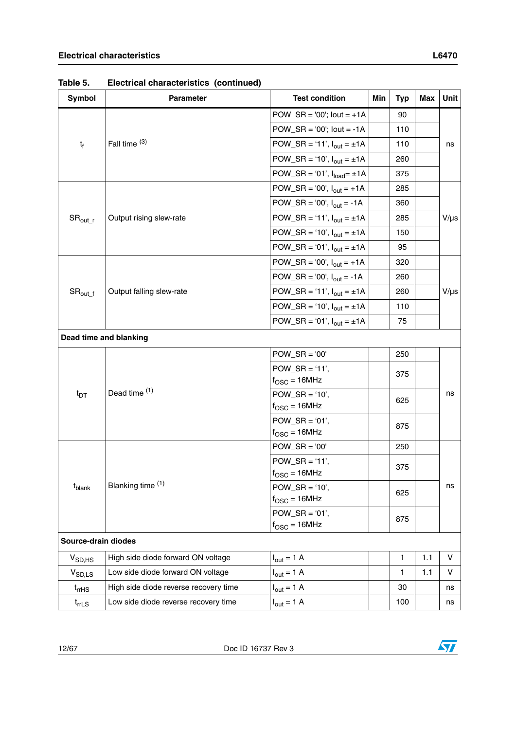**Table 5. Electrical characteristics (continued)**

| Symbol | Parameter | Test condition | Min | Typ | Max | Unit |
|---|---|---|---|---|---|---|
| $t_f$ | Fall time [3] | POW_SR = '00'; Iout = +1A | | 90 | | ns |
| | | POW_SR = '00'; Iout = -1A | | 110 | | |
| | | POW_SR = '11', $I_{out}$ = ±1A | | 110 | | |
| | | POW_SR = '10', $I_{out}$ = ±1A | | 260 | | |
| | | POW_SR = '01', $I_{load}$= ±1A | | 375 | | |
| $SR_{out\_r}$ | Output rising slew-rate | POW_SR = '00', $I_{out}$ = +1A | | 285 | | V/µs |
| | | POW_SR = '00', $I_{out}$ = -1A | | 360 | | |
| | | POW_SR = '11', $I_{out}$ = ±1A | | 285 | | |
| | | POW_SR = '10', $I_{out}$ = ±1A | | 150 | | |
| | | POW_SR = '01', $I_{out}$ = ±1A | | 95 | | |
| $SR_{out\_f}$ | Output falling slew-rate | POW_SR = '00', $I_{out}$ = +1A | | 320 | | V/µs |
| | | POW_SR = '00', $I_{out}$ = -1A | | 260 | | |
| | | POW_SR = '11', $I_{out}$ = ±1A | | 260 | | |
| | | POW_SR = '10', $I_{out}$ = ±1A | | 110 | | |
| | | POW_SR = '01', $I_{out}$ = ±1A | | 75 | | |
| **Dead time and blanking** | | | | | | |
| $t_{DT}$ | Dead time [1] | POW_SR = '00' | | 250 | | ns |
| | | POW_SR = '11', $f_{OSC}$ = 16MHz | | 375 | | |
| | | POW_SR = '10', $f_{OSC}$ = 16MHz | | 625 | | |
| | | POW_SR = '01', $f_{OSC}$ = 16MHz | | 875 | | |
| $t_{blank}$ | Blanking time [1] | POW_SR = '00' | | 250 | | ns |
| | | POW_SR = '11', $f_{OSC}$ = 16MHz | | 375 | | |
| | | POW_SR = '10', $f_{OSC}$ = 16MHz | | 625 | | |
| | | POW_SR = '01', $f_{OSC}$ = 16MHz | | 875 | | |
| **Source-drain diodes** | | | | | | |
| $V_{SD,HS}$ | High side diode forward ON voltage | $I_{out}$ = 1 A | | 1 | 1.1 | V |
| $V_{SD,LS}$ | Low side diode forward ON voltage | $I_{out}$ = 1 A | | 1 | 1.1 | V |
| $t_{rrHS}$ | High side diode reverse recovery time | $I_{out}$ = 1 A | | 30 | | ns |
| $t_{rrLS}$ | Low side diode reverse recovery time | $I_{out}$ = 1 A | | 100 | | ns |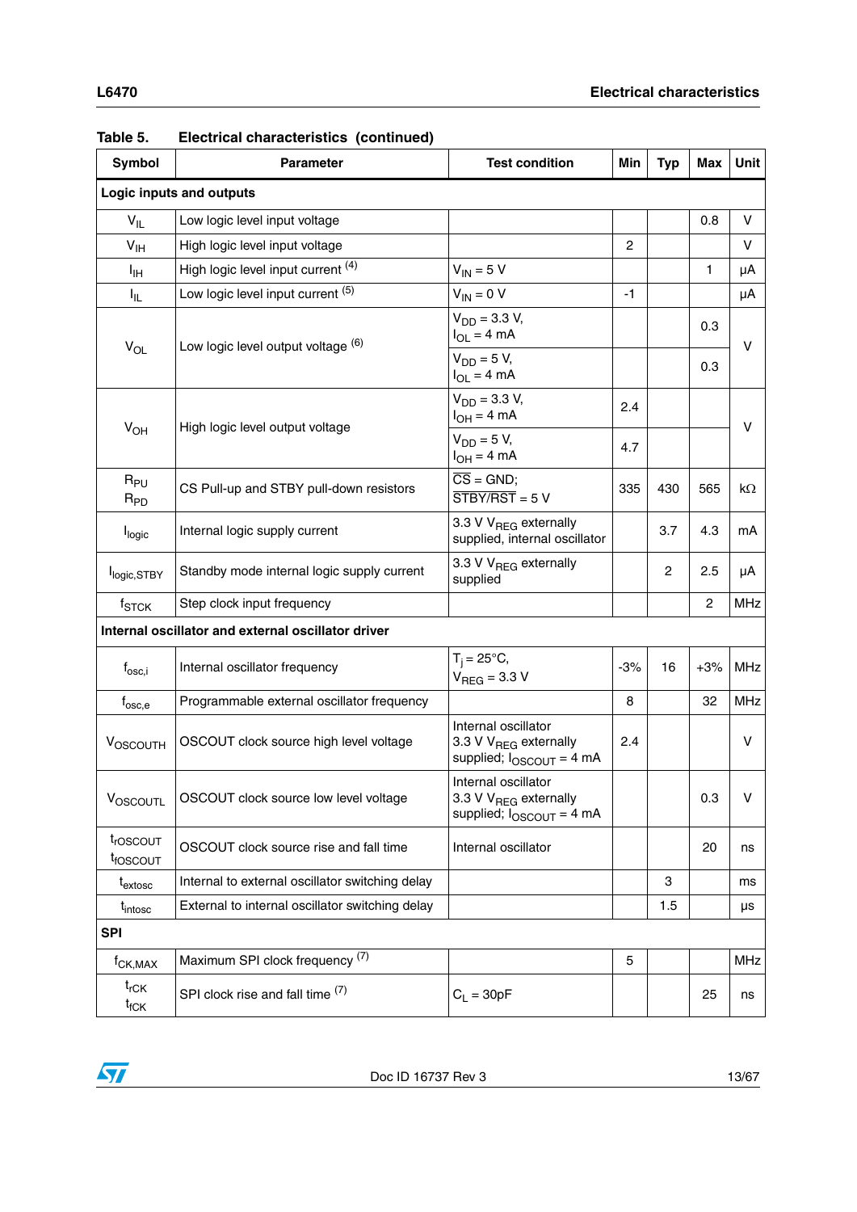**Table 5. Electrical characteristics (continued)**

| Symbol | Parameter | Test condition | Min | Typ | Max | Unit |
|---|---|---|---|---|---|---|
| **Logic inputs and outputs** | | | | | | |
| $V_{IL}$ | Low logic level input voltage | | | | 0.8 | V |
| $V_{IH}$ | High logic level input voltage | | 2 | | | V |
| $I_{IH}$ | High logic level input current (4) | $V_{IN}$ = 5 V | | | 1 | µA |
| $I_{IL}$ | Low logic level input current (5) | $V_{IN}$ = 0 V | -1 | | | µA |
| $V_{OL}$ | Low logic level output voltage (6) | $V_{DD}$ = 3.3 V, $I_{OL}$ = 4 mA | | | 0.3 | V |
| | | $V_{DD}$ = 5 V, $I_{OL}$ = 4 mA | | | 0.3 | |
| $V_{OH}$ | High logic level output voltage | $V_{DD}$ = 3.3 V, $I_{OH}$ = 4 mA | 2.4 | | | V |
| | | $V_{DD}$ = 5 V, $I_{OH}$ = 4 mA | 4.7 | | | |
| $R_{PU}$ $R_{PD}$ | CS Pull-up and STBY pull-down resistors | $\overline{CS}$ = GND; $\overline{STBY/RST}$ = 5 V | 335 | 430 | 565 | kΩ |
| $I_{logic}$ | Internal logic supply current | 3.3 V $V_{REG}$ externally supplied, internal oscillator | | 3.7 | 4.3 | mA |
| $I_{logic,STBY}$ | Standby mode internal logic supply current | 3.3 V $V_{REG}$ externally supplied | | 2 | 2.5 | µA |
| $f_{STCK}$ | Step clock input frequency | | | | 2 | MHz |
| **Internal oscillator and external oscillator driver** | | | | | | |
| $f_{osc,i}$ | Internal oscillator frequency | $T_j$ = 25°C, $V_{REG}$ = 3.3 V | -3% | 16 | +3% | MHz |
| $f_{osc,e}$ | Programmable external oscillator frequency | | 8 | | 32 | MHz |
| $V_{OSCOUTH}$ | OSCOUT clock source high level voltage | Internal oscillator 3.3 V $V_{REG}$ externally supplied; $I_{OSCOUT}$ = 4 mA | 2.4 | | | V |
| $V_{OSCOUTL}$ | OSCOUT clock source low level voltage | Internal oscillator 3.3 V $V_{REG}$ externally supplied; $I_{OSCOUT}$ = 4 mA | | | 0.3 | V |
| $t_{rOSCOUT}$ $t_{fOSCOUT}$ | OSCOUT clock source rise and fall time | Internal oscillator | | | 20 | ns |
| $t_{extosc}$ | Internal to external oscillator switching delay | | | 3 | | ms |
| $t_{intosc}$ | External to internal oscillator switching delay | | | 1.5 | | µs |
| **SPI** | | | | | | |
| $f_{CK,MAX}$ | Maximum SPI clock frequency (7) | | 5 | | | MHz |
| $t_{rCK}$ $t_{fCK}$ | SPI clock rise and fall time (7) | $C_L$ = 30pF | | | 25 | ns |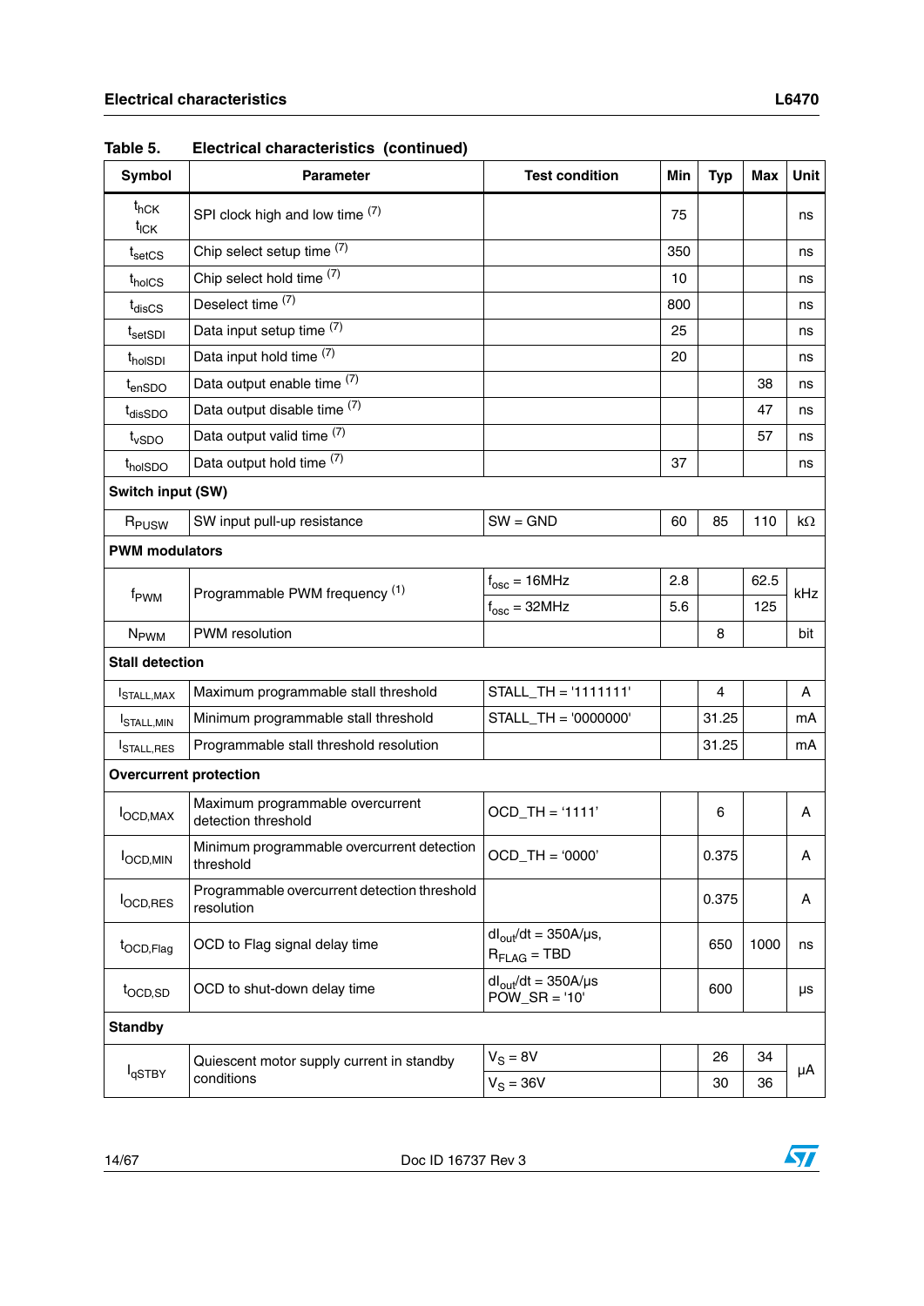Table 5. Electrical characteristics (continued)

| Symbol | Parameter | Test condition | Min | Typ | Max | Unit |
|---|---|---|---|---|---|---|
| $t_{hCK}$ $t_{lCK}$ | SPI clock high and low time [7] | | 75 | | | ns |
| $t_{setCS}$ | Chip select setup time [7] | | 350 | | | ns |
| $t_{holCS}$ | Chip select hold time [7] | | 10 | | | ns |
| $t_{disCS}$ | Deselect time [7] | | 800 | | | ns |
| $t_{setSDI}$ | Data input setup time [7] | | 25 | | | ns |
| $t_{holSDI}$ | Data input hold time [7] | | 20 | | | ns |
| $t_{enSDO}$ | Data output enable time [7] | | | | 38 | ns |
| $t_{disSDO}$ | Data output disable time [7] | | | | 47 | ns |
| $t_{vSDO}$ | Data output valid time [7] | | | | 57 | ns |
| $t_{holSDO}$ | Data output hold time [7] | | 37 | | | ns |
| **Switch input (SW)** | | | | | | |
| $R_{PUSW}$ | SW input pull-up resistance | SW = GND | 60 | 85 | 110 | kΩ |
| **PWM modulators** | | | | | | |
| $f_{PWM}$ | Programmable PWM frequency [1] | $f_{osc}$ = 16MHz | 2.8 | | 62.5 | kHz |
| | | $f_{osc}$ = 32MHz | 5.6 | | 125 | kHz |
| $N_{PWM}$ | PWM resolution | | | 8 | | bit |
| **Stall detection** | | | | | | |
| $I_{STALL,MAX}$ | Maximum programmable stall threshold | STALL_TH = '1111111' | | 4 | | A |
| $I_{STALL,MIN}$ | Minimum programmable stall threshold | STALL_TH = '0000000' | | 31.25 | | mA |
| $I_{STALL,RES}$ | Programmable stall threshold resolution | | | 31.25 | | mA |
| **Overcurrent protection** | | | | | | |
| $I_{OCD,MAX}$ | Maximum programmable overcurrent detection threshold | OCD_TH = '1111' | | 6 | | A |
| $I_{OCD,MIN}$ | Minimum programmable overcurrent detection threshold | OCD_TH = '0000' | | 0.375 | | A |
| $I_{OCD,RES}$ | Programmable overcurrent detection threshold resolution | | | 0.375 | | A |
| $t_{OCD,Flag}$ | OCD to Flag signal delay time | $dI_{out}/dt$ = 350A/µs, $R_{FLAG}$ = TBD | | 650 | 1000 | ns |
| $t_{OCD,SD}$ | OCD to shut-down delay time | $dI_{out}/dt$ = 350A/µs POW_SR = '10' | | 600 | | µs |
| **Standby** | | | | | | |
| $I_{qSTBY}$ | Quiescent motor supply current in standby conditions | $V_S$ = 8V | | 26 | 34 | µA |
| | | $V_S$ = 36V | | 30 | 36 | µA |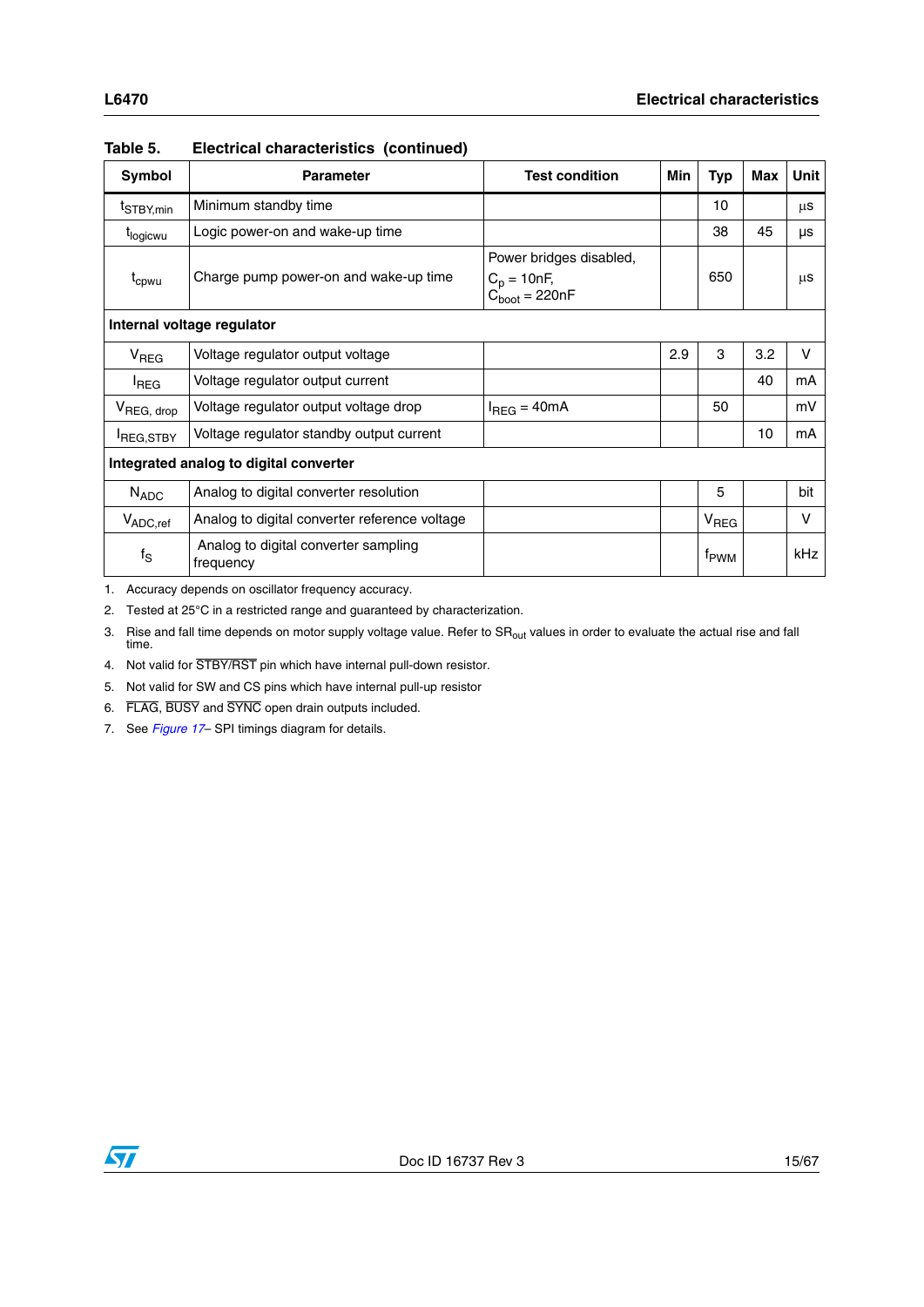Table 5. Electrical characteristics (continued)

| Symbol | Parameter | Test condition | Min | Typ | Max | Unit |
|---|---|---|---|---|---|---|
| $t_{STBY,min}$ | Minimum standby time | | | 10 | | µs |
| $t_{logicwu}$ | Logic power-on and wake-up time | | | 38 | 45 | µs |
| $t_{cpwu}$ | Charge pump power-on and wake-up time | Power bridges disabled, $C_p$ = 10nF, $C_{boot}$ = 220nF | | 650 | | µs |
| **Internal voltage regulator** | | | | | | |
| $V_{REG}$ | Voltage regulator output voltage | | 2.9 | 3 | 3.2 | V |
| $I_{REG}$ | Voltage regulator output current | | | | 40 | mA |
| $V_{REG,\ drop}$ | Voltage regulator output voltage drop | $I_{REG}$ = 40mA | | 50 | | mV |
| $I_{REG,STBY}$ | Voltage regulator standby output current | | | | 10 | mA |
| **Integrated analog to digital converter** | | | | | | |
| $N_{ADC}$ | Analog to digital converter resolution | | | 5 | | bit |
| $V_{ADC,ref}$ | Analog to digital converter reference voltage | | | $V_{REG}$ | | V |
| $f_S$ | Analog to digital converter sampling frequency | | | $f_{PWM}$ | | kHz |

1. Accuracy depends on oscillator frequency accuracy.
2. Tested at 25°C in a restricted range and guaranteed by characterization.
3. Rise and fall time depends on motor supply voltage value. Refer to $SR_{out}$ values in order to evaluate the actual rise and fall time.
4. Not valid for $\overline{STBY}/\overline{RST}$ pin which have internal pull-down resistor.
5. Not valid for SW and CS pins which have internal pull-up resistor
6. $\overline{FLAG}$, $\overline{BUSY}$ and $\overline{SYNC}$ open drain outputs included.
7. See *Figure 17*– SPI timings diagram for details.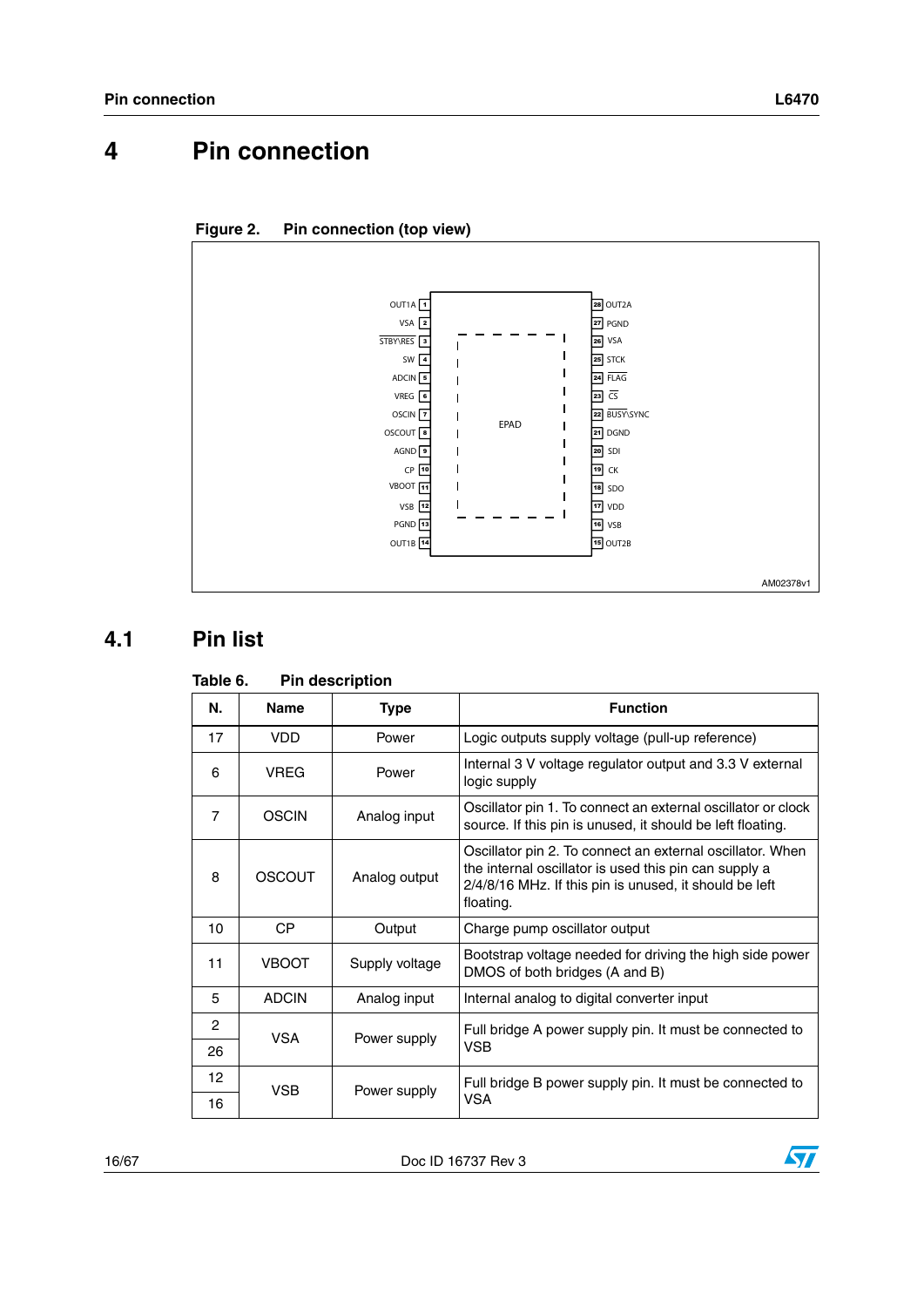# 4 Pin connection

**Figure 2. Pin connection (top view)**

| Pin | Name | | Pin | Name |
|---|---|---|---|---|
| 1 | OUT1A | | 28 | OUT2A |
| 2 | VSA | | 27 | PGND |
| 3 | STBY\RES | | 26 | VSA |
| 4 | SW | | 25 | STCK |
| 5 | ADCIN | | 24 | FLAG |
| 6 | VREG | | 23 | CS |
| 7 | OSCIN | EPAD | 22 | BUSY\SYNC |
| 8 | OSCOUT | | 21 | DGND |
| 9 | AGND | | 20 | SDI |
| 10 | CP | | 19 | CK |
| 11 | VBOOT | | 18 | SDO |
| 12 | VSB | | 17 | VDD |
| 13 | PGND | | 16 | VSB |
| 14 | OUT1B | | 15 | OUT2B |

AM02378v1

## 4.1 Pin list

**Table 6. Pin description**

| N. | Name | Type | Function |
|---|---|---|---|
| 17 | VDD | Power | Logic outputs supply voltage (pull-up reference) |
| 6 | VREG | Power | Internal 3 V voltage regulator output and 3.3 V external logic supply |
| 7 | OSCIN | Analog input | Oscillator pin 1. To connect an external oscillator or clock source. If this pin is unused, it should be left floating. |
| 8 | OSCOUT | Analog output | Oscillator pin 2. To connect an external oscillator. When the internal oscillator is used this pin can supply a 2/4/8/16 MHz. If this pin is unused, it should be left floating. |
| 10 | CP | Output | Charge pump oscillator output |
| 11 | VBOOT | Supply voltage | Bootstrap voltage needed for driving the high side power DMOS of both bridges (A and B) |
| 5 | ADCIN | Analog input | Internal analog to digital converter input |
| 2<br>26 | VSA | Power supply | Full bridge A power supply pin. It must be connected to VSB |
| 12<br>16 | VSB | Power supply | Full bridge B power supply pin. It must be connected to VSA |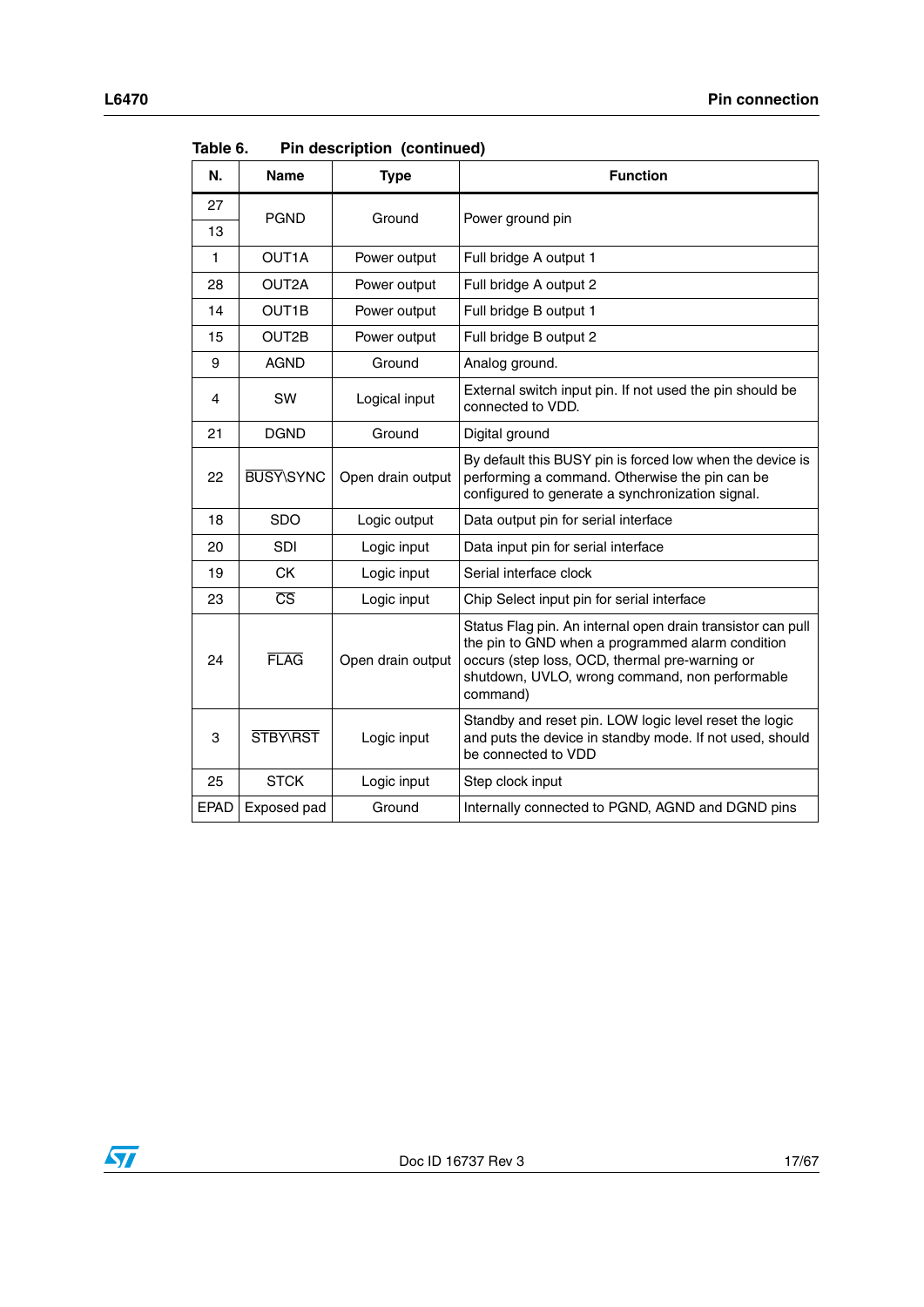**Table 6. Pin description (continued)**

| N. | Name | Type | Function |
|---|---|---|---|
| 27 | PGND | Ground | Power ground pin |
| 13 | | | |
| 1 | OUT1A | Power output | Full bridge A output 1 |
| 28 | OUT2A | Power output | Full bridge A output 2 |
| 14 | OUT1B | Power output | Full bridge B output 1 |
| 15 | OUT2B | Power output | Full bridge B output 2 |
| 9 | AGND | Ground | Analog ground. |
| 4 | SW | Logical input | External switch input pin. If not used the pin should be connected to VDD. |
| 21 | DGND | Ground | Digital ground |
| 22 | $\overline{BUSY}$\SYNC | Open drain output | By default this BUSY pin is forced low when the device is performing a command. Otherwise the pin can be configured to generate a synchronization signal. |
| 18 | SDO | Logic output | Data output pin for serial interface |
| 20 | SDI | Logic input | Data input pin for serial interface |
| 19 | CK | Logic input | Serial interface clock |
| 23 | $\overline{CS}$ | Logic input | Chip Select input pin for serial interface |
| 24 | $\overline{FLAG}$ | Open drain output | Status Flag pin. An internal open drain transistor can pull the pin to GND when a programmed alarm condition occurs (step loss, OCD, thermal pre-warning or shutdown, UVLO, wrong command, non performable command) |
| 3 | $\overline{STBY\backslash RST}$ | Logic input | Standby and reset pin. LOW logic level reset the logic and puts the device in standby mode. If not used, should be connected to VDD |
| 25 | STCK | Logic input | Step clock input |
| EPAD | Exposed pad | Ground | Internally connected to PGND, AGND and DGND pins |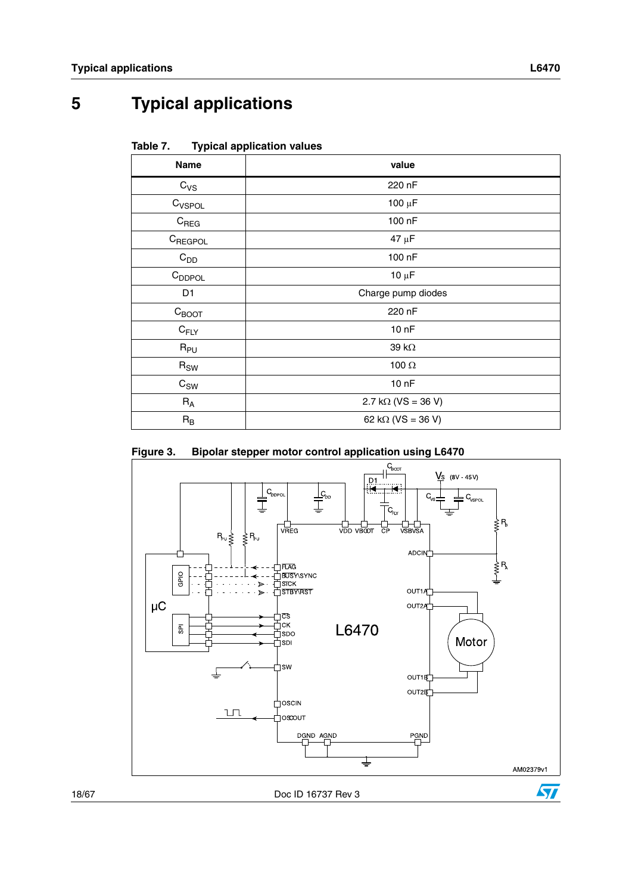# 5 Typical applications

Table 7. Typical application values

| Name | value |
|---|---|
| $C_{VS}$ | 220 nF |
| $C_{VSPOL}$ | 100 µF |
| $C_{REG}$ | 100 nF |
| $C_{REGPOL}$ | 47 µF |
| $C_{DD}$ | 100 nF |
| $C_{DDPOL}$ | 10 µF |
| D1 | Charge pump diodes |
| $C_{BOOT}$ | 220 nF |
| $C_{FLY}$ | 10 nF |
| $R_{PU}$ | 39 kΩ |
| $R_{SW}$ | 100 Ω |
| $C_{SW}$ | 10 nF |
| $R_A$ | 2.7 kΩ (VS = 36 V) |
| $R_B$ | 62 kΩ (VS = 36 V) |

Figure 3. Bipolar stepper motor control application using L6470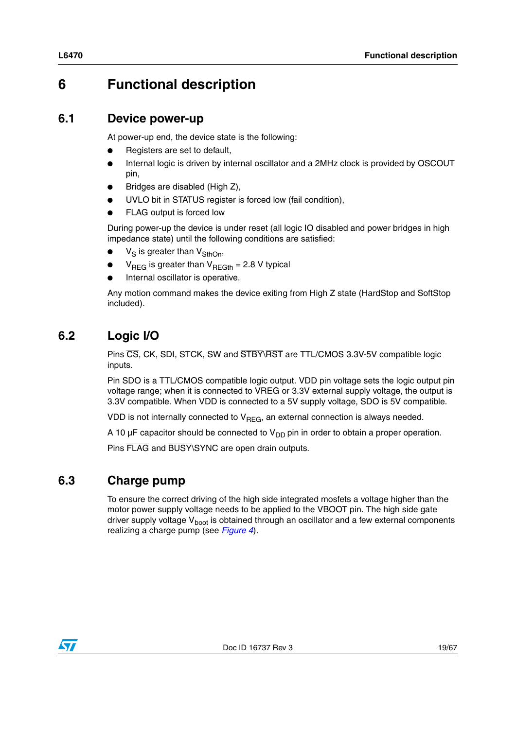# 6 Functional description

## 6.1 Device power-up

At power-up end, the device state is the following:

- Registers are set to default,
- Internal logic is driven by internal oscillator and a 2MHz clock is provided by OSCOUT pin,
- Bridges are disabled (High Z),
- UVLO bit in STATUS register is forced low (fail condition),
- FLAG output is forced low

During power-up the device is under reset (all logic IO disabled and power bridges in high impedance state) until the following conditions are satisfied:

- $V_S$ is greater than $V_{SthOn}$,
- $V_{REG}$ is greater than $V_{REGth}$ = 2.8 V typical
- Internal oscillator is operative.

Any motion command makes the device exiting from High Z state (HardStop and SoftStop included).

## 6.2 Logic I/O

Pins $\overline{CS}$, CK, SDI, STCK, SW and $\overline{STBY}$\$\overline{RST}$ are TTL/CMOS 3.3V-5V compatible logic inputs.

Pin SDO is a TTL/CMOS compatible logic output. VDD pin voltage sets the logic output pin voltage range; when it is connected to VREG or 3.3V external supply voltage, the output is 3.3V compatible. When VDD is connected to a 5V supply voltage, SDO is 5V compatible.

VDD is not internally connected to $V_{REG}$, an external connection is always needed.

A 10 µF capacitor should be connected to $V_{DD}$ pin in order to obtain a proper operation.

Pins $\overline{FLAG}$ and $\overline{BUSY}$\SYNC are open drain outputs.

## 6.3 Charge pump

To ensure the correct driving of the high side integrated mosfets a voltage higher than the motor power supply voltage needs to be applied to the VBOOT pin. The high side gate driver supply voltage $V_{boot}$ is obtained through an oscillator and a few external components realizing a charge pump (see *Figure 4*).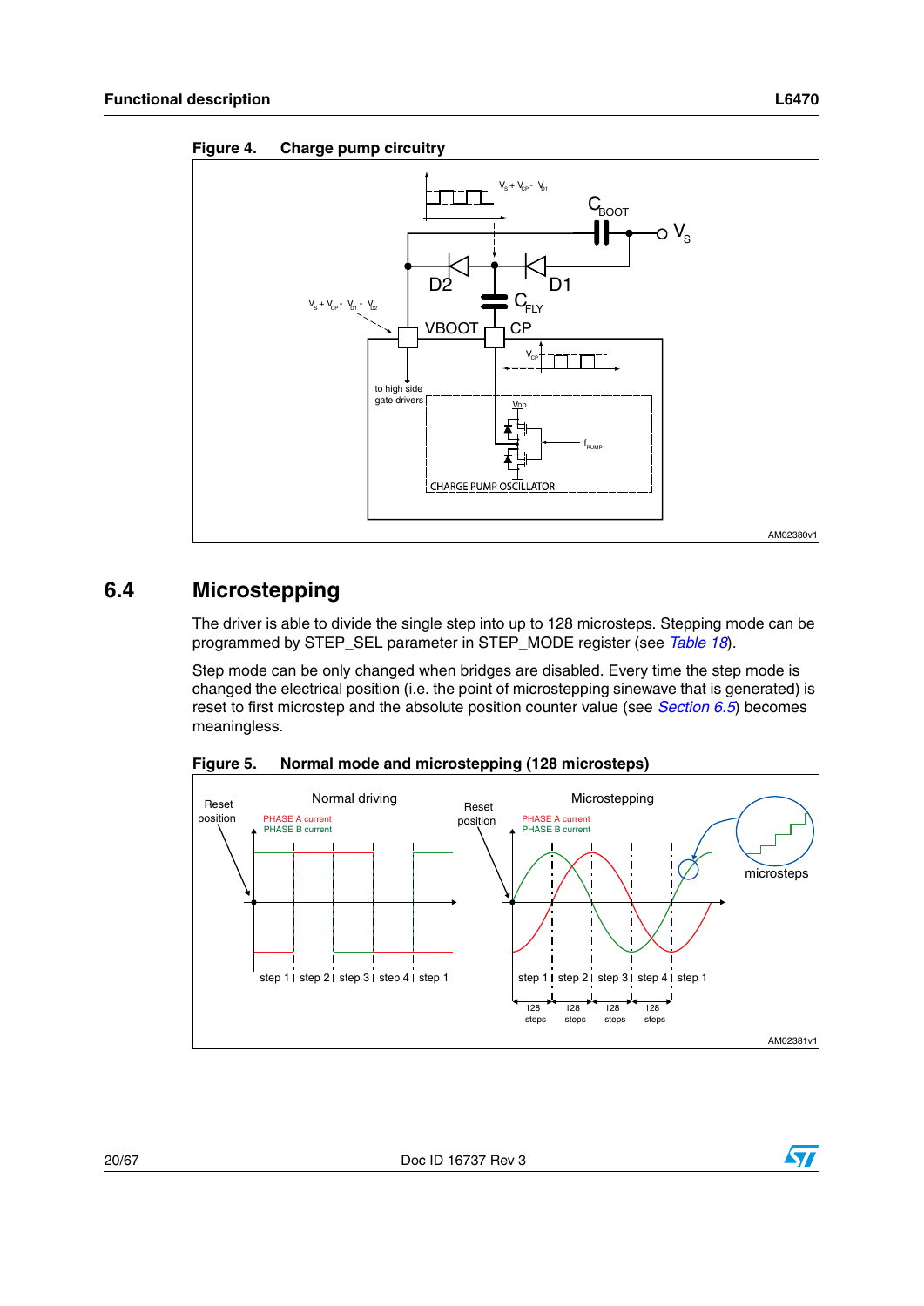**Figure 4. Charge pump circuitry**

## 6.4 Microstepping

The driver is able to divide the single step into up to 128 microsteps. Stepping mode can be programmed by STEP_SEL parameter in STEP_MODE register (see *Table 18*).

Step mode can be only changed when bridges are disabled. Every time the step mode is changed the electrical position (i.e. the point of microstepping sinewave that is generated) is reset to first microstep and the absolute position counter value (see *Section 6.5*) becomes meaningless.

**Figure 5. Normal mode and microstepping (128 microsteps)**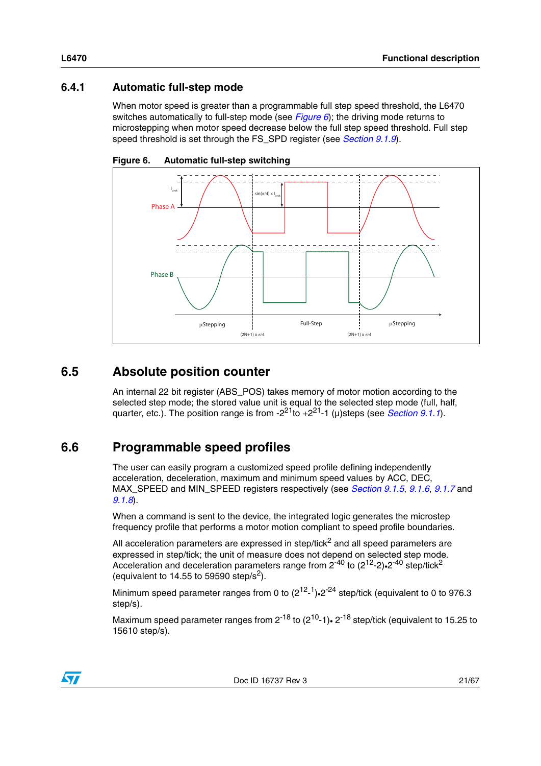### 6.4.1 Automatic full-step mode

When motor speed is greater than a programmable full step speed threshold, the L6470 switches automatically to full-step mode (see *Figure 6*); the driving mode returns to microstepping when motor speed decrease below the full step speed threshold. Full step speed threshold is set through the FS_SPD register (see *Section 9.1.9*).

**Figure 6. Automatic full-step switching**

## 6.5 Absolute position counter

An internal 22 bit register (ABS_POS) takes memory of motor motion according to the selected step mode; the stored value unit is equal to the selected step mode (full, half, quarter, etc.). The position range is from $-2^{21}$ to $+2^{21}-1$ (µ)steps (see *Section 9.1.1*).

## 6.6 Programmable speed profiles

The user can easily program a customized speed profile defining independently acceleration, deceleration, maximum and minimum speed values by ACC, DEC, MAX_SPEED and MIN_SPEED registers respectively (see *Section 9.1.5*, *9.1.6*, *9.1.7* and *9.1.8*).

When a command is sent to the device, the integrated logic generates the microstep frequency profile that performs a motor motion compliant to speed profile boundaries.

All acceleration parameters are expressed in step/tick$^2$ and all speed parameters are expressed in step/tick; the unit of measure does not depend on selected step mode. Acceleration and deceleration parameters range from $2^{-40}$ to $(2^{12}-2)\cdot 2^{-40}$ step/tick$^2$ (equivalent to 14.55 to 59590 step/s$^2$).

Minimum speed parameter ranges from 0 to $(2^{12}-1)\cdot 2^{-24}$ step/tick (equivalent to 0 to 976.3 step/s).

Maximum speed parameter ranges from $2^{-18}$ to $(2^{10}-1)\cdot 2^{-18}$ step/tick (equivalent to 15.25 to 15610 step/s).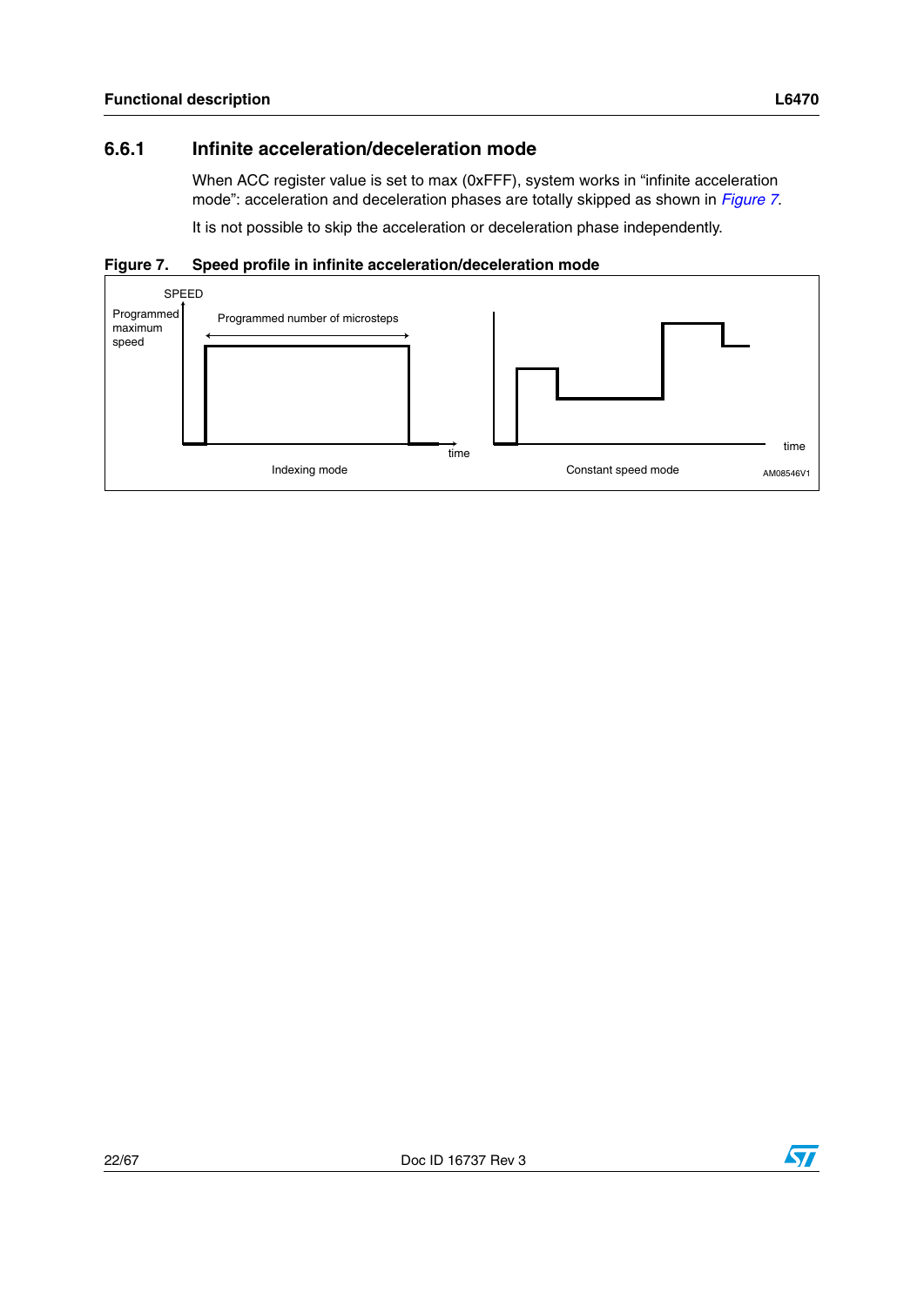### 6.6.1 Infinite acceleration/deceleration mode

When ACC register value is set to max (0xFFF), system works in “infinite acceleration mode”: acceleration and deceleration phases are totally skipped as shown in *Figure 7*.

It is not possible to skip the acceleration or deceleration phase independently.

**Figure 7. Speed profile in infinite acceleration/deceleration mode**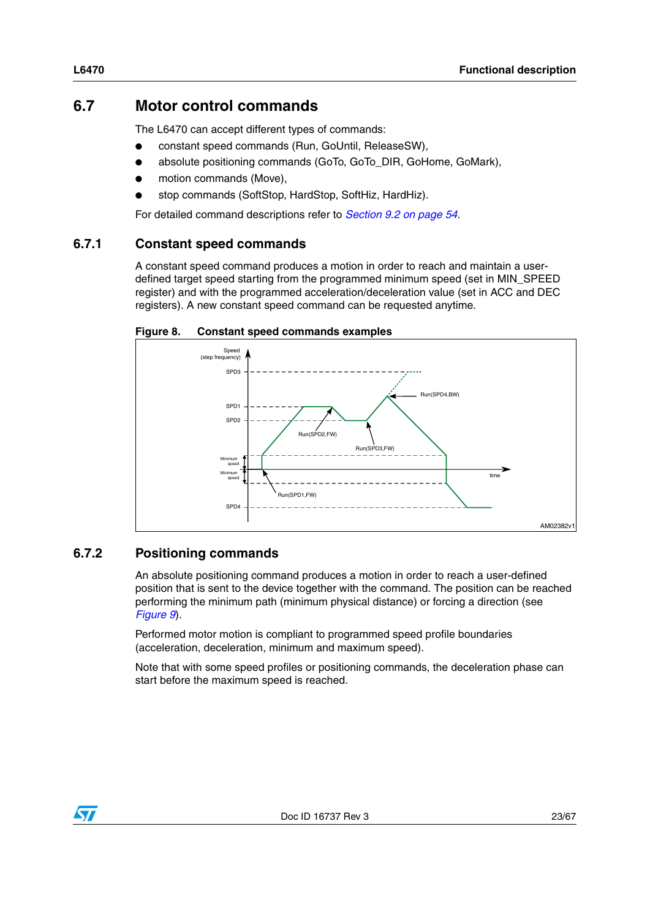## 6.7 Motor control commands

The L6470 can accept different types of commands:

- constant speed commands (Run, GoUntil, ReleaseSW),
- absolute positioning commands (GoTo, GoTo_DIR, GoHome, GoMark),
- motion commands (Move),
- stop commands (SoftStop, HardStop, SoftHiz, HardHiz).

For detailed command descriptions refer to *Section 9.2 on page 54*.

### 6.7.1 Constant speed commands

A constant speed command produces a motion in order to reach and maintain a user-defined target speed starting from the programmed minimum speed (set in MIN_SPEED register) and with the programmed acceleration/deceleration value (set in ACC and DEC registers). A new constant speed command can be requested anytime.

**Figure 8. Constant speed commands examples**

### 6.7.2 Positioning commands

An absolute positioning command produces a motion in order to reach a user-defined position that is sent to the device together with the command. The position can be reached performing the minimum path (minimum physical distance) or forcing a direction (see *Figure 9*).

Performed motor motion is compliant to programmed speed profile boundaries (acceleration, deceleration, minimum and maximum speed).

Note that with some speed profiles or positioning commands, the deceleration phase can start before the maximum speed is reached.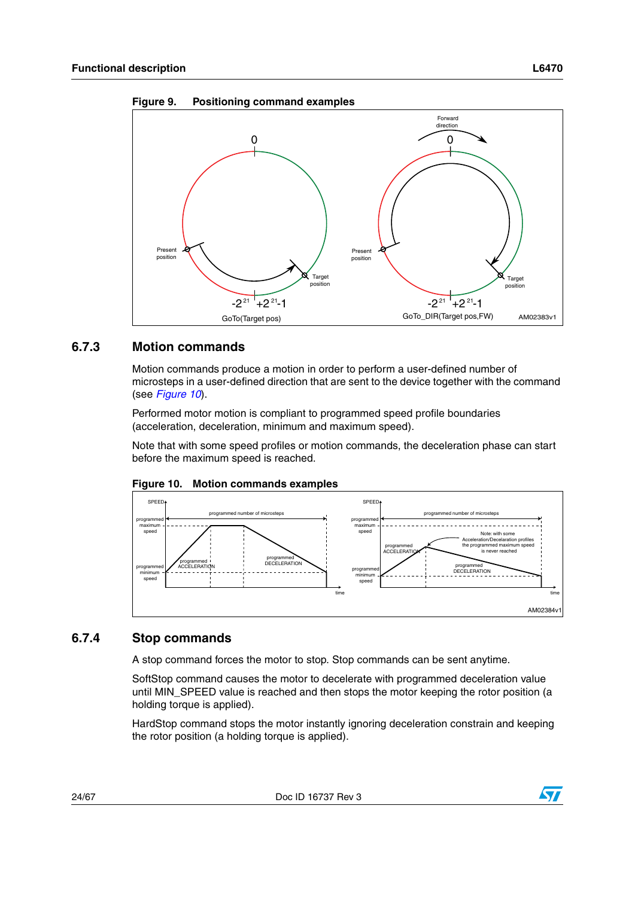**Figure 9. Positioning command examples**

### 6.7.3 Motion commands

Motion commands produce a motion in order to perform a user-defined number of microsteps in a user-defined direction that are sent to the device together with the command (see *Figure 10*).

Performed motor motion is compliant to programmed speed profile boundaries (acceleration, deceleration, minimum and maximum speed).

Note that with some speed profiles or motion commands, the deceleration phase can start before the maximum speed is reached.

**Figure 10. Motion commands examples**

### 6.7.4 Stop commands

A stop command forces the motor to stop. Stop commands can be sent anytime.

SoftStop command causes the motor to decelerate with programmed deceleration value until MIN_SPEED value is reached and then stops the motor keeping the rotor position (a holding torque is applied).

HardStop command stops the motor instantly ignoring deceleration constrain and keeping the rotor position (a holding torque is applied).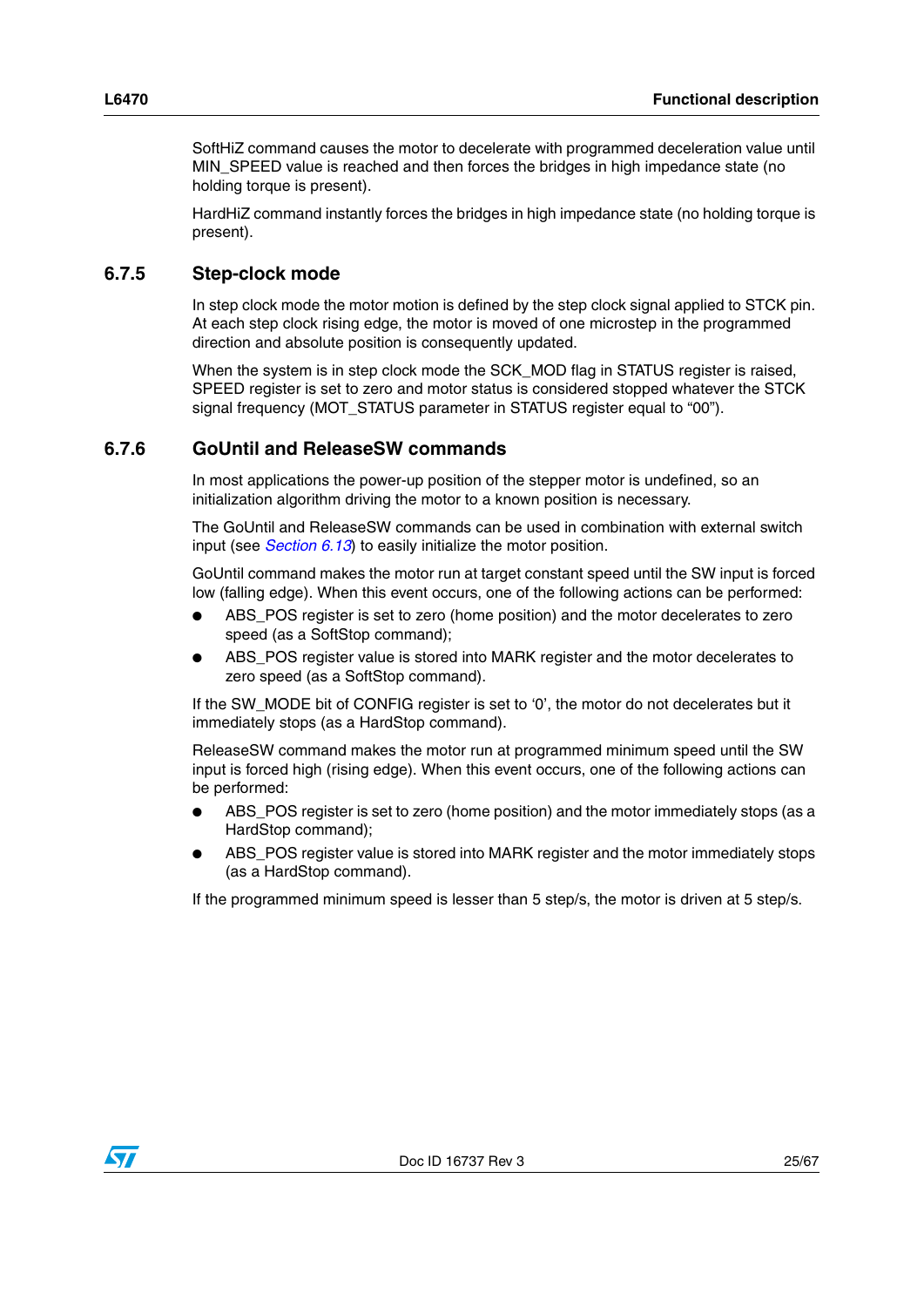SoftHiZ command causes the motor to decelerate with programmed deceleration value until MIN_SPEED value is reached and then forces the bridges in high impedance state (no holding torque is present).

HardHiZ command instantly forces the bridges in high impedance state (no holding torque is present).

### 6.7.5 Step-clock mode

In step clock mode the motor motion is defined by the step clock signal applied to STCK pin. At each step clock rising edge, the motor is moved of one microstep in the programmed direction and absolute position is consequently updated.

When the system is in step clock mode the SCK_MOD flag in STATUS register is raised, SPEED register is set to zero and motor status is considered stopped whatever the STCK signal frequency (MOT_STATUS parameter in STATUS register equal to “00”).

### 6.7.6 GoUntil and ReleaseSW commands

In most applications the power-up position of the stepper motor is undefined, so an initialization algorithm driving the motor to a known position is necessary.

The GoUntil and ReleaseSW commands can be used in combination with external switch input (see *Section 6.13*) to easily initialize the motor position.

GoUntil command makes the motor run at target constant speed until the SW input is forced low (falling edge). When this event occurs, one of the following actions can be performed:

- ABS_POS register is set to zero (home position) and the motor decelerates to zero speed (as a SoftStop command);
- ABS_POS register value is stored into MARK register and the motor decelerates to zero speed (as a SoftStop command).

If the SW_MODE bit of CONFIG register is set to ‘0’, the motor do not decelerates but it immediately stops (as a HardStop command).

ReleaseSW command makes the motor run at programmed minimum speed until the SW input is forced high (rising edge). When this event occurs, one of the following actions can be performed:

- ABS_POS register is set to zero (home position) and the motor immediately stops (as a HardStop command);
- ABS_POS register value is stored into MARK register and the motor immediately stops (as a HardStop command).

If the programmed minimum speed is lesser than 5 step/s, the motor is driven at 5 step/s.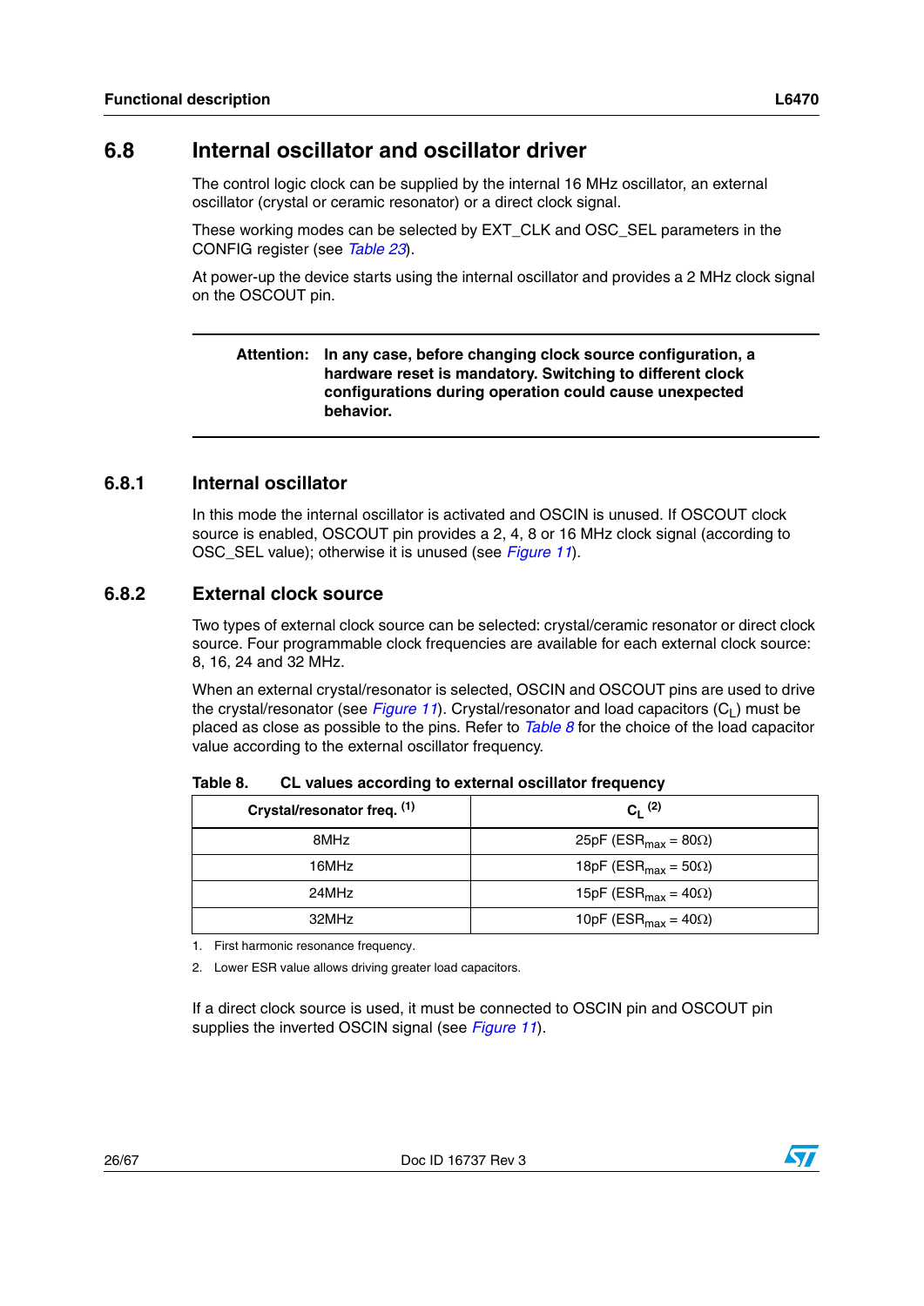## 6.8 Internal oscillator and oscillator driver

The control logic clock can be supplied by the internal 16 MHz oscillator, an external oscillator (crystal or ceramic resonator) or a direct clock signal.

These working modes can be selected by EXT_CLK and OSC_SEL parameters in the CONFIG register (see *Table 23*).

At power-up the device starts using the internal oscillator and provides a 2 MHz clock signal on the OSCOUT pin.

**Attention: In any case, before changing clock source configuration, a hardware reset is mandatory. Switching to different clock configurations during operation could cause unexpected behavior.**

### 6.8.1 Internal oscillator

In this mode the internal oscillator is activated and OSCIN is unused. If OSCOUT clock source is enabled, OSCOUT pin provides a 2, 4, 8 or 16 MHz clock signal (according to OSC_SEL value); otherwise it is unused (see *Figure 11*).

### 6.8.2 External clock source

Two types of external clock source can be selected: crystal/ceramic resonator or direct clock source. Four programmable clock frequencies are available for each external clock source: 8, 16, 24 and 32 MHz.

When an external crystal/resonator is selected, OSCIN and OSCOUT pins are used to drive the crystal/resonator (see *Figure 11*). Crystal/resonator and load capacitors ($C_L$) must be placed as close as possible to the pins. Refer to *Table 8* for the choice of the load capacitor value according to the external oscillator frequency.

**Table 8. CL values according to external oscillator frequency**

| Crystal/resonator freq. (1) | $C_L$ (2) |
|---|---|
| 8MHz | 25pF ($ESR_{max}$ = 80Ω) |
| 16MHz | 18pF ($ESR_{max}$ = 50Ω) |
| 24MHz | 15pF ($ESR_{max}$ = 40Ω) |
| 32MHz | 10pF ($ESR_{max}$ = 40Ω) |

1. First harmonic resonance frequency.
2. Lower ESR value allows driving greater load capacitors.

If a direct clock source is used, it must be connected to OSCIN pin and OSCOUT pin supplies the inverted OSCIN signal (see *Figure 11*).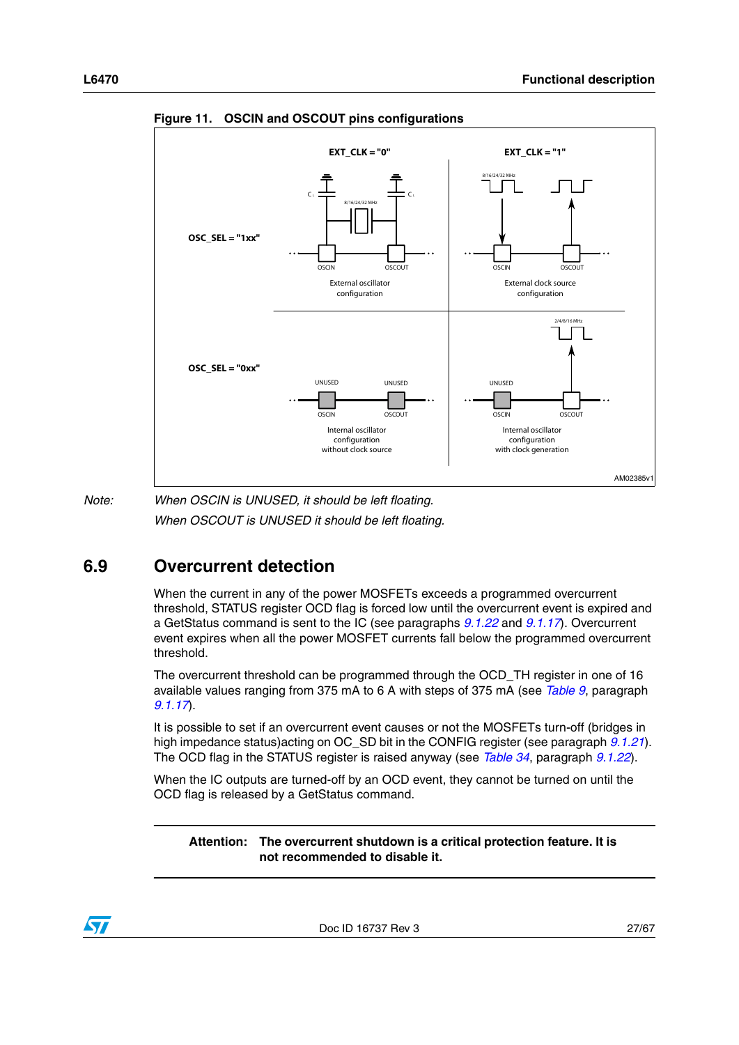**Figure 11. OSCIN and OSCOUT pins configurations**

*Note: When OSCIN is UNUSED, it should be left floating.*
*When OSCOUT is UNUSED it should be left floating.*

## 6.9 Overcurrent detection

When the current in any of the power MOSFETs exceeds a programmed overcurrent threshold, STATUS register OCD flag is forced low until the overcurrent event is expired and a GetStatus command is sent to the IC (see paragraphs 9.1.22 and 9.1.17). Overcurrent event expires when all the power MOSFET currents fall below the programmed overcurrent threshold.

The overcurrent threshold can be programmed through the OCD_TH register in one of 16 available values ranging from 375 mA to 6 A with steps of 375 mA (see Table 9, paragraph 9.1.17).

It is possible to set if an overcurrent event causes or not the MOSFETs turn-off (bridges in high impedance status)acting on OC_SD bit in the CONFIG register (see paragraph 9.1.21). The OCD flag in the STATUS register is raised anyway (see Table 34, paragraph 9.1.22).

When the IC outputs are turned-off by an OCD event, they cannot be turned on until the OCD flag is released by a GetStatus command.

**Attention: The overcurrent shutdown is a critical protection feature. It is not recommended to disable it.**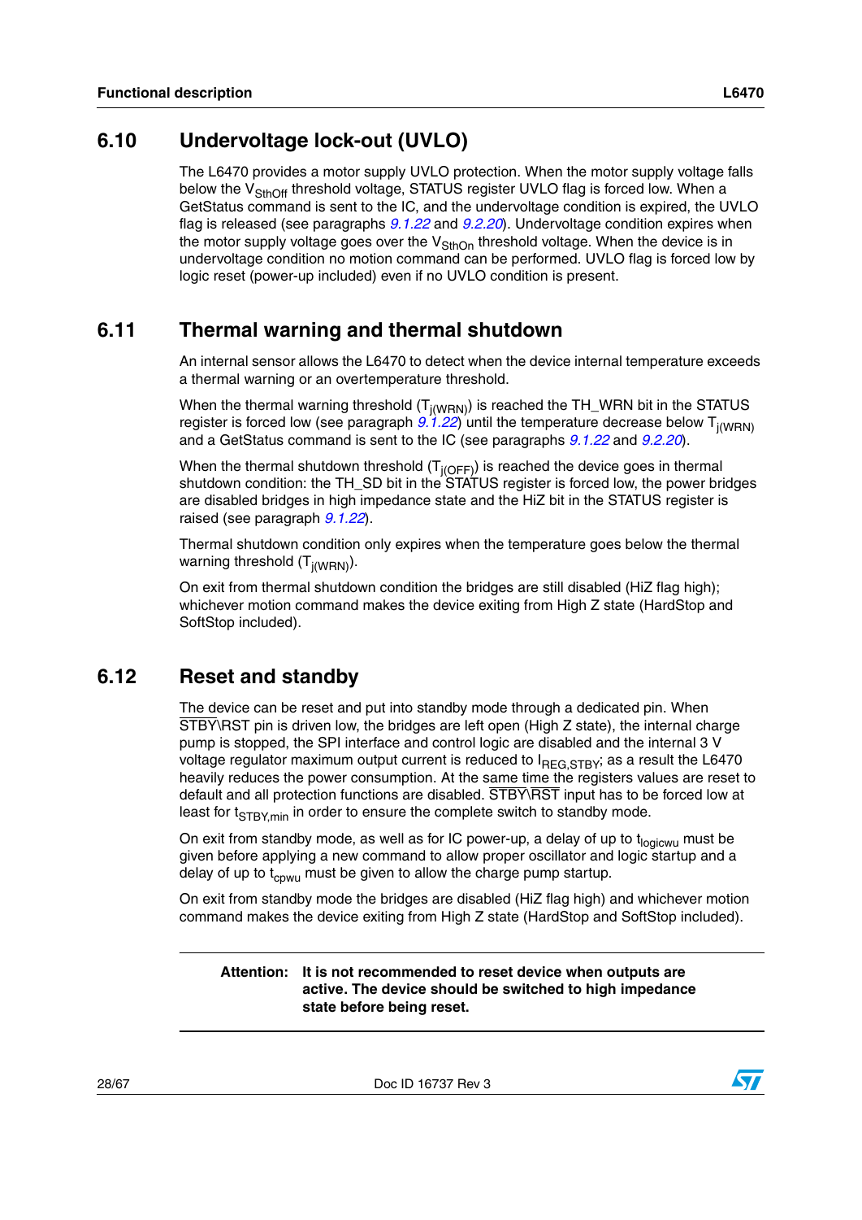## 6.10 Undervoltage lock-out (UVLO)

The L6470 provides a motor supply UVLO protection. When the motor supply voltage falls below the $V_{SthOff}$ threshold voltage, STATUS register UVLO flag is forced low. When a GetStatus command is sent to the IC, and the undervoltage condition is expired, the UVLO flag is released (see paragraphs *9.1.22* and *9.2.20*). Undervoltage condition expires when the motor supply voltage goes over the $V_{SthOn}$ threshold voltage. When the device is in undervoltage condition no motion command can be performed. UVLO flag is forced low by logic reset (power-up included) even if no UVLO condition is present.

## 6.11 Thermal warning and thermal shutdown

An internal sensor allows the L6470 to detect when the device internal temperature exceeds a thermal warning or an overtemperature threshold.

When the thermal warning threshold ($T_{j(WRN)}$) is reached the TH_WRN bit in the STATUS register is forced low (see paragraph *9.1.22*) until the temperature decrease below $T_{j(WRN)}$ and a GetStatus command is sent to the IC (see paragraphs *9.1.22* and *9.2.20*).

When the thermal shutdown threshold ($T_{j(OFF)}$) is reached the device goes in thermal shutdown condition: the TH_SD bit in the STATUS register is forced low, the power bridges are disabled bridges in high impedance state and the HiZ bit in the STATUS register is raised (see paragraph *9.1.22*).

Thermal shutdown condition only expires when the temperature goes below the thermal warning threshold ($T_{j(WRN)}$).

On exit from thermal shutdown condition the bridges are still disabled (HiZ flag high); whichever motion command makes the device exiting from High Z state (HardStop and SoftStop included).

## 6.12 Reset and standby

The device can be reset and put into standby mode through a dedicated pin. When $\overline{\text{STBY}}$\RST pin is driven low, the bridges are left open (High Z state), the internal charge pump is stopped, the SPI interface and control logic are disabled and the internal 3 V voltage regulator maximum output current is reduced to $I_{REG,STBY}$; as a result the L6470 heavily reduces the power consumption. At the same time the registers values are reset to default and all protection functions are disabled. $\overline{\text{STBY}}$\RST input has to be forced low at least for $t_{STBY,min}$ in order to ensure the complete switch to standby mode.

On exit from standby mode, as well as for IC power-up, a delay of up to $t_{logicwu}$ must be given before applying a new command to allow proper oscillator and logic startup and a delay of up to $t_{cpwu}$ must be given to allow the charge pump startup.

On exit from standby mode the bridges are disabled (HiZ flag high) and whichever motion command makes the device exiting from High Z state (HardStop and SoftStop included).

---

**Attention: It is not recommended to reset device when outputs are active. The device should be switched to high impedance state before being reset.**

---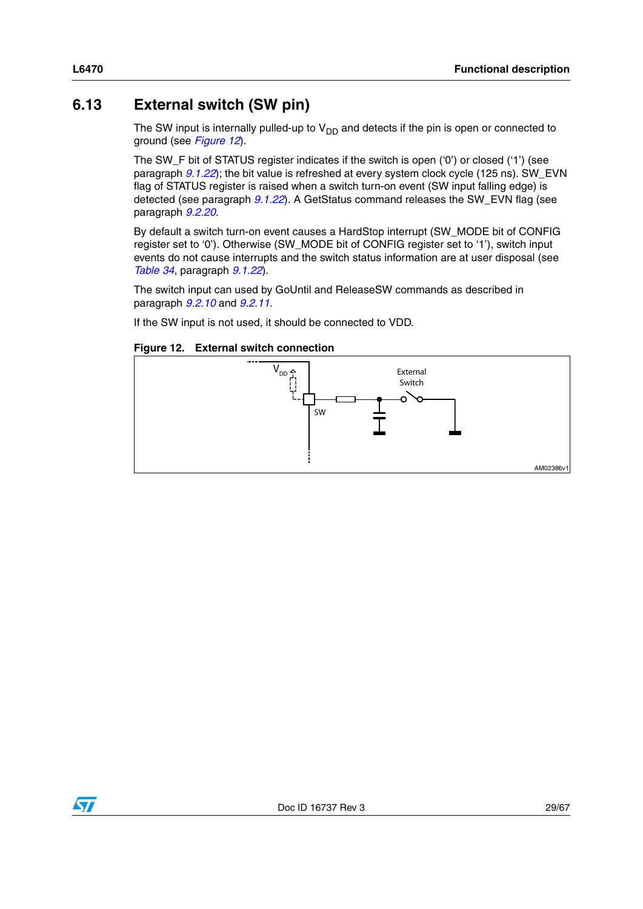## 6.13 External switch (SW pin)

The SW input is internally pulled-up to $V_{DD}$ and detects if the pin is open or connected to ground (see *Figure 12*).

The SW_F bit of STATUS register indicates if the switch is open ('0') or closed ('1') (see paragraph *9.1.22*); the bit value is refreshed at every system clock cycle (125 ns). SW_EVN flag of STATUS register is raised when a switch turn-on event (SW input falling edge) is detected (see paragraph *9.1.22*). A GetStatus command releases the SW_EVN flag (see paragraph *9.2.20*.

By default a switch turn-on event causes a HardStop interrupt (SW_MODE bit of CONFIG register set to '0'). Otherwise (SW_MODE bit of CONFIG register set to '1'), switch input events do not cause interrupts and the switch status information are at user disposal (see *Table 34*, paragraph *9.1.22*).

The switch input can used by GoUntil and ReleaseSW commands as described in paragraph *9.2.10* and *9.2.11*.

If the SW input is not used, it should be connected to VDD.

**Figure 12. External switch connection**

$V_{DD}$

External Switch

SW

AM02386v1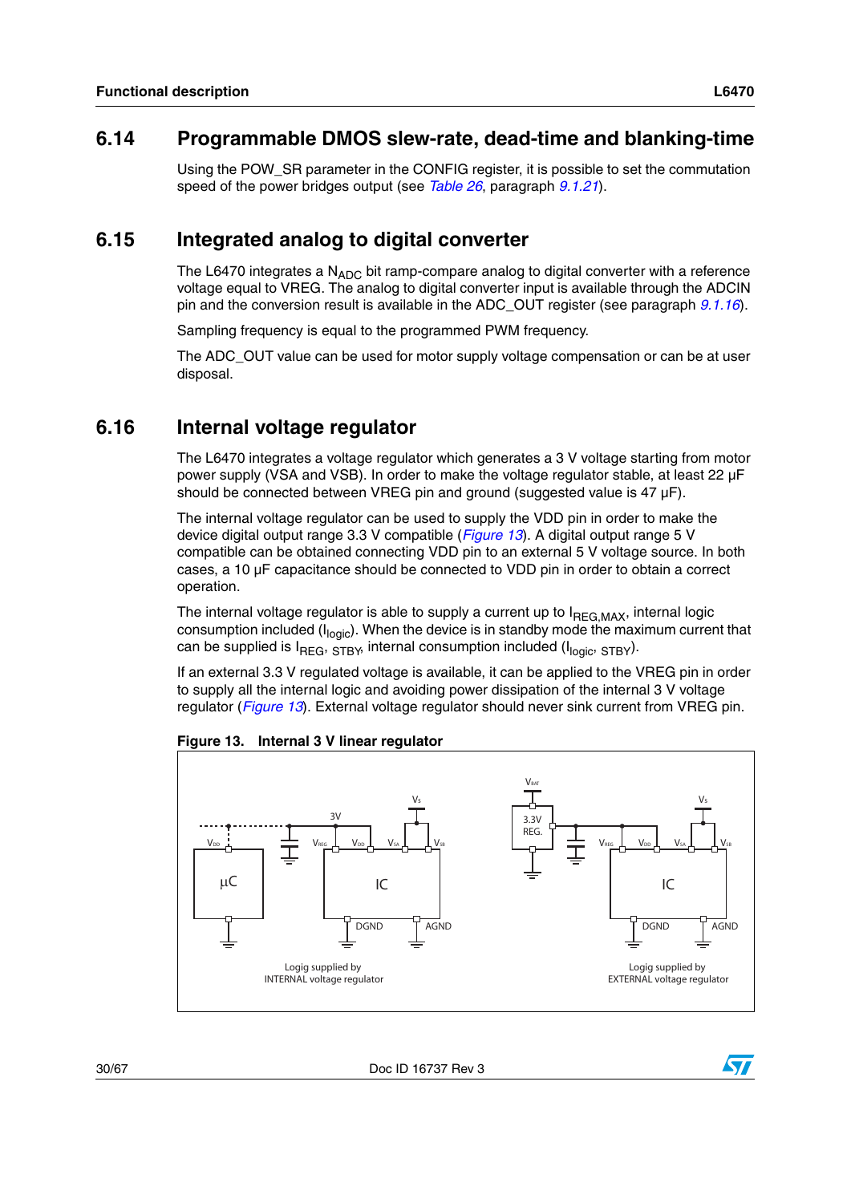## 6.14 Programmable DMOS slew-rate, dead-time and blanking-time

Using the POW_SR parameter in the CONFIG register, it is possible to set the commutation speed of the power bridges output (see *Table 26*, paragraph *9.1.21*).

## 6.15 Integrated analog to digital converter

The L6470 integrates a $N_{ADC}$ bit ramp-compare analog to digital converter with a reference voltage equal to VREG. The analog to digital converter input is available through the ADCIN pin and the conversion result is available in the ADC_OUT register (see paragraph *9.1.16*).

Sampling frequency is equal to the programmed PWM frequency.

The ADC_OUT value can be used for motor supply voltage compensation or can be at user disposal.

## 6.16 Internal voltage regulator

The L6470 integrates a voltage regulator which generates a 3 V voltage starting from motor power supply (VSA and VSB). In order to make the voltage regulator stable, at least 22 µF should be connected between VREG pin and ground (suggested value is 47 µF).

The internal voltage regulator can be used to supply the VDD pin in order to make the device digital output range 3.3 V compatible (*Figure 13*). A digital output range 5 V compatible can be obtained connecting VDD pin to an external 5 V voltage source. In both cases, a 10 µF capacitance should be connected to VDD pin in order to obtain a correct operation.

The internal voltage regulator is able to supply a current up to $I_{REG,MAX}$, internal logic consumption included ($I_{logic}$). When the device is in standby mode the maximum current that can be supplied is $I_{REG,\ STBY}$, internal consumption included ($I_{logic,\ STBY}$).

If an external 3.3 V regulated voltage is available, it can be applied to the VREG pin in order to supply all the internal logic and avoiding power dissipation of the internal 3 V voltage regulator (*Figure 13*). External voltage regulator should never sink current from VREG pin.

**Figure 13. Internal 3 V linear regulator**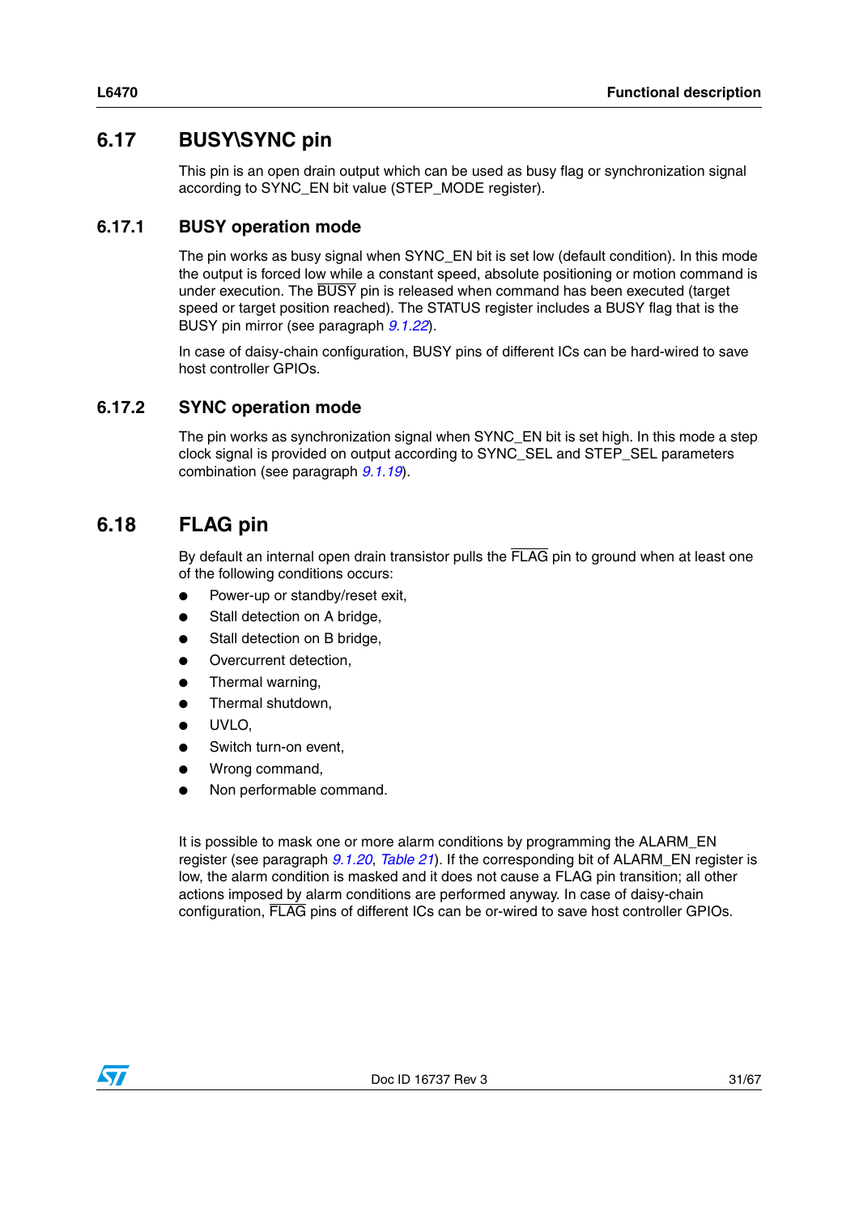## 6.17 BUSY\SYNC pin

This pin is an open drain output which can be used as busy flag or synchronization signal according to SYNC_EN bit value (STEP_MODE register).

### 6.17.1 BUSY operation mode

The pin works as busy signal when SYNC_EN bit is set low (default condition). In this mode the output is forced low while a constant speed, absolute positioning or motion command is under execution. The $\overline{\text{BUSY}}$ pin is released when command has been executed (target speed or target position reached). The STATUS register includes a BUSY flag that is the BUSY pin mirror (see paragraph *9.1.22*).

In case of daisy-chain configuration, BUSY pins of different ICs can be hard-wired to save host controller GPIOs.

### 6.17.2 SYNC operation mode

The pin works as synchronization signal when SYNC_EN bit is set high. In this mode a step clock signal is provided on output according to SYNC_SEL and STEP_SEL parameters combination (see paragraph *9.1.19*).

## 6.18 FLAG pin

By default an internal open drain transistor pulls the $\overline{\text{FLAG}}$ pin to ground when at least one of the following conditions occurs:

- Power-up or standby/reset exit,
- Stall detection on A bridge,
- Stall detection on B bridge,
- Overcurrent detection,
- Thermal warning,
- Thermal shutdown,
- UVLO,
- Switch turn-on event,
- Wrong command,
- Non performable command.

It is possible to mask one or more alarm conditions by programming the ALARM_EN register (see paragraph *9.1.20*, *Table 21*). If the corresponding bit of ALARM_EN register is low, the alarm condition is masked and it does not cause a FLAG pin transition; all other actions imposed by alarm conditions are performed anyway. In case of daisy-chain configuration, $\overline{\text{FLAG}}$ pins of different ICs can be or-wired to save host controller GPIOs.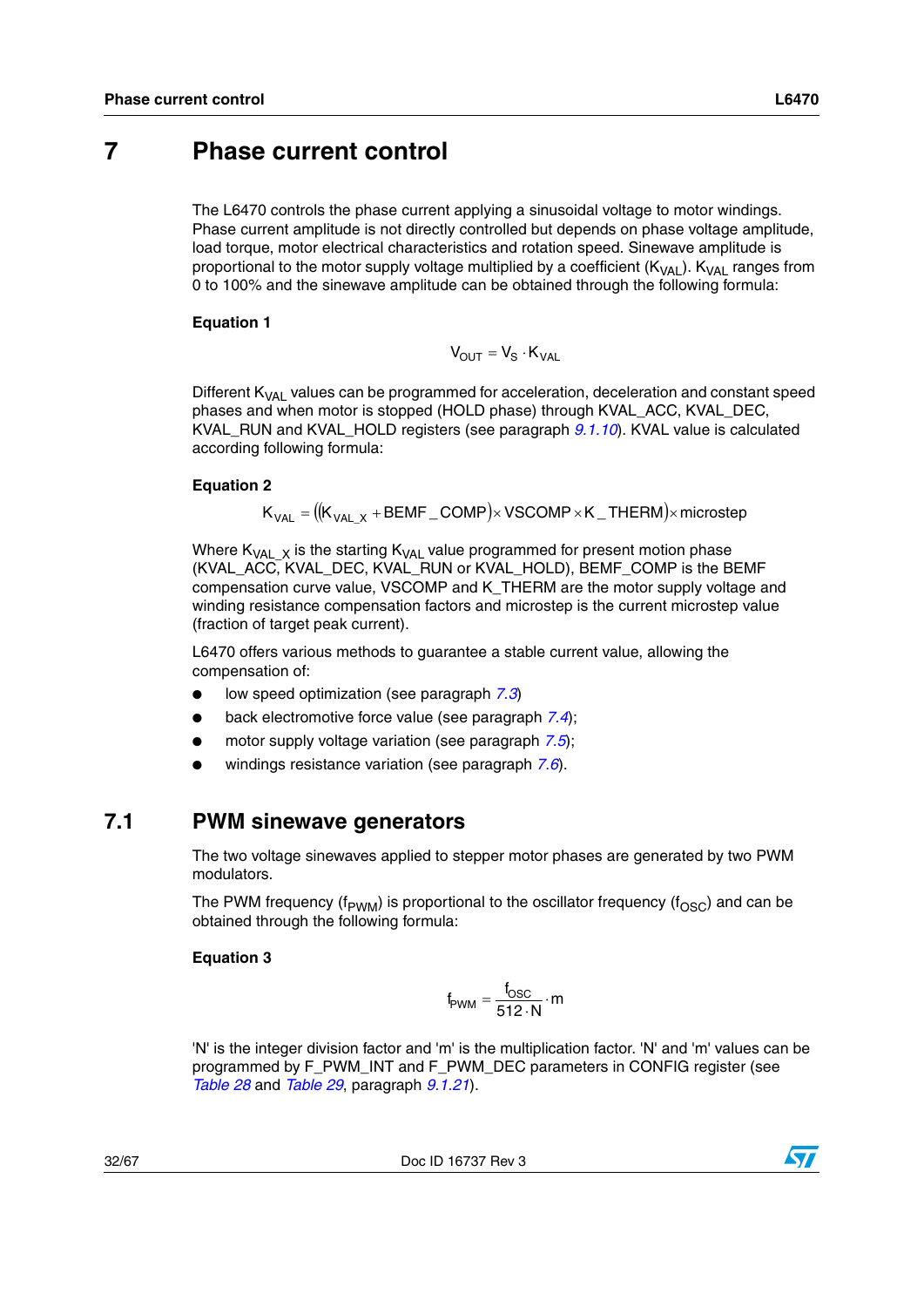# 7 Phase current control

The L6470 controls the phase current applying a sinusoidal voltage to motor windings. Phase current amplitude is not directly controlled but depends on phase voltage amplitude, load torque, motor electrical characteristics and rotation speed. Sinewave amplitude is proportional to the motor supply voltage multiplied by a coefficient ($K_{VAL}$). $K_{VAL}$ ranges from 0 to 100% and the sinewave amplitude can be obtained through the following formula:

**Equation 1**

$$V_{OUT} = V_S \cdot K_{VAL}$$

Different $K_{VAL}$ values can be programmed for acceleration, deceleration and constant speed phases and when motor is stopped (HOLD phase) through KVAL_ACC, KVAL_DEC, KVAL_RUN and KVAL_HOLD registers (see paragraph *9.1.10*). KVAL value is calculated according following formula:

**Equation 2**

$$K_{VAL} = ((K_{VAL\_X} + BEMF\_COMP) \times VSCOMP \times K\_THERM) \times microstep$$

Where $K_{VAL\_X}$ is the starting $K_{VAL}$ value programmed for present motion phase (KVAL_ACC, KVAL_DEC, KVAL_RUN or KVAL_HOLD), BEMF_COMP is the BEMF compensation curve value, VSCOMP and K_THERM are the motor supply voltage and winding resistance compensation factors and microstep is the current microstep value (fraction of target peak current).

L6470 offers various methods to guarantee a stable current value, allowing the compensation of:

- low speed optimization (see paragraph *7.3*)
- back electromotive force value (see paragraph *7.4*);
- motor supply voltage variation (see paragraph *7.5*);
- windings resistance variation (see paragraph *7.6*).

## 7.1 PWM sinewave generators

The two voltage sinewaves applied to stepper motor phases are generated by two PWM modulators.

The PWM frequency ($f_{PWM}$) is proportional to the oscillator frequency ($f_{OSC}$) and can be obtained through the following formula:

**Equation 3**

$$f_{PWM} = \frac{f_{OSC}}{512 \cdot N} \cdot m$$

'N' is the integer division factor and 'm' is the multiplication factor. 'N' and 'm' values can be programmed by F_PWM_INT and F_PWM_DEC parameters in CONFIG register (see *Table 28* and *Table 29*, paragraph *9.1.21*).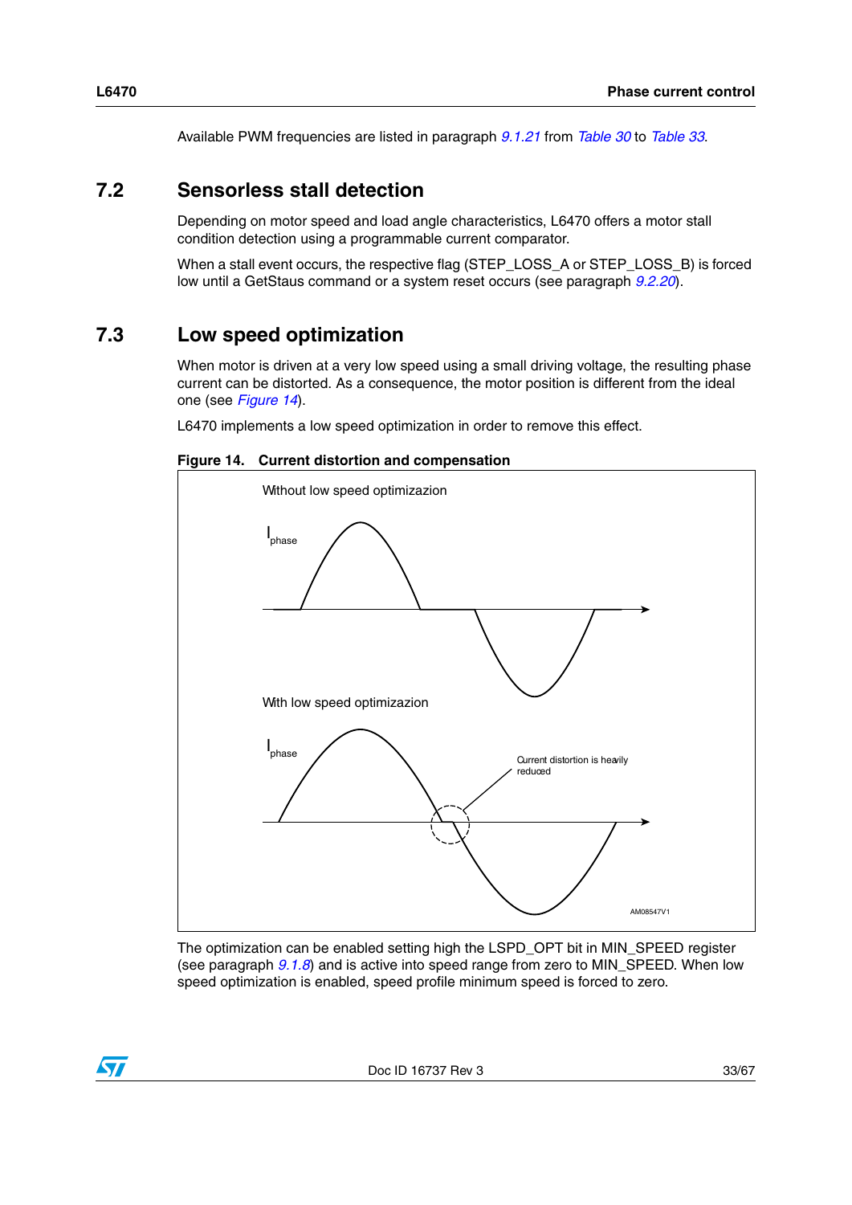Available PWM frequencies are listed in paragraph *9.1.21* from *Table 30* to *Table 33*.

## 7.2 Sensorless stall detection

Depending on motor speed and load angle characteristics, L6470 offers a motor stall condition detection using a programmable current comparator.

When a stall event occurs, the respective flag (STEP_LOSS_A or STEP_LOSS_B) is forced low until a GetStaus command or a system reset occurs (see paragraph *9.2.20*).

## 7.3 Low speed optimization

When motor is driven at a very low speed using a small driving voltage, the resulting phase current can be distorted. As a consequence, the motor position is different from the ideal one (see *Figure 14*).

L6470 implements a low speed optimization in order to remove this effect.

**Figure 14. Current distortion and compensation**

The optimization can be enabled setting high the LSPD_OPT bit in MIN_SPEED register (see paragraph *9.1.8*) and is active into speed range from zero to MIN_SPEED. When low speed optimization is enabled, speed profile minimum speed is forced to zero.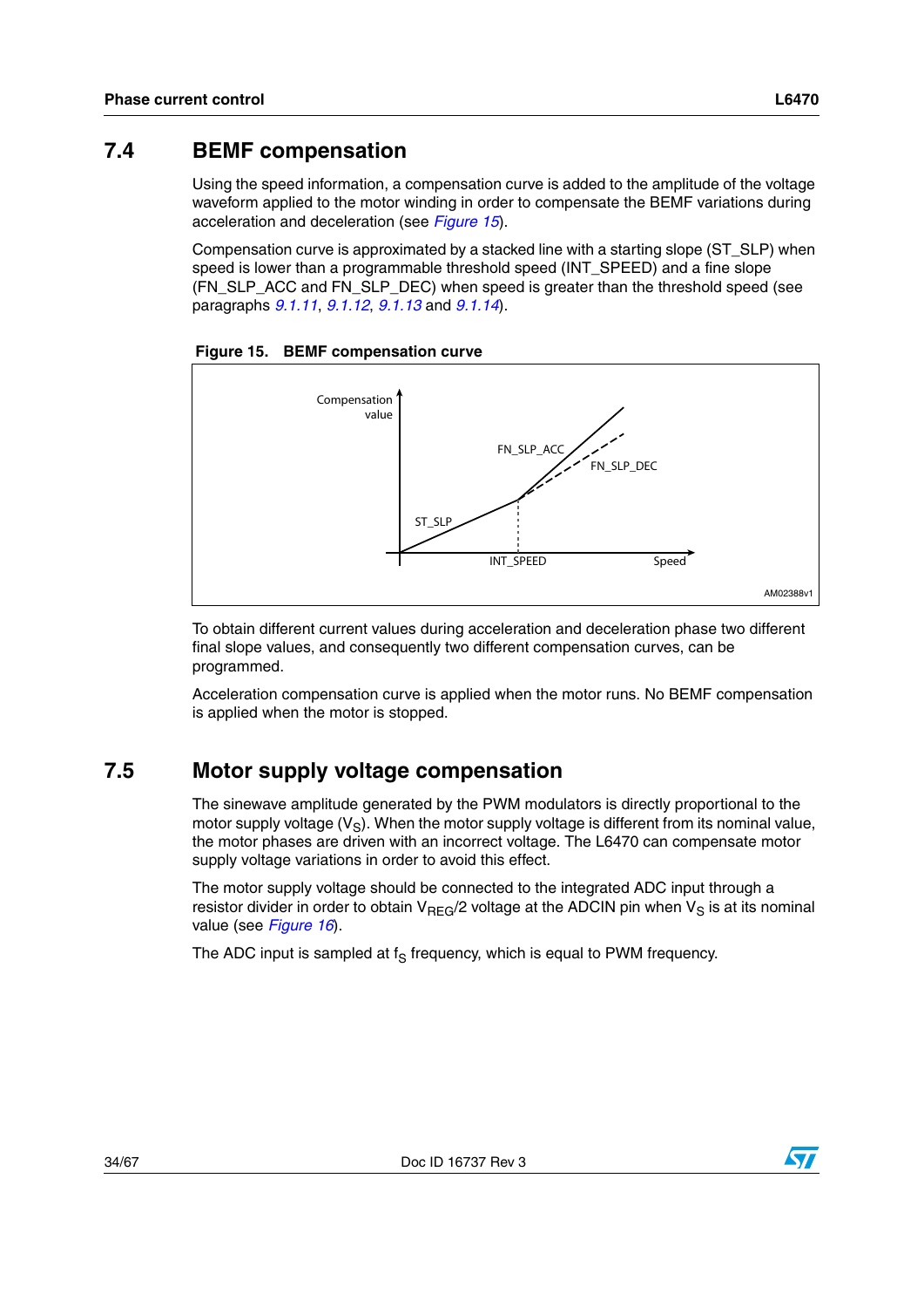## 7.4 BEMF compensation

Using the speed information, a compensation curve is added to the amplitude of the voltage waveform applied to the motor winding in order to compensate the BEMF variations during acceleration and deceleration (see *Figure 15*).

Compensation curve is approximated by a stacked line with a starting slope (ST_SLP) when speed is lower than a programmable threshold speed (INT_SPEED) and a fine slope (FN_SLP_ACC and FN_SLP_DEC) when speed is greater than the threshold speed (see paragraphs *9.1.11*, *9.1.12*, *9.1.13* and *9.1.14*).

**Figure 15. BEMF compensation curve**

To obtain different current values during acceleration and deceleration phase two different final slope values, and consequently two different compensation curves, can be programmed.

Acceleration compensation curve is applied when the motor runs. No BEMF compensation is applied when the motor is stopped.

## 7.5 Motor supply voltage compensation

The sinewave amplitude generated by the PWM modulators is directly proportional to the motor supply voltage ($V_S$). When the motor supply voltage is different from its nominal value, the motor phases are driven with an incorrect voltage. The L6470 can compensate motor supply voltage variations in order to avoid this effect.

The motor supply voltage should be connected to the integrated ADC input through a resistor divider in order to obtain $V_{REG}/2$ voltage at the ADCIN pin when $V_S$ is at its nominal value (see *Figure 16*).

The ADC input is sampled at $f_S$ frequency, which is equal to PWM frequency.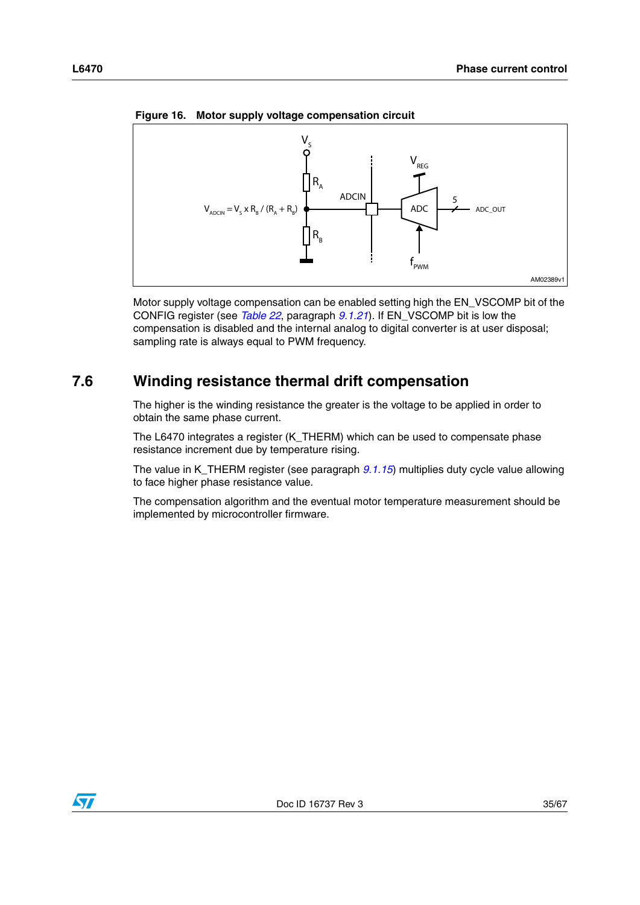Figure 16. Motor supply voltage compensation circuit

Motor supply voltage compensation can be enabled setting high the EN_VSCOMP bit of the CONFIG register (see *Table 22*, paragraph *9.1.21*). If EN_VSCOMP bit is low the compensation is disabled and the internal analog to digital converter is at user disposal; sampling rate is always equal to PWM frequency.

## 7.6 Winding resistance thermal drift compensation

The higher is the winding resistance the greater is the voltage to be applied in order to obtain the same phase current.

The L6470 integrates a register (K_THERM) which can be used to compensate phase resistance increment due by temperature rising.

The value in K_THERM register (see paragraph *9.1.15*) multiplies duty cycle value allowing to face higher phase resistance value.

The compensation algorithm and the eventual motor temperature measurement should be implemented by microcontroller firmware.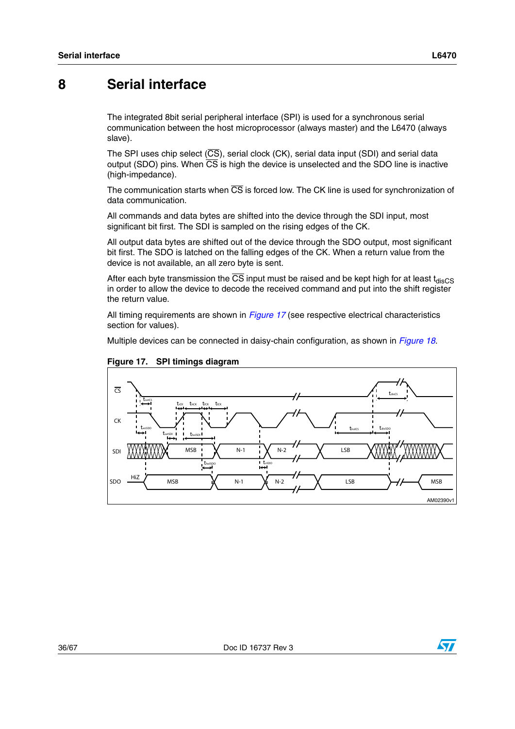# 8 Serial interface

The integrated 8bit serial peripheral interface (SPI) is used for a synchronous serial communication between the host microprocessor (always master) and the L6470 (always slave).

The SPI uses chip select ($\overline{CS}$), serial clock (CK), serial data input (SDI) and serial data output (SDO) pins. When $\overline{CS}$ is high the device is unselected and the SDO line is inactive (high-impedance).

The communication starts when $\overline{CS}$ is forced low. The CK line is used for synchronization of data communication.

All commands and data bytes are shifted into the device through the SDI input, most significant bit first. The SDI is sampled on the rising edges of the CK.

All output data bytes are shifted out of the device through the SDO output, most significant bit first. The SDO is latched on the falling edges of the CK. When a return value from the device is not available, an all zero byte is sent.

After each byte transmission the $\overline{CS}$ input must be raised and be kept high for at least $t_{disCS}$ in order to allow the device to decode the received command and put into the shift register the return value.

All timing requirements are shown in *Figure 17* (see respective electrical characteristics section for values).

Multiple devices can be connected in daisy-chain configuration, as shown in *Figure 18*.

**Figure 17. SPI timings diagram**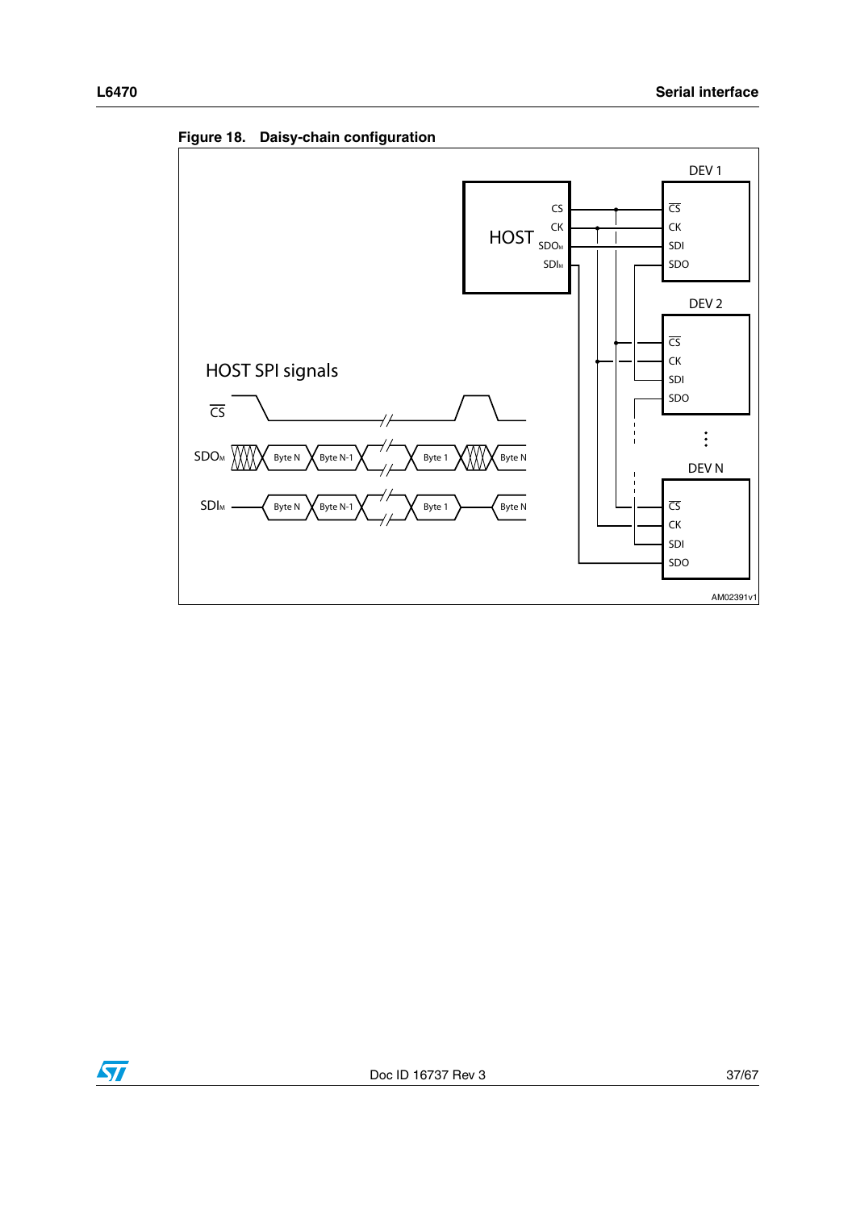**Figure 18. Daisy-chain configuration**

HOST

CS
CK
$SDO_M$
$SDI_M$

DEV 1

$\overline{CS}$
CK
SDI
SDO

DEV 2

$\overline{CS}$
CK
SDI
SDO

DEV N

$\overline{CS}$
CK
SDI
SDO

HOST SPI signals

$\overline{CS}$

$SDO_M$ — Byte N, Byte N-1, …, Byte 1, Byte N

$SDI_M$ — Byte N, Byte N-1, …, Byte 1, Byte N

AM02391v1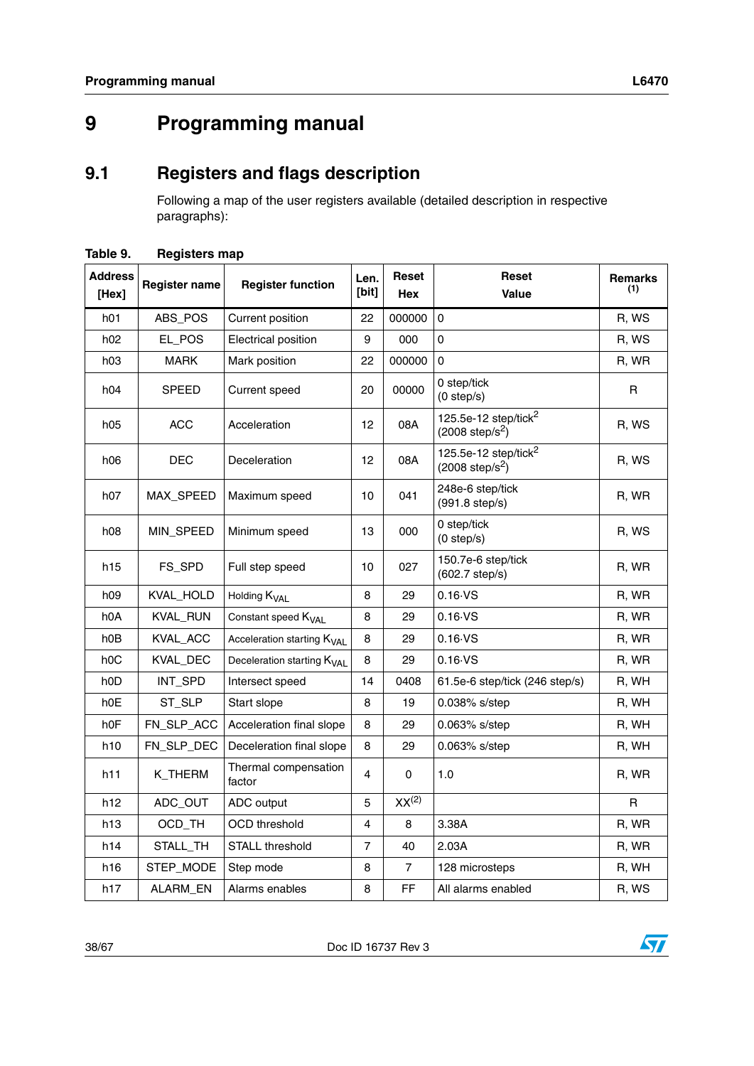# 9 Programming manual

## 9.1 Registers and flags description

Following a map of the user registers available (detailed description in respective paragraphs):

**Table 9. Registers map**

| Address [Hex] | Register name | Register function | Len. [bit] | Reset Hex | Reset Value | Remarks [(1)] |
|---|---|---|---|---|---|---|
| h01 | ABS_POS | Current position | 22 | 000000 | 0 | R, WS |
| h02 | EL_POS | Electrical position | 9 | 000 | 0 | R, WS |
| h03 | MARK | Mark position | 22 | 000000 | 0 | R, WR |
| h04 | SPEED | Current speed | 20 | 00000 | 0 step/tick (0 step/s) | R |
| h05 | ACC | Acceleration | 12 | 08A | 125.5e-12 step/tick$^2$ (2008 step/s$^2$) | R, WS |
| h06 | DEC | Deceleration | 12 | 08A | 125.5e-12 step/tick$^2$ (2008 step/s$^2$) | R, WS |
| h07 | MAX_SPEED | Maximum speed | 10 | 041 | 248e-6 step/tick (991.8 step/s) | R, WR |
| h08 | MIN_SPEED | Minimum speed | 13 | 000 | 0 step/tick (0 step/s) | R, WS |
| h15 | FS_SPD | Full step speed | 10 | 027 | 150.7e-6 step/tick (602.7 step/s) | R, WR |
| h09 | KVAL_HOLD | Holding $K_{VAL}$ | 8 | 29 | 0.16·VS | R, WR |
| h0A | KVAL_RUN | Constant speed $K_{VAL}$ | 8 | 29 | 0.16·VS | R, WR |
| h0B | KVAL_ACC | Acceleration starting $K_{VAL}$ | 8 | 29 | 0.16·VS | R, WR |
| h0C | KVAL_DEC | Deceleration starting $K_{VAL}$ | 8 | 29 | 0.16·VS | R, WR |
| h0D | INT_SPD | Intersect speed | 14 | 0408 | 61.5e-6 step/tick (246 step/s) | R, WH |
| h0E | ST_SLP | Start slope | 8 | 19 | 0.038% s/step | R, WH |
| h0F | FN_SLP_ACC | Acceleration final slope | 8 | 29 | 0.063% s/step | R, WH |
| h10 | FN_SLP_DEC | Deceleration final slope | 8 | 29 | 0.063% s/step | R, WH |
| h11 | K_THERM | Thermal compensation factor | 4 | 0 | 1.0 | R, WR |
| h12 | ADC_OUT | ADC output | 5 | XX[(2)] | | R |
| h13 | OCD_TH | OCD threshold | 4 | 8 | 3.38A | R, WR |
| h14 | STALL_TH | STALL threshold | 7 | 40 | 2.03A | R, WR |
| h16 | STEP_MODE | Step mode | 8 | 7 | 128 microsteps | R, WH |
| h17 | ALARM_EN | Alarms enables | 8 | FF | All alarms enabled | R, WS |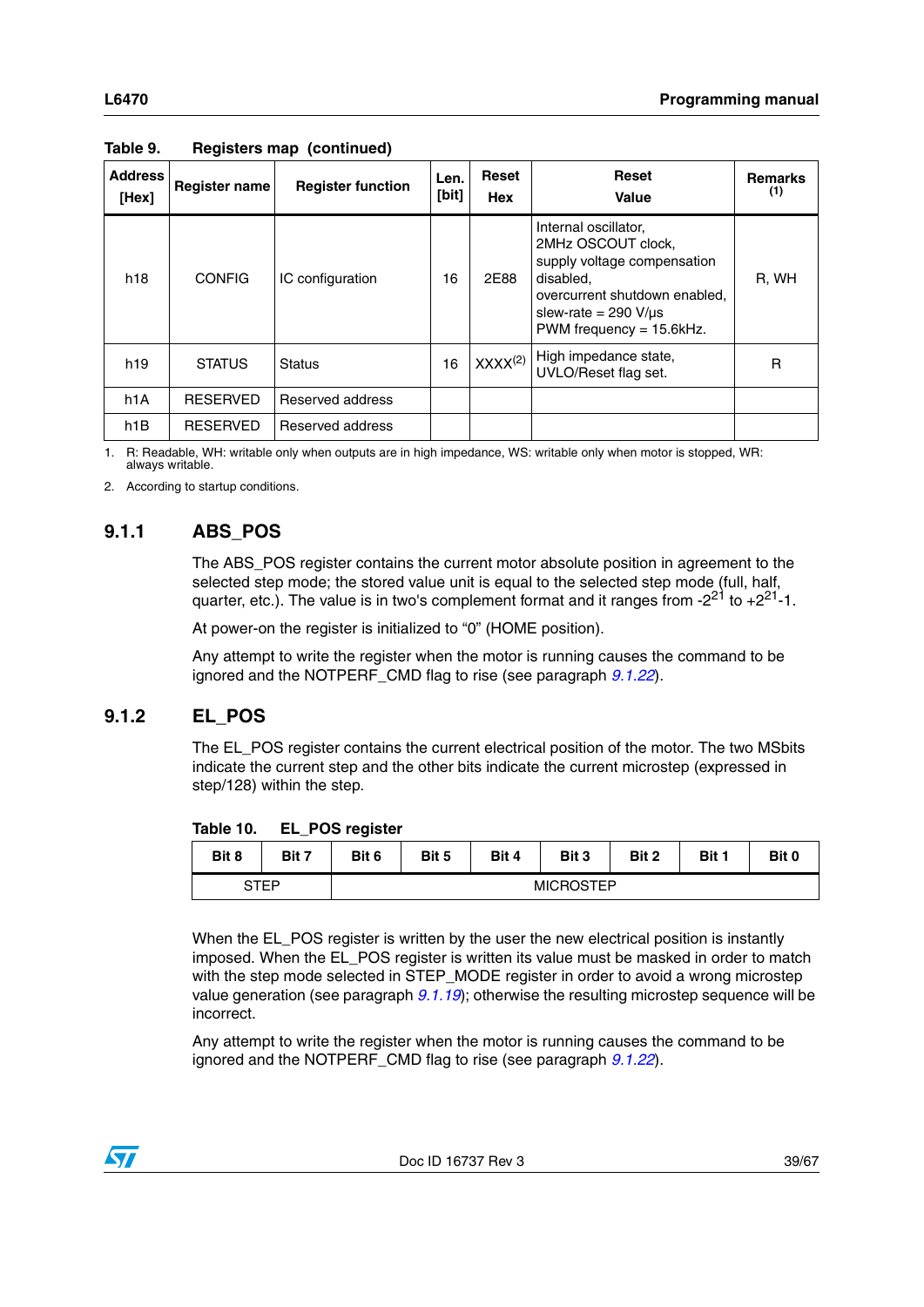Table 9. Registers map (continued)

| Address [Hex] | Register name | Register function | Len. [bit] | Reset Hex | Reset Value | Remarks (1) |
|---|---|---|---|---|---|---|
| h18 | CONFIG | IC configuration | 16 | 2E88 | Internal oscillator, 2MHz OSCOUT clock, supply voltage compensation disabled, overcurrent shutdown enabled, slew-rate = 290 V/µs PWM frequency = 15.6kHz. | R, WH |
| h19 | STATUS | Status | 16 | XXXX(2) | High impedance state, UVLO/Reset flag set. | R |
| h1A | RESERVED | Reserved address | | | | |
| h1B | RESERVED | Reserved address | | | | |

1. R: Readable, WH: writable only when outputs are in high impedance, WS: writable only when motor is stopped, WR: always writable.
2. According to startup conditions.

## 9.1.1 ABS_POS

The ABS_POS register contains the current motor absolute position in agreement to the selected step mode; the stored value unit is equal to the selected step mode (full, half, quarter, etc.). The value is in two's complement format and it ranges from $-2^{21}$ to $+2^{21}-1$.

At power-on the register is initialized to "0" (HOME position).

Any attempt to write the register when the motor is running causes the command to be ignored and the NOTPERF_CMD flag to rise (see paragraph *9.1.22*).

## 9.1.2 EL_POS

The EL_POS register contains the current electrical position of the motor. The two MSbits indicate the current step and the other bits indicate the current microstep (expressed in step/128) within the step.

Table 10. EL_POS register

| Bit 8 | Bit 7 | Bit 6 | Bit 5 | Bit 4 | Bit 3 | Bit 2 | Bit 1 | Bit 0 |
|---|---|---|---|---|---|---|---|---|
| STEP | | MICROSTEP | | | | | | |

When the EL_POS register is written by the user the new electrical position is instantly imposed. When the EL_POS register is written its value must be masked in order to match with the step mode selected in STEP_MODE register in order to avoid a wrong microstep value generation (see paragraph *9.1.19*); otherwise the resulting microstep sequence will be incorrect.

Any attempt to write the register when the motor is running causes the command to be ignored and the NOTPERF_CMD flag to rise (see paragraph *9.1.22*).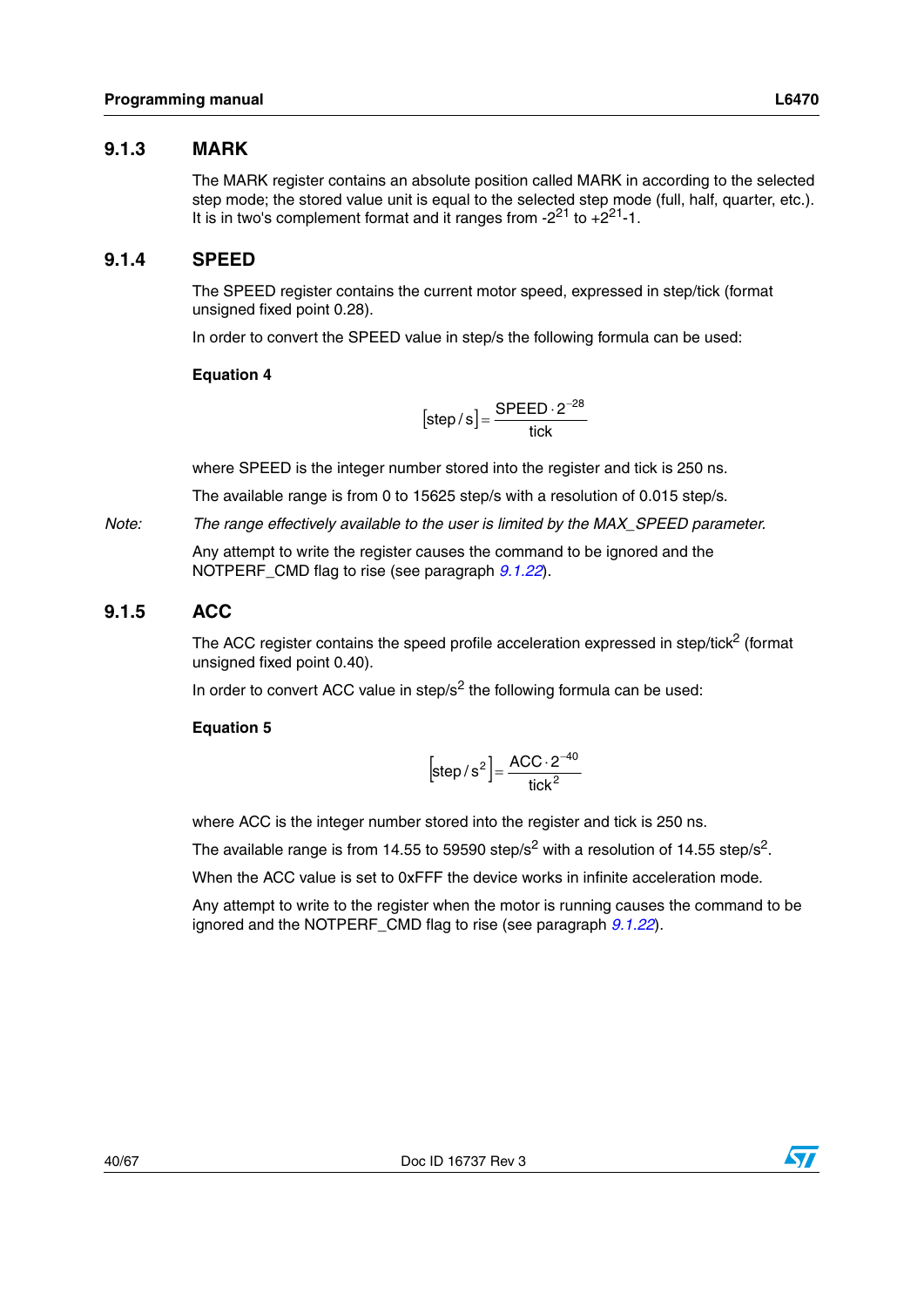### 9.1.3 MARK

The MARK register contains an absolute position called MARK in according to the selected step mode; the stored value unit is equal to the selected step mode (full, half, quarter, etc.). It is in two's complement format and it ranges from $-2^{21}$ to $+2^{21}-1$.

### 9.1.4 SPEED

The SPEED register contains the current motor speed, expressed in step/tick (format unsigned fixed point 0.28).

In order to convert the SPEED value in step/s the following formula can be used:

**Equation 4**

$$[\text{step/s}] = \frac{\text{SPEED} \cdot 2^{-28}}{\text{tick}}$$

where SPEED is the integer number stored into the register and tick is 250 ns.

The available range is from 0 to 15625 step/s with a resolution of 0.015 step/s.

*Note: The range effectively available to the user is limited by the MAX_SPEED parameter.*

Any attempt to write the register causes the command to be ignored and the NOTPERF_CMD flag to rise (see paragraph *9.1.22*).

### 9.1.5 ACC

The ACC register contains the speed profile acceleration expressed in step/tick$^2$ (format unsigned fixed point 0.40).

In order to convert ACC value in step/s$^2$ the following formula can be used:

**Equation 5**

$$[\text{step/s}^2] = \frac{\text{ACC} \cdot 2^{-40}}{\text{tick}^2}$$

where ACC is the integer number stored into the register and tick is 250 ns.

The available range is from 14.55 to 59590 step/s$^2$ with a resolution of 14.55 step/s$^2$.

When the ACC value is set to 0xFFF the device works in infinite acceleration mode.

Any attempt to write to the register when the motor is running causes the command to be ignored and the NOTPERF_CMD flag to rise (see paragraph *9.1.22*).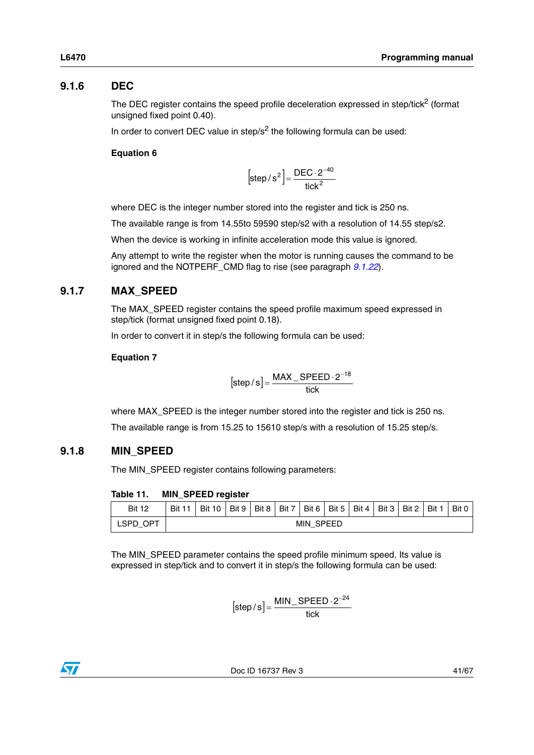### 9.1.6 DEC

The DEC register contains the speed profile deceleration expressed in step/tick$^2$ (format unsigned fixed point 0.40).

In order to convert DEC value in step/s$^2$ the following formula can be used:

**Equation 6**

$$[step/s^2] = \frac{DEC \cdot 2^{-40}}{tick^2}$$

where DEC is the integer number stored into the register and tick is 250 ns.

The available range is from 14.55to 59590 step/s2 with a resolution of 14.55 step/s2.

When the device is working in infinite acceleration mode this value is ignored.

Any attempt to write the register when the motor is running causes the command to be ignored and the NOTPERF_CMD flag to rise (see paragraph *9.1.22*).

### 9.1.7 MAX_SPEED

The MAX_SPEED register contains the speed profile maximum speed expressed in step/tick (format unsigned fixed point 0.18).

In order to convert it in step/s the following formula can be used:

**Equation 7**

$$[step/s] = \frac{MAX\_SPEED \cdot 2^{-18}}{tick}$$

where MAX_SPEED is the integer number stored into the register and tick is 250 ns.

The available range is from 15.25 to 15610 step/s with a resolution of 15.25 step/s.

### 9.1.8 MIN_SPEED

The MIN_SPEED register contains following parameters:

**Table 11. MIN_SPEED register**

| Bit 12 | Bit 11 | Bit 10 | Bit 9 | Bit 8 | Bit 7 | Bit 6 | Bit 5 | Bit 4 | Bit 3 | Bit 2 | Bit 1 | Bit 0 |
|---|---|---|---|---|---|---|---|---|---|---|---|---|
| LSPD_OPT | MIN_SPEED | | | | | | | | | | | |

The MIN_SPEED parameter contains the speed profile minimum speed. Its value is expressed in step/tick and to convert it in step/s the following formula can be used:

$$[step/s] = \frac{MIN\_SPEED \cdot 2^{-24}}{tick}$$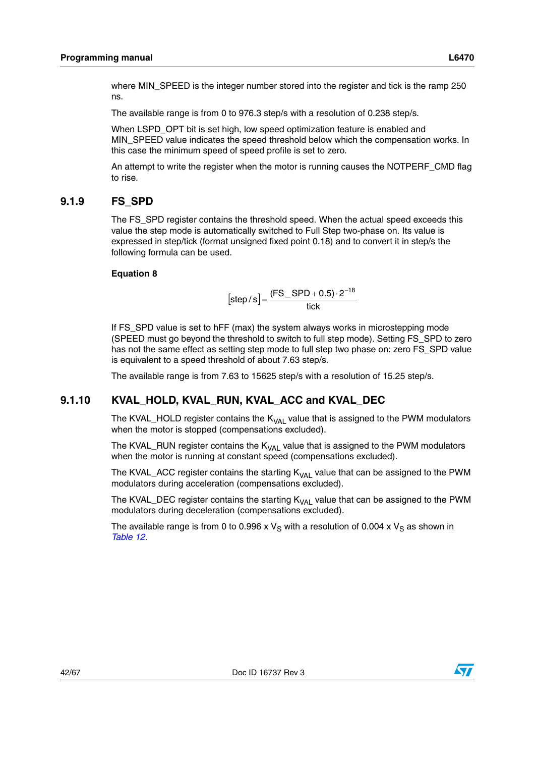where MIN_SPEED is the integer number stored into the register and tick is the ramp 250 ns.

The available range is from 0 to 976.3 step/s with a resolution of 0.238 step/s.

When LSPD_OPT bit is set high, low speed optimization feature is enabled and MIN_SPEED value indicates the speed threshold below which the compensation works. In this case the minimum speed of speed profile is set to zero.

An attempt to write the register when the motor is running causes the NOTPERF_CMD flag to rise.

### 9.1.9 FS_SPD

The FS_SPD register contains the threshold speed. When the actual speed exceeds this value the step mode is automatically switched to Full Step two-phase on. Its value is expressed in step/tick (format unsigned fixed point 0.18) and to convert it in step/s the following formula can be used.

**Equation 8**

$$[step/s] = \frac{(FS\_SPD + 0.5) \cdot 2^{-18}}{tick}$$

If FS_SPD value is set to hFF (max) the system always works in microstepping mode (SPEED must go beyond the threshold to switch to full step mode). Setting FS_SPD to zero has not the same effect as setting step mode to full step two phase on: zero FS_SPD value is equivalent to a speed threshold of about 7.63 step/s.

The available range is from 7.63 to 15625 step/s with a resolution of 15.25 step/s.

### 9.1.10 KVAL_HOLD, KVAL_RUN, KVAL_ACC and KVAL_DEC

The KVAL_HOLD register contains the $K_{VAL}$ value that is assigned to the PWM modulators when the motor is stopped (compensations excluded).

The KVAL_RUN register contains the $K_{VAL}$ value that is assigned to the PWM modulators when the motor is running at constant speed (compensations excluded).

The KVAL_ACC register contains the starting $K_{VAL}$ value that can be assigned to the PWM modulators during acceleration (compensations excluded).

The KVAL_DEC register contains the starting $K_{VAL}$ value that can be assigned to the PWM modulators during deceleration (compensations excluded).

The available range is from 0 to 0.996 x $V_S$ with a resolution of 0.004 x $V_S$ as shown in *Table 12*.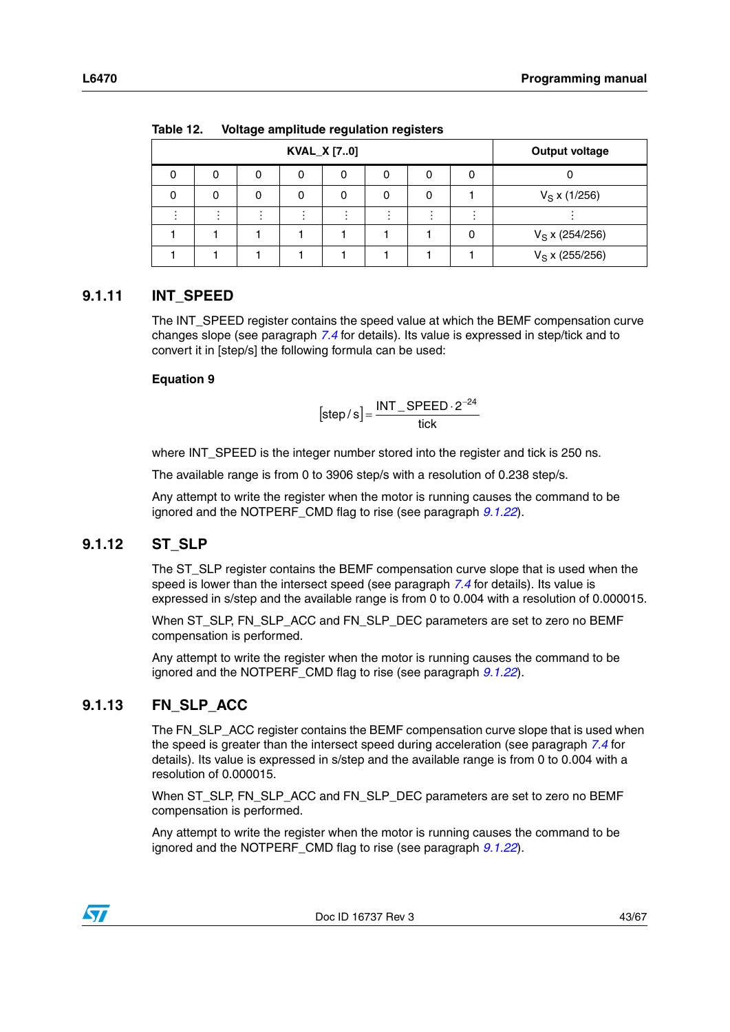Table 12. Voltage amplitude regulation registers

| KVAL_X [7..0] | | | | | | | | Output voltage |
|---|---|---|---|---|---|---|---|---|
| 0 | 0 | 0 | 0 | 0 | 0 | 0 | 0 | 0 |
| 0 | 0 | 0 | 0 | 0 | 0 | 0 | 1 | $V_S$ x (1/256) |
| ⋮ | ⋮ | ⋮ | ⋮ | ⋮ | ⋮ | ⋮ | ⋮ | ⋮ |
| 1 | 1 | 1 | 1 | 1 | 1 | 1 | 0 | $V_S$ x (254/256) |
| 1 | 1 | 1 | 1 | 1 | 1 | 1 | 1 | $V_S$ x (255/256) |

### 9.1.11 INT_SPEED

The INT_SPEED register contains the speed value at which the BEMF compensation curve changes slope (see paragraph *7.4* for details). Its value is expressed in step/tick and to convert it in [step/s] the following formula can be used:

**Equation 9**

$$[\text{step/s}] = \frac{\text{INT\_SPEED} \cdot 2^{-24}}{\text{tick}}$$

where INT_SPEED is the integer number stored into the register and tick is 250 ns.

The available range is from 0 to 3906 step/s with a resolution of 0.238 step/s.

Any attempt to write the register when the motor is running causes the command to be ignored and the NOTPERF_CMD flag to rise (see paragraph *9.1.22*).

### 9.1.12 ST_SLP

The ST_SLP register contains the BEMF compensation curve slope that is used when the speed is lower than the intersect speed (see paragraph *7.4* for details). Its value is expressed in s/step and the available range is from 0 to 0.004 with a resolution of 0.000015.

When ST_SLP, FN_SLP_ACC and FN_SLP_DEC parameters are set to zero no BEMF compensation is performed.

Any attempt to write the register when the motor is running causes the command to be ignored and the NOTPERF_CMD flag to rise (see paragraph *9.1.22*).

### 9.1.13 FN_SLP_ACC

The FN_SLP_ACC register contains the BEMF compensation curve slope that is used when the speed is greater than the intersect speed during acceleration (see paragraph *7.4* for details). Its value is expressed in s/step and the available range is from 0 to 0.004 with a resolution of 0.000015.

When ST_SLP, FN_SLP_ACC and FN_SLP_DEC parameters are set to zero no BEMF compensation is performed.

Any attempt to write the register when the motor is running causes the command to be ignored and the NOTPERF_CMD flag to rise (see paragraph *9.1.22*).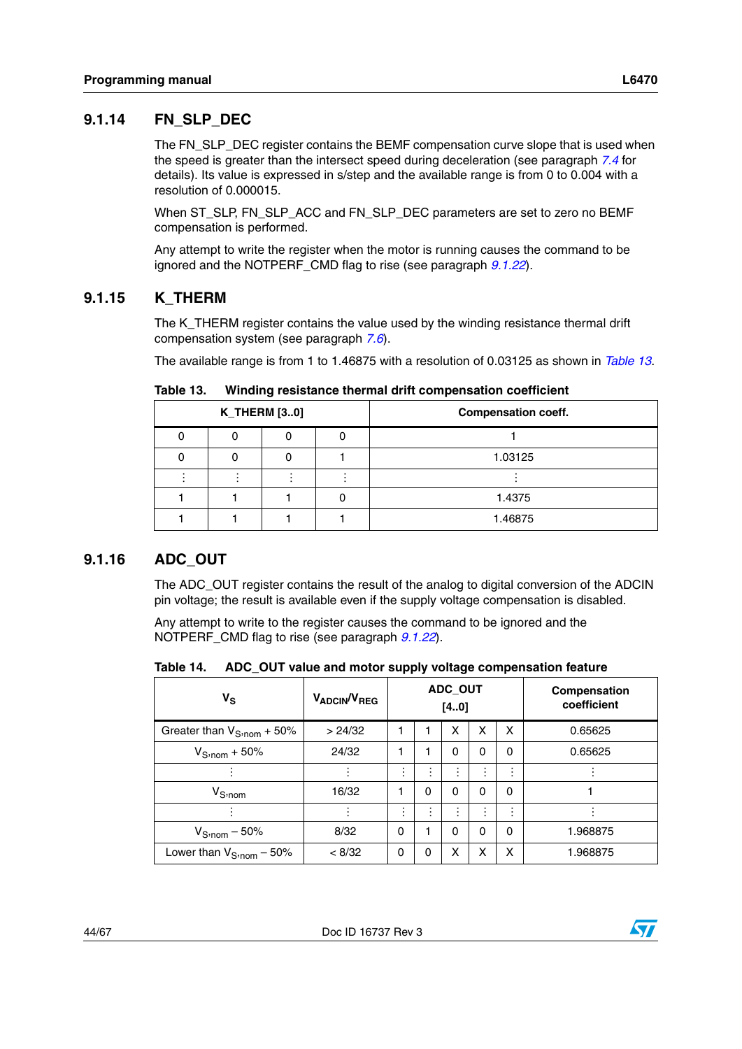### 9.1.14 FN_SLP_DEC

The FN_SLP_DEC register contains the BEMF compensation curve slope that is used when the speed is greater than the intersect speed during deceleration (see paragraph 7.4 for details). Its value is expressed in s/step and the available range is from 0 to 0.004 with a resolution of 0.000015.

When ST_SLP, FN_SLP_ACC and FN_SLP_DEC parameters are set to zero no BEMF compensation is performed.

Any attempt to write the register when the motor is running causes the command to be ignored and the NOTPERF_CMD flag to rise (see paragraph 9.1.22).

### 9.1.15 K_THERM

The K_THERM register contains the value used by the winding resistance thermal drift compensation system (see paragraph 7.6).

The available range is from 1 to 1.46875 with a resolution of 0.03125 as shown in Table 13.

**Table 13. Winding resistance thermal drift compensation coefficient**

| K_THERM [3..0] | | | | Compensation coeff. |
|---|---|---|---|---|
| 0 | 0 | 0 | 0 | 1 |
| 0 | 0 | 0 | 1 | 1.03125 |
| ⋮ | ⋮ | ⋮ | ⋮ | ⋮ |
| 1 | 1 | 1 | 0 | 1.4375 |
| 1 | 1 | 1 | 1 | 1.46875 |

### 9.1.16 ADC_OUT

The ADC_OUT register contains the result of the analog to digital conversion of the ADCIN pin voltage; the result is available even if the supply voltage compensation is disabled.

Any attempt to write to the register causes the command to be ignored and the NOTPERF_CMD flag to rise (see paragraph 9.1.22).

**Table 14. ADC_OUT value and motor supply voltage compensation feature**

| $V_S$ | $V_{ADCIN}/V_{REG}$ | ADC_OUT [4..0] | | | | | Compensation coefficient |
|---|---|---|---|---|---|---|---|
| Greater than $V_{S,nom}$ + 50% | > 24/32 | 1 | 1 | X | X | X | 0.65625 |
| $V_{S,nom}$ + 50% | 24/32 | 1 | 1 | 0 | 0 | 0 | 0.65625 |
| ⋮ | ⋮ | ⋮ | ⋮ | ⋮ | ⋮ | ⋮ | ⋮ |
| $V_{S,nom}$ | 16/32 | 1 | 0 | 0 | 0 | 0 | 1 |
| ⋮ | ⋮ | ⋮ | ⋮ | ⋮ | ⋮ | ⋮ | ⋮ |
| $V_{S,nom}$ – 50% | 8/32 | 0 | 1 | 0 | 0 | 0 | 1.968875 |
| Lower than $V_{S,nom}$ – 50% | < 8/32 | 0 | 0 | X | X | X | 1.968875 |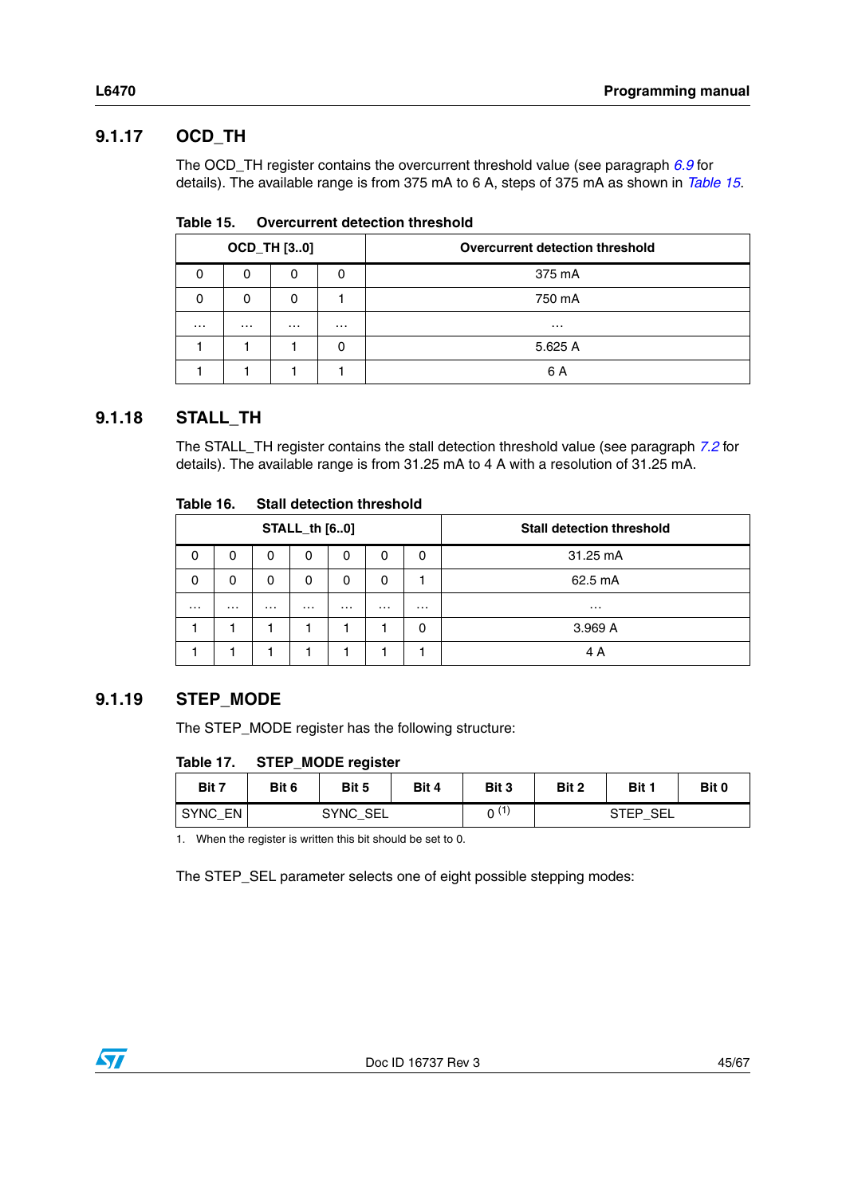### 9.1.17 OCD_TH

The OCD_TH register contains the overcurrent threshold value (see paragraph *6.9* for details). The available range is from 375 mA to 6 A, steps of 375 mA as shown in *Table 15*.

**Table 15. Overcurrent detection threshold**

| OCD_TH [3..0] | | | | Overcurrent detection threshold |
|---|---|---|---|---|
| 0 | 0 | 0 | 0 | 375 mA |
| 0 | 0 | 0 | 1 | 750 mA |
| ... | ... | ... | ... | ... |
| 1 | 1 | 1 | 0 | 5.625 A |
| 1 | 1 | 1 | 1 | 6 A |

### 9.1.18 STALL_TH

The STALL_TH register contains the stall detection threshold value (see paragraph *7.2* for details). The available range is from 31.25 mA to 4 A with a resolution of 31.25 mA.

**Table 16. Stall detection threshold**

| STALL_th [6..0] | | | | | | | Stall detection threshold |
|---|---|---|---|---|---|---|---|
| 0 | 0 | 0 | 0 | 0 | 0 | 0 | 31.25 mA |
| 0 | 0 | 0 | 0 | 0 | 0 | 1 | 62.5 mA |
| ... | ... | ... | ... | ... | ... | ... | ... |
| 1 | 1 | 1 | 1 | 1 | 1 | 0 | 3.969 A |
| 1 | 1 | 1 | 1 | 1 | 1 | 1 | 4 A |

### 9.1.19 STEP_MODE

The STEP_MODE register has the following structure:

**Table 17. STEP_MODE register**

| Bit 7 | Bit 6 | Bit 5 | Bit 4 | Bit 3 | Bit 2 | Bit 1 | Bit 0 |
|---|---|---|---|---|---|---|---|
| SYNC_EN | SYNC_SEL | | | 0 (1) | STEP_SEL | | |

1. When the register is written this bit should be set to 0.

The STEP_SEL parameter selects one of eight possible stepping modes: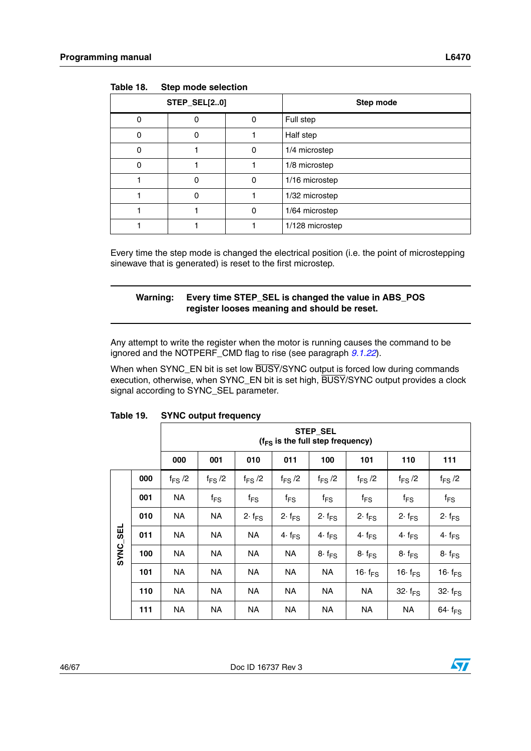**Table 18. Step mode selection**

| STEP_SEL[2..0] | | | Step mode |
|---|---|---|---|
| 0 | 0 | 0 | Full step |
| 0 | 0 | 1 | Half step |
| 0 | 1 | 0 | 1/4 microstep |
| 0 | 1 | 1 | 1/8 microstep |
| 1 | 0 | 0 | 1/16 microstep |
| 1 | 0 | 1 | 1/32 microstep |
| 1 | 1 | 0 | 1/64 microstep |
| 1 | 1 | 1 | 1/128 microstep |

Every time the step mode is changed the electrical position (i.e. the point of microstepping sinewave that is generated) is reset to the first microstep.

> **Warning: Every time STEP_SEL is changed the value in ABS_POS register looses meaning and should be reset.**

Any attempt to write the register when the motor is running causes the command to be ignored and the NOTPERF_CMD flag to rise (see paragraph *9.1.22*).

When when SYNC_EN bit is set low $\overline{\text{BUSY}}$/SYNC output is forced low during commands execution, otherwise, when SYNC_EN bit is set high, $\overline{\text{BUSY}}$/SYNC output provides a clock signal according to SYNC_SEL parameter.

**Table 19. SYNC output frequency**

| | | STEP_SEL ($f_{FS}$ is the full step frequency) | | | | | | | |
|---|---|---|---|---|---|---|---|---|---|
| | | 000 | 001 | 010 | 011 | 100 | 101 | 110 | 111 |
| SYNC_SEL | 000 | $f_{FS}/2$ | $f_{FS}/2$ | $f_{FS}/2$ | $f_{FS}/2$ | $f_{FS}/2$ | $f_{FS}/2$ | $f_{FS}/2$ | $f_{FS}/2$ |
| | 001 | NA | $f_{FS}$ | $f_{FS}$ | $f_{FS}$ | $f_{FS}$ | $f_{FS}$ | $f_{FS}$ | $f_{FS}$ |
| | 010 | NA | NA | $2 \cdot f_{FS}$ | $2 \cdot f_{FS}$ | $2 \cdot f_{FS}$ | $2 \cdot f_{FS}$ | $2 \cdot f_{FS}$ | $2 \cdot f_{FS}$ |
| | 011 | NA | NA | NA | $4 \cdot f_{FS}$ | $4 \cdot f_{FS}$ | $4 \cdot f_{FS}$ | $4 \cdot f_{FS}$ | $4 \cdot f_{FS}$ |
| | 100 | NA | NA | NA | NA | $8 \cdot f_{FS}$ | $8 \cdot f_{FS}$ | $8 \cdot f_{FS}$ | $8 \cdot f_{FS}$ |
| | 101 | NA | NA | NA | NA | NA | $16 \cdot f_{FS}$ | $16 \cdot f_{FS}$ | $16 \cdot f_{FS}$ |
| | 110 | NA | NA | NA | NA | NA | NA | $32 \cdot f_{FS}$ | $32 \cdot f_{FS}$ |
| | 111 | NA | NA | NA | NA | NA | NA | NA | $64 \cdot f_{FS}$ |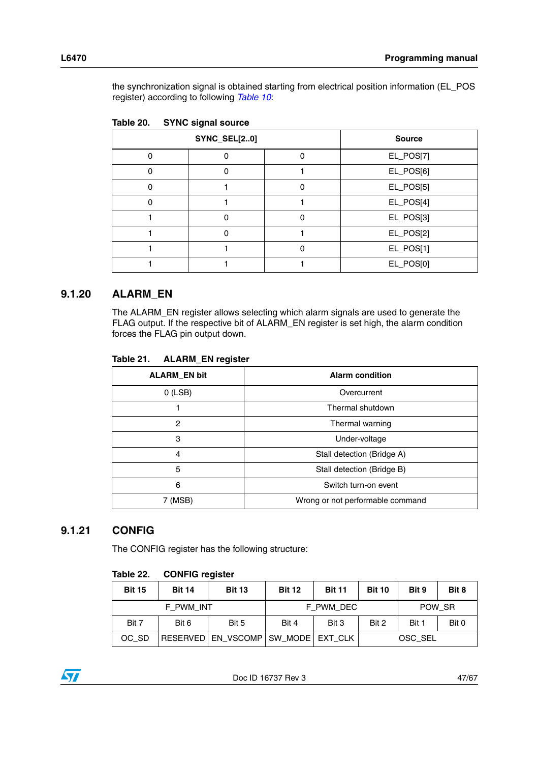the synchronization signal is obtained starting from electrical position information (EL_POS register) according to following *Table 10*:

**Table 20. SYNC signal source**

| SYNC_SEL[2..0] | | | Source |
|---|---|---|---|
| 0 | 0 | 0 | EL_POS[7] |
| 0 | 0 | 1 | EL_POS[6] |
| 0 | 1 | 0 | EL_POS[5] |
| 0 | 1 | 1 | EL_POS[4] |
| 1 | 0 | 0 | EL_POS[3] |
| 1 | 0 | 1 | EL_POS[2] |
| 1 | 1 | 0 | EL_POS[1] |
| 1 | 1 | 1 | EL_POS[0] |

### 9.1.20 ALARM_EN

The ALARM_EN register allows selecting which alarm signals are used to generate the FLAG output. If the respective bit of ALARM_EN register is set high, the alarm condition forces the FLAG pin output down.

**Table 21. ALARM_EN register**

| ALARM_EN bit | Alarm condition |
|---|---|
| 0 (LSB) | Overcurrent |
| 1 | Thermal shutdown |
| 2 | Thermal warning |
| 3 | Under-voltage |
| 4 | Stall detection (Bridge A) |
| 5 | Stall detection (Bridge B) |
| 6 | Switch turn-on event |
| 7 (MSB) | Wrong or not performable command |

### 9.1.21 CONFIG

The CONFIG register has the following structure:

**Table 22. CONFIG register**

| Bit 15 | Bit 14 | Bit 13 | Bit 12 | Bit 11 | Bit 10 | Bit 9 | Bit 8 |
|---|---|---|---|---|---|---|---|
| F_PWM_INT | | | F_PWM_DEC | | | POW_SR | |
| Bit 7 | Bit 6 | Bit 5 | Bit 4 | Bit 3 | Bit 2 | Bit 1 | Bit 0 |
| OC_SD | RESERVED | EN_VSCOMP | SW_MODE | EXT_CLK | OSC_SEL | | |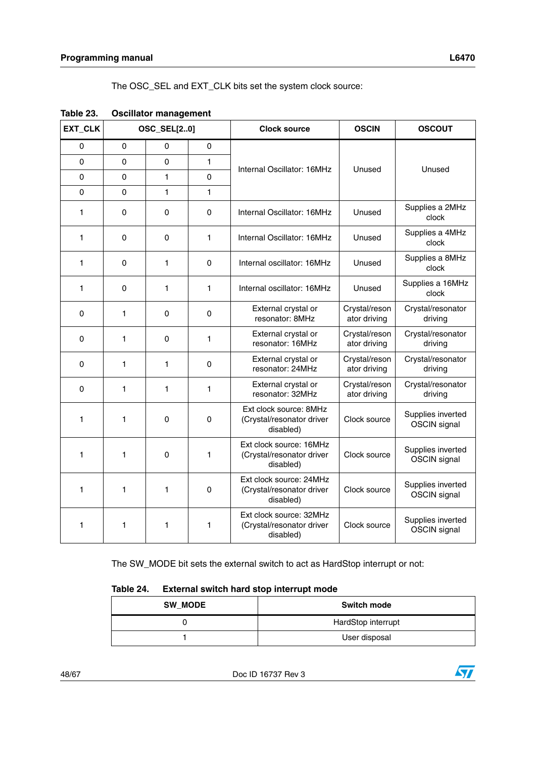The OSC_SEL and EXT_CLK bits set the system clock source:

**Table 23. Oscillator management**

| EXT_CLK | OSC_SEL[2..0] | | | Clock source | OSCIN | OSCOUT |
|---|---|---|---|---|---|---|
| 0 | 0 | 0 | 0 | Internal Oscillator: 16MHz | Unused | Unused |
| 0 | 0 | 0 | 1 | | | |
| 0 | 0 | 1 | 0 | | | |
| 0 | 0 | 1 | 1 | | | |
| 1 | 0 | 0 | 0 | Internal Oscillator: 16MHz | Unused | Supplies a 2MHz clock |
| 1 | 0 | 0 | 1 | Internal Oscillator: 16MHz | Unused | Supplies a 4MHz clock |
| 1 | 0 | 1 | 0 | Internal oscillator: 16MHz | Unused | Supplies a 8MHz clock |
| 1 | 0 | 1 | 1 | Internal oscillator: 16MHz | Unused | Supplies a 16MHz clock |
| 0 | 1 | 0 | 0 | External crystal or resonator: 8MHz | Crystal/resonator driving | Crystal/resonator driving |
| 0 | 1 | 0 | 1 | External crystal or resonator: 16MHz | Crystal/resonator driving | Crystal/resonator driving |
| 0 | 1 | 1 | 0 | External crystal or resonator: 24MHz | Crystal/resonator driving | Crystal/resonator driving |
| 0 | 1 | 1 | 1 | External crystal or resonator: 32MHz | Crystal/resonator driving | Crystal/resonator driving |
| 1 | 1 | 0 | 0 | Ext clock source: 8MHz (Crystal/resonator driver disabled) | Clock source | Supplies inverted OSCIN signal |
| 1 | 1 | 0 | 1 | Ext clock source: 16MHz (Crystal/resonator driver disabled) | Clock source | Supplies inverted OSCIN signal |
| 1 | 1 | 1 | 0 | Ext clock source: 24MHz (Crystal/resonator driver disabled) | Clock source | Supplies inverted OSCIN signal |
| 1 | 1 | 1 | 1 | Ext clock source: 32MHz (Crystal/resonator driver disabled) | Clock source | Supplies inverted OSCIN signal |

The SW_MODE bit sets the external switch to act as HardStop interrupt or not:

**Table 24. External switch hard stop interrupt mode**

| SW_MODE | Switch mode |
|---|---|
| 0 | HardStop interrupt |
| 1 | User disposal |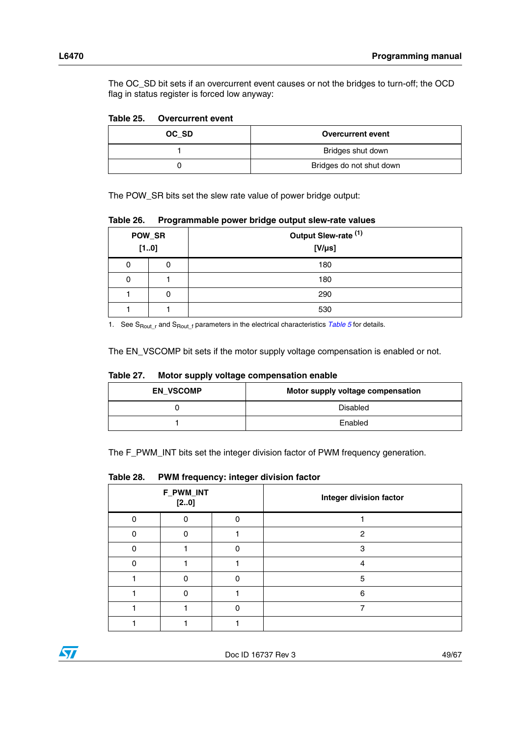The OC_SD bit sets if an overcurrent event causes or not the bridges to turn-off; the OCD flag in status register is forced low anyway:

**Table 25. Overcurrent event**

| OC_SD | Overcurrent event |
|---|---|
| 1 | Bridges shut down |
| 0 | Bridges do not shut down |

The POW_SR bits set the slew rate value of power bridge output:

**Table 26. Programmable power bridge output slew-rate values**

| POW_SR [1..0] | | Output Slew-rate [(1)] [V/µs] |
|---|---|---|
| 0 | 0 | 180 |
| 0 | 1 | 180 |
| 1 | 0 | 290 |
| 1 | 1 | 530 |

1. See $S_{Rout\_r}$ and $S_{Rout\_f}$ parameters in the electrical characteristics *Table 5* for details.

The EN_VSCOMP bit sets if the motor supply voltage compensation is enabled or not.

**Table 27. Motor supply voltage compensation enable**

| EN_VSCOMP | Motor supply voltage compensation |
|---|---|
| 0 | Disabled |
| 1 | Enabled |

The F_PWM_INT bits set the integer division factor of PWM frequency generation.

**Table 28. PWM frequency: integer division factor**

| F_PWM_INT [2..0] | | | Integer division factor |
|---|---|---|---|
| 0 | 0 | 0 | 1 |
| 0 | 0 | 1 | 2 |
| 0 | 1 | 0 | 3 |
| 0 | 1 | 1 | 4 |
| 1 | 0 | 0 | 5 |
| 1 | 0 | 1 | 6 |
| 1 | 1 | 0 | 7 |
| 1 | 1 | 1 | |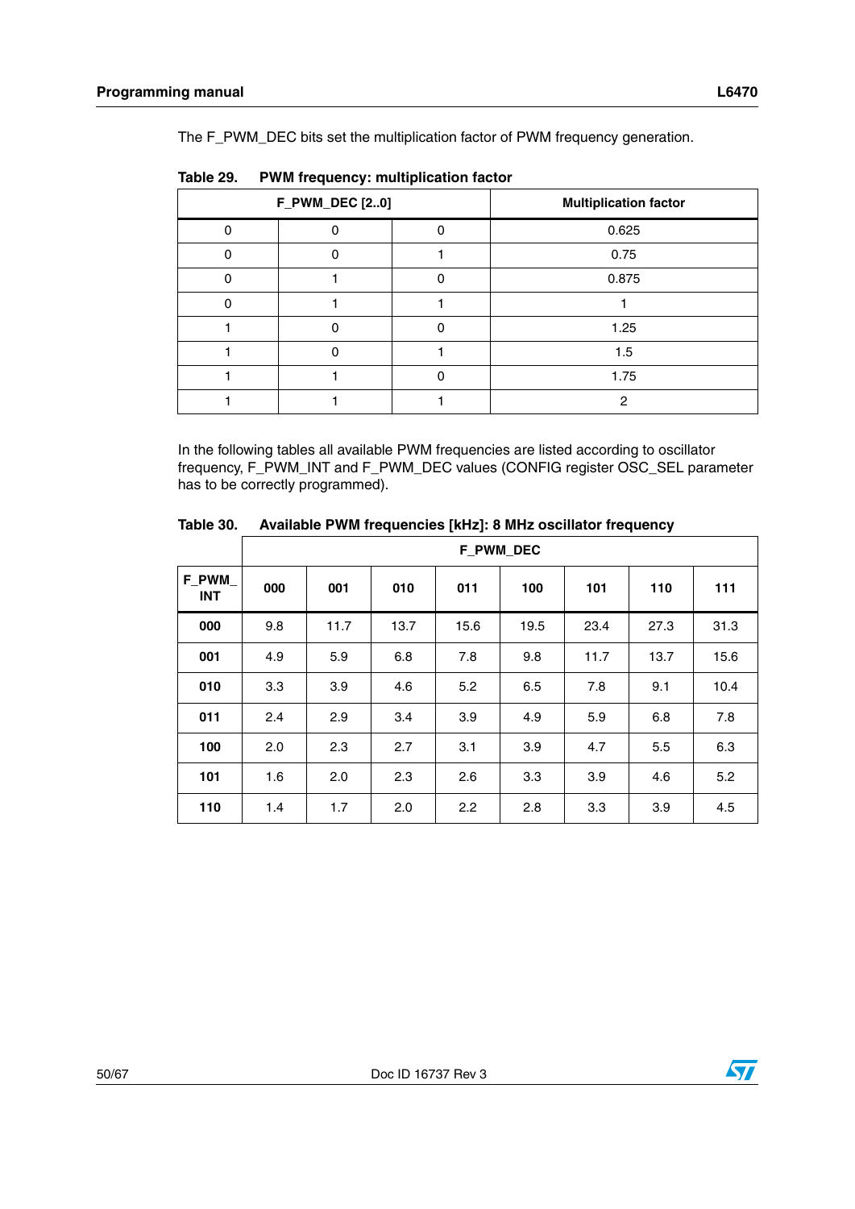The F_PWM_DEC bits set the multiplication factor of PWM frequency generation.

**Table 29. PWM frequency: multiplication factor**

| F_PWM_DEC [2..0] | | | Multiplication factor |
|---|---|---|---|
| 0 | 0 | 0 | 0.625 |
| 0 | 0 | 1 | 0.75 |
| 0 | 1 | 0 | 0.875 |
| 0 | 1 | 1 | 1 |
| 1 | 0 | 0 | 1.25 |
| 1 | 0 | 1 | 1.5 |
| 1 | 1 | 0 | 1.75 |
| 1 | 1 | 1 | 2 |

In the following tables all available PWM frequencies are listed according to oscillator frequency, F_PWM_INT and F_PWM_DEC values (CONFIG register OSC_SEL parameter has to be correctly programmed).

**Table 30. Available PWM frequencies [kHz]: 8 MHz oscillator frequency**

| | F_PWM_DEC | | | | | | | |
|---|---|---|---|---|---|---|---|---|
| **F_PWM_INT** | **000** | **001** | **010** | **011** | **100** | **101** | **110** | **111** |
| **000** | 9.8 | 11.7 | 13.7 | 15.6 | 19.5 | 23.4 | 27.3 | 31.3 |
| **001** | 4.9 | 5.9 | 6.8 | 7.8 | 9.8 | 11.7 | 13.7 | 15.6 |
| **010** | 3.3 | 3.9 | 4.6 | 5.2 | 6.5 | 7.8 | 9.1 | 10.4 |
| **011** | 2.4 | 2.9 | 3.4 | 3.9 | 4.9 | 5.9 | 6.8 | 7.8 |
| **100** | 2.0 | 2.3 | 2.7 | 3.1 | 3.9 | 4.7 | 5.5 | 6.3 |
| **101** | 1.6 | 2.0 | 2.3 | 2.6 | 3.3 | 3.9 | 4.6 | 5.2 |
| **110** | 1.4 | 1.7 | 2.0 | 2.2 | 2.8 | 3.3 | 3.9 | 4.5 |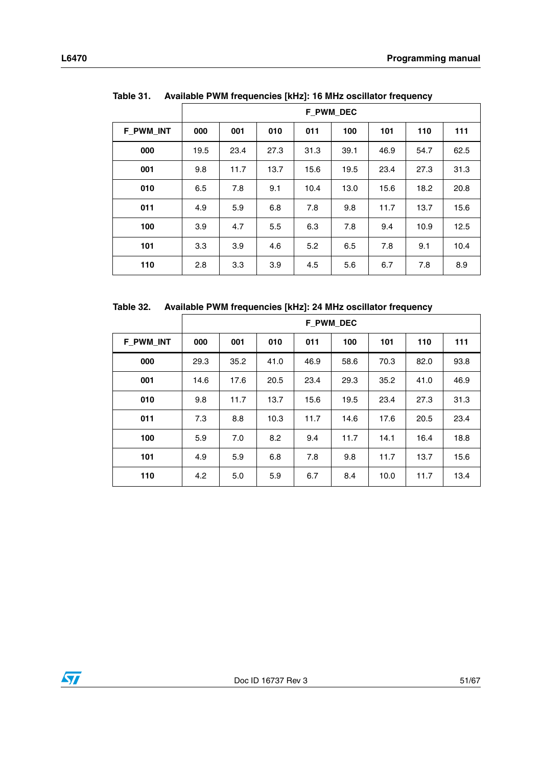**Table 31. Available PWM frequencies [kHz]: 16 MHz oscillator frequency**

| | F_PWM_DEC | | | | | | | |
|---|---|---|---|---|---|---|---|---|
| **F_PWM_INT** | **000** | **001** | **010** | **011** | **100** | **101** | **110** | **111** |
| **000** | 19.5 | 23.4 | 27.3 | 31.3 | 39.1 | 46.9 | 54.7 | 62.5 |
| **001** | 9.8 | 11.7 | 13.7 | 15.6 | 19.5 | 23.4 | 27.3 | 31.3 |
| **010** | 6.5 | 7.8 | 9.1 | 10.4 | 13.0 | 15.6 | 18.2 | 20.8 |
| **011** | 4.9 | 5.9 | 6.8 | 7.8 | 9.8 | 11.7 | 13.7 | 15.6 |
| **100** | 3.9 | 4.7 | 5.5 | 6.3 | 7.8 | 9.4 | 10.9 | 12.5 |
| **101** | 3.3 | 3.9 | 4.6 | 5.2 | 6.5 | 7.8 | 9.1 | 10.4 |
| **110** | 2.8 | 3.3 | 3.9 | 4.5 | 5.6 | 6.7 | 7.8 | 8.9 |

**Table 32. Available PWM frequencies [kHz]: 24 MHz oscillator frequency**

| | F_PWM_DEC | | | | | | | |
|---|---|---|---|---|---|---|---|---|
| **F_PWM_INT** | **000** | **001** | **010** | **011** | **100** | **101** | **110** | **111** |
| **000** | 29.3 | 35.2 | 41.0 | 46.9 | 58.6 | 70.3 | 82.0 | 93.8 |
| **001** | 14.6 | 17.6 | 20.5 | 23.4 | 29.3 | 35.2 | 41.0 | 46.9 |
| **010** | 9.8 | 11.7 | 13.7 | 15.6 | 19.5 | 23.4 | 27.3 | 31.3 |
| **011** | 7.3 | 8.8 | 10.3 | 11.7 | 14.6 | 17.6 | 20.5 | 23.4 |
| **100** | 5.9 | 7.0 | 8.2 | 9.4 | 11.7 | 14.1 | 16.4 | 18.8 |
| **101** | 4.9 | 5.9 | 6.8 | 7.8 | 9.8 | 11.7 | 13.7 | 15.6 |
| **110** | 4.2 | 5.0 | 5.9 | 6.7 | 8.4 | 10.0 | 11.7 | 13.4 |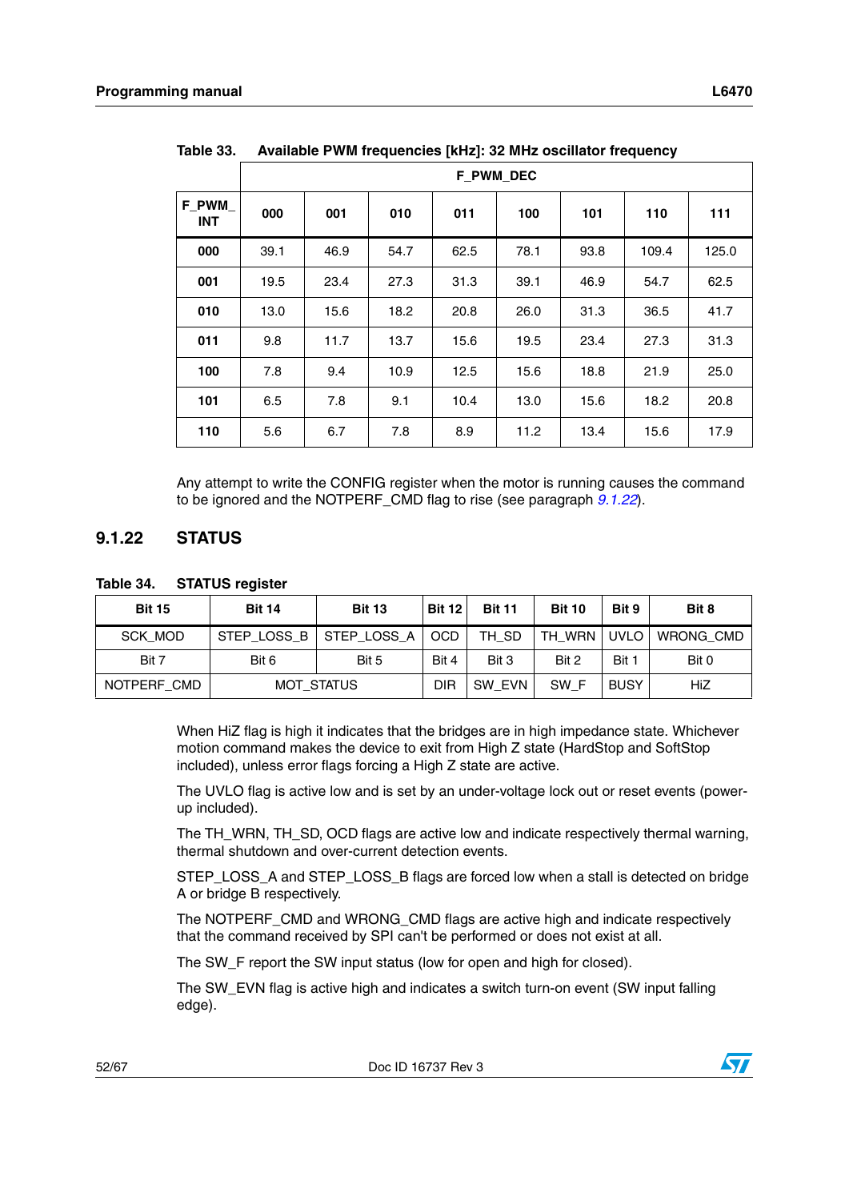**Table 33. Available PWM frequencies [kHz]: 32 MHz oscillator frequency**

| F_PWM_INT | F_PWM_DEC | | | | | | | |
|---|---|---|---|---|---|---|---|---|
| | **000** | **001** | **010** | **011** | **100** | **101** | **110** | **111** |
| **000** | 39.1 | 46.9 | 54.7 | 62.5 | 78.1 | 93.8 | 109.4 | 125.0 |
| **001** | 19.5 | 23.4 | 27.3 | 31.3 | 39.1 | 46.9 | 54.7 | 62.5 |
| **010** | 13.0 | 15.6 | 18.2 | 20.8 | 26.0 | 31.3 | 36.5 | 41.7 |
| **011** | 9.8 | 11.7 | 13.7 | 15.6 | 19.5 | 23.4 | 27.3 | 31.3 |
| **100** | 7.8 | 9.4 | 10.9 | 12.5 | 15.6 | 18.8 | 21.9 | 25.0 |
| **101** | 6.5 | 7.8 | 9.1 | 10.4 | 13.0 | 15.6 | 18.2 | 20.8 |
| **110** | 5.6 | 6.7 | 7.8 | 8.9 | 11.2 | 13.4 | 15.6 | 17.9 |

Any attempt to write the CONFIG register when the motor is running causes the command to be ignored and the NOTPERF_CMD flag to rise (see paragraph *9.1.22*).

### 9.1.22 STATUS

**Table 34. STATUS register**

| Bit 15 | Bit 14 | Bit 13 | Bit 12 | Bit 11 | Bit 10 | Bit 9 | Bit 8 |
|---|---|---|---|---|---|---|---|
| SCK_MOD | STEP_LOSS_B | STEP_LOSS_A | OCD | TH_SD | TH_WRN | UVLO | WRONG_CMD |
| Bit 7 | Bit 6 | Bit 5 | Bit 4 | Bit 3 | Bit 2 | Bit 1 | Bit 0 |
| NOTPERF_CMD | MOT_STATUS | | DIR | SW_EVN | SW_F | BUSY | HiZ |

When HiZ flag is high it indicates that the bridges are in high impedance state. Whichever motion command makes the device to exit from High Z state (HardStop and SoftStop included), unless error flags forcing a High Z state are active.

The UVLO flag is active low and is set by an under-voltage lock out or reset events (power-up included).

The TH_WRN, TH_SD, OCD flags are active low and indicate respectively thermal warning, thermal shutdown and over-current detection events.

STEP_LOSS_A and STEP_LOSS_B flags are forced low when a stall is detected on bridge A or bridge B respectively.

The NOTPERF_CMD and WRONG_CMD flags are active high and indicate respectively that the command received by SPI can't be performed or does not exist at all.

The SW_F report the SW input status (low for open and high for closed).

The SW_EVN flag is active high and indicates a switch turn-on event (SW input falling edge).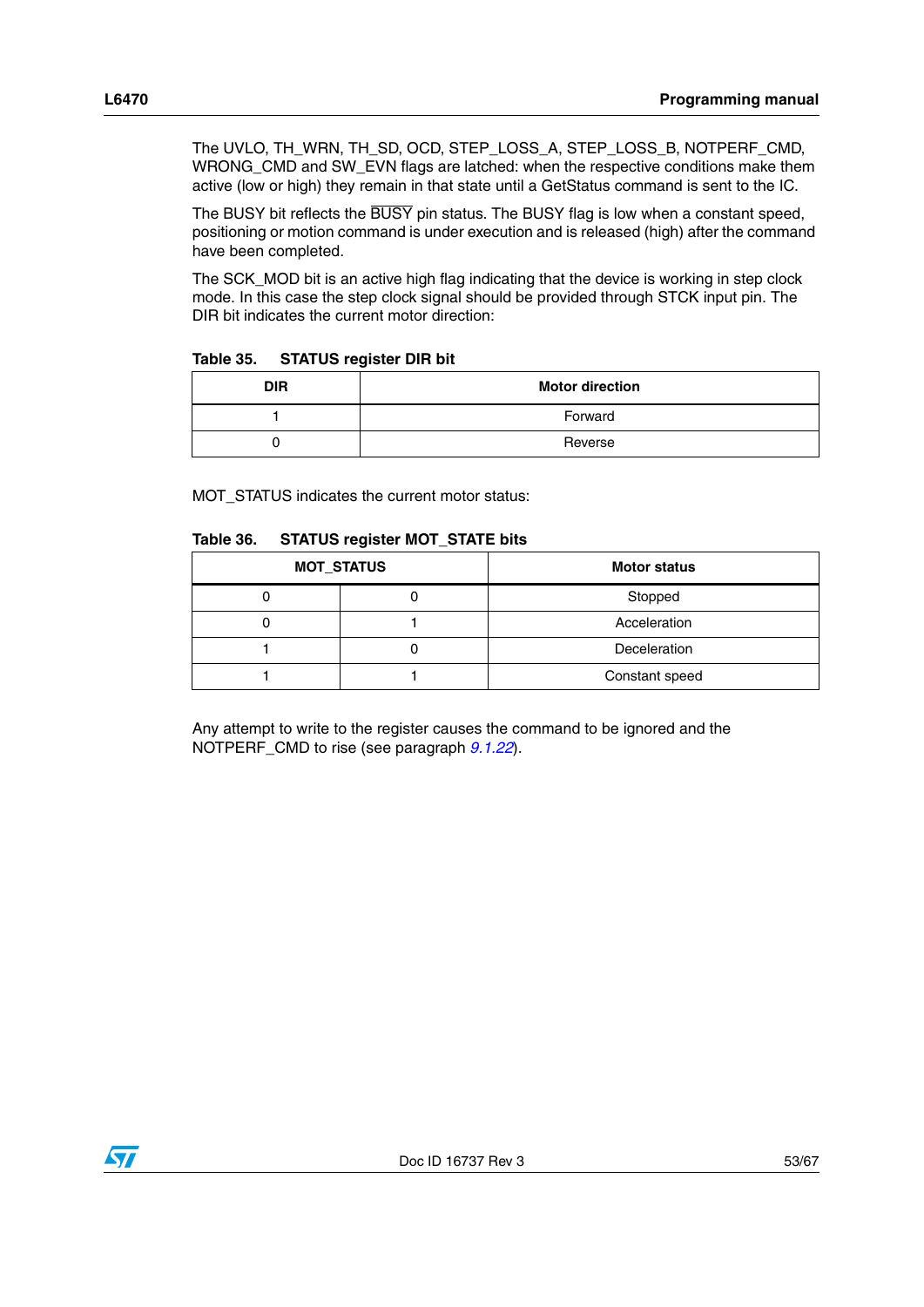The UVLO, TH_WRN, TH_SD, OCD, STEP_LOSS_A, STEP_LOSS_B, NOTPERF_CMD, WRONG_CMD and SW_EVN flags are latched: when the respective conditions make them active (low or high) they remain in that state until a GetStatus command is sent to the IC.

The BUSY bit reflects the $\overline{\text{BUSY}}$ pin status. The BUSY flag is low when a constant speed, positioning or motion command is under execution and is released (high) after the command have been completed.

The SCK_MOD bit is an active high flag indicating that the device is working in step clock mode. In this case the step clock signal should be provided through STCK input pin. The DIR bit indicates the current motor direction:

**Table 35. STATUS register DIR bit**

| DIR | Motor direction |
|---|---|
| 1 | Forward |
| 0 | Reverse |

MOT_STATUS indicates the current motor status:

**Table 36. STATUS register MOT_STATE bits**

| MOT_STATUS | | Motor status |
|---|---|---|
| 0 | 0 | Stopped |
| 0 | 1 | Acceleration |
| 1 | 0 | Deceleration |
| 1 | 1 | Constant speed |

Any attempt to write to the register causes the command to be ignored and the NOTPERF_CMD to rise (see paragraph *9.1.22*).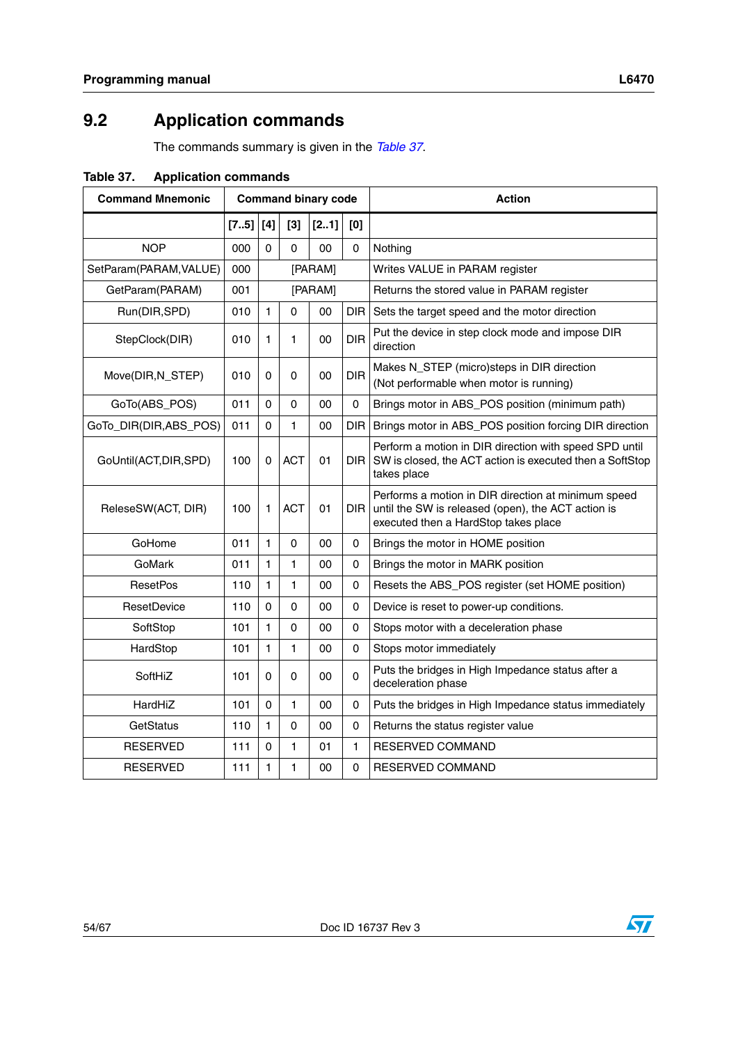## 9.2 Application commands

The commands summary is given in the *Table 37*.

**Table 37. Application commands**

| Command Mnemonic | Command binary code | | | | | Action |
|---|---|---|---|---|---|---|
| | [7..5] | [4] | [3] | [2..1] | [0] | |
| NOP | 000 | 0 | 0 | 00 | 0 | Nothing |
| SetParam(PARAM,VALUE) | 000 | [PARAM] | | | | Writes VALUE in PARAM register |
| GetParam(PARAM) | 001 | [PARAM] | | | | Returns the stored value in PARAM register |
| Run(DIR,SPD) | 010 | 1 | 0 | 00 | DIR | Sets the target speed and the motor direction |
| StepClock(DIR) | 010 | 1 | 1 | 00 | DIR | Put the device in step clock mode and impose DIR direction |
| Move(DIR,N_STEP) | 010 | 0 | 0 | 00 | DIR | Makes N_STEP (micro)steps in DIR direction (Not performable when motor is running) |
| GoTo(ABS_POS) | 011 | 0 | 0 | 00 | 0 | Brings motor in ABS_POS position (minimum path) |
| GoTo_DIR(DIR,ABS_POS) | 011 | 0 | 1 | 00 | DIR | Brings motor in ABS_POS position forcing DIR direction |
| GoUntil(ACT,DIR,SPD) | 100 | 0 | ACT | 01 | DIR | Perform a motion in DIR direction with speed SPD until SW is closed, the ACT action is executed then a SoftStop takes place |
| ReleseSW(ACT, DIR) | 100 | 1 | ACT | 01 | DIR | Performs a motion in DIR direction at minimum speed until the SW is released (open), the ACT action is executed then a HardStop takes place |
| GoHome | 011 | 1 | 0 | 00 | 0 | Brings the motor in HOME position |
| GoMark | 011 | 1 | 1 | 00 | 0 | Brings the motor in MARK position |
| ResetPos | 110 | 1 | 1 | 00 | 0 | Resets the ABS_POS register (set HOME position) |
| ResetDevice | 110 | 0 | 0 | 00 | 0 | Device is reset to power-up conditions. |
| SoftStop | 101 | 1 | 0 | 00 | 0 | Stops motor with a deceleration phase |
| HardStop | 101 | 1 | 1 | 00 | 0 | Stops motor immediately |
| SoftHiZ | 101 | 0 | 0 | 00 | 0 | Puts the bridges in High Impedance status after a deceleration phase |
| HardHiZ | 101 | 0 | 1 | 00 | 0 | Puts the bridges in High Impedance status immediately |
| GetStatus | 110 | 1 | 0 | 00 | 0 | Returns the status register value |
| RESERVED | 111 | 0 | 1 | 01 | 1 | RESERVED COMMAND |
| RESERVED | 111 | 1 | 1 | 00 | 0 | RESERVED COMMAND |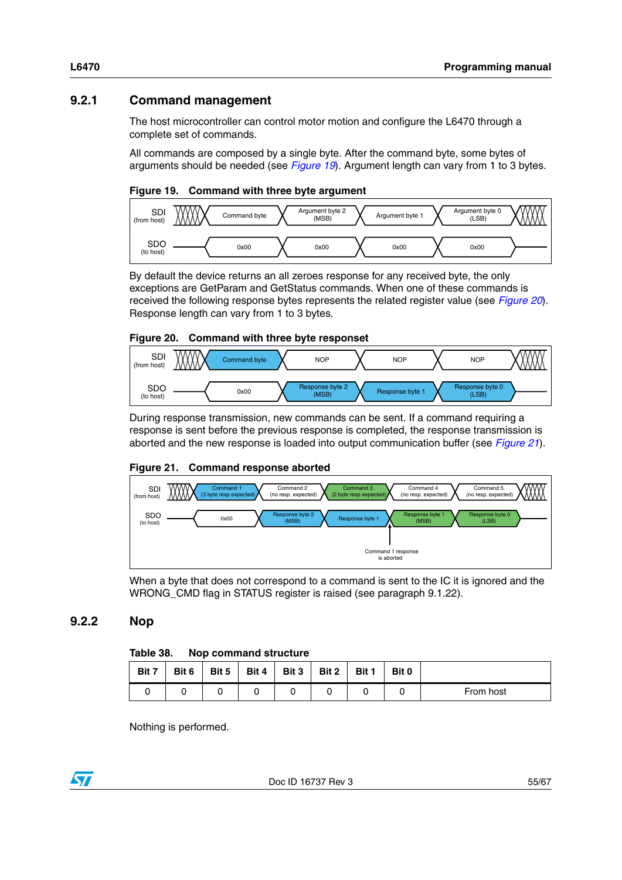### 9.2.1 Command management

The host microcontroller can control motor motion and configure the L6470 through a complete set of commands.

All commands are composed by a single byte. After the command byte, some bytes of arguments should be needed (see *Figure 19*). Argument length can vary from 1 to 3 bytes.

**Figure 19. Command with three byte argument**

| | | | | |
|---|---|---|---|---|
| SDI (from host) | Command byte | Argument byte 2 (MSB) | Argument byte 1 | Argument byte 0 (LSB) |
| SDO (to host) | 0x00 | 0x00 | 0x00 | 0x00 |

By default the device returns an all zeroes response for any received byte, the only exceptions are GetParam and GetStatus commands. When one of these commands is received the following response bytes represents the related register value (see *Figure 20*). Response length can vary from 1 to 3 bytes.

**Figure 20. Command with three byte responset**

| | | | | |
|---|---|---|---|---|
| SDI (from host) | Command byte | NOP | NOP | NOP |
| SDO (to host) | 0x00 | Response byte 2 (MSB) | Response byte 1 | Response byte 0 (LSB) |

During response transmission, new commands can be sent. If a command requiring a response is sent before the previous response is completed, the response transmission is aborted and the new response is loaded into output communication buffer (see *Figure 21*).

**Figure 21. Command response aborted**

| | | | | | |
|---|---|---|---|---|---|
| SDI (from host) | Command 1 (3 byte resp expected) | Command 2 (no resp. expected) | Command 3 (2 byte resp expected) | Command 4 (no resp. expected) | Command 5 (no resp. expected) |
| SDO (to host) | 0x00 | Response byte 2 (MSB) | Response byte 1 | Response byte 1 (MSB) | Response byte 0 (LSB) |

Command 1 response is aborted

When a byte that does not correspond to a command is sent to the IC it is ignored and the WRONG_CMD flag in STATUS register is raised (see paragraph 9.1.22).

### 9.2.2 Nop

**Table 38. Nop command structure**

| Bit 7 | Bit 6 | Bit 5 | Bit 4 | Bit 3 | Bit 2 | Bit 1 | Bit 0 | |
|---|---|---|---|---|---|---|---|---|
| 0 | 0 | 0 | 0 | 0 | 0 | 0 | 0 | From host |

Nothing is performed.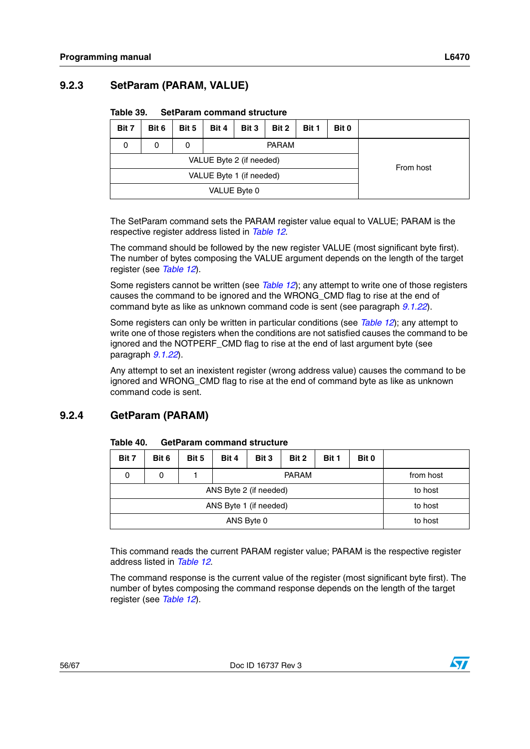## 9.2.3 SetParam (PARAM, VALUE)

**Table 39. SetParam command structure**

| Bit 7 | Bit 6 | Bit 5 | Bit 4 | Bit 3 | Bit 2 | Bit 1 | Bit 0 | |
|---|---|---|---|---|---|---|---|---|
| 0 | 0 | 0 | PARAM | | | | | From host |
| VALUE Byte 2 (if needed) | | | | | | | | |
| VALUE Byte 1 (if needed) | | | | | | | | |
| VALUE Byte 0 | | | | | | | | |

The SetParam command sets the PARAM register value equal to VALUE; PARAM is the respective register address listed in *Table 12*.

The command should be followed by the new register VALUE (most significant byte first). The number of bytes composing the VALUE argument depends on the length of the target register (see *Table 12*).

Some registers cannot be written (see *Table 12*); any attempt to write one of those registers causes the command to be ignored and the WRONG_CMD flag to rise at the end of command byte as like as unknown command code is sent (see paragraph *9.1.22*).

Some registers can only be written in particular conditions (see *Table 12*); any attempt to write one of those registers when the conditions are not satisfied causes the command to be ignored and the NOTPERF_CMD flag to rise at the end of last argument byte (see paragraph *9.1.22*).

Any attempt to set an inexistent register (wrong address value) causes the command to be ignored and WRONG_CMD flag to rise at the end of command byte as like as unknown command code is sent.

## 9.2.4 GetParam (PARAM)

**Table 40. GetParam command structure**

| Bit 7 | Bit 6 | Bit 5 | Bit 4 | Bit 3 | Bit 2 | Bit 1 | Bit 0 | |
|---|---|---|---|---|---|---|---|---|
| 0 | 0 | 1 | PARAM | | | | | from host |
| ANS Byte 2 (if needed) | | | | | | | | to host |
| ANS Byte 1 (if needed) | | | | | | | | to host |
| ANS Byte 0 | | | | | | | | to host |

This command reads the current PARAM register value; PARAM is the respective register address listed in *Table 12*.

The command response is the current value of the register (most significant byte first). The number of bytes composing the command response depends on the length of the target register (see *Table 12*).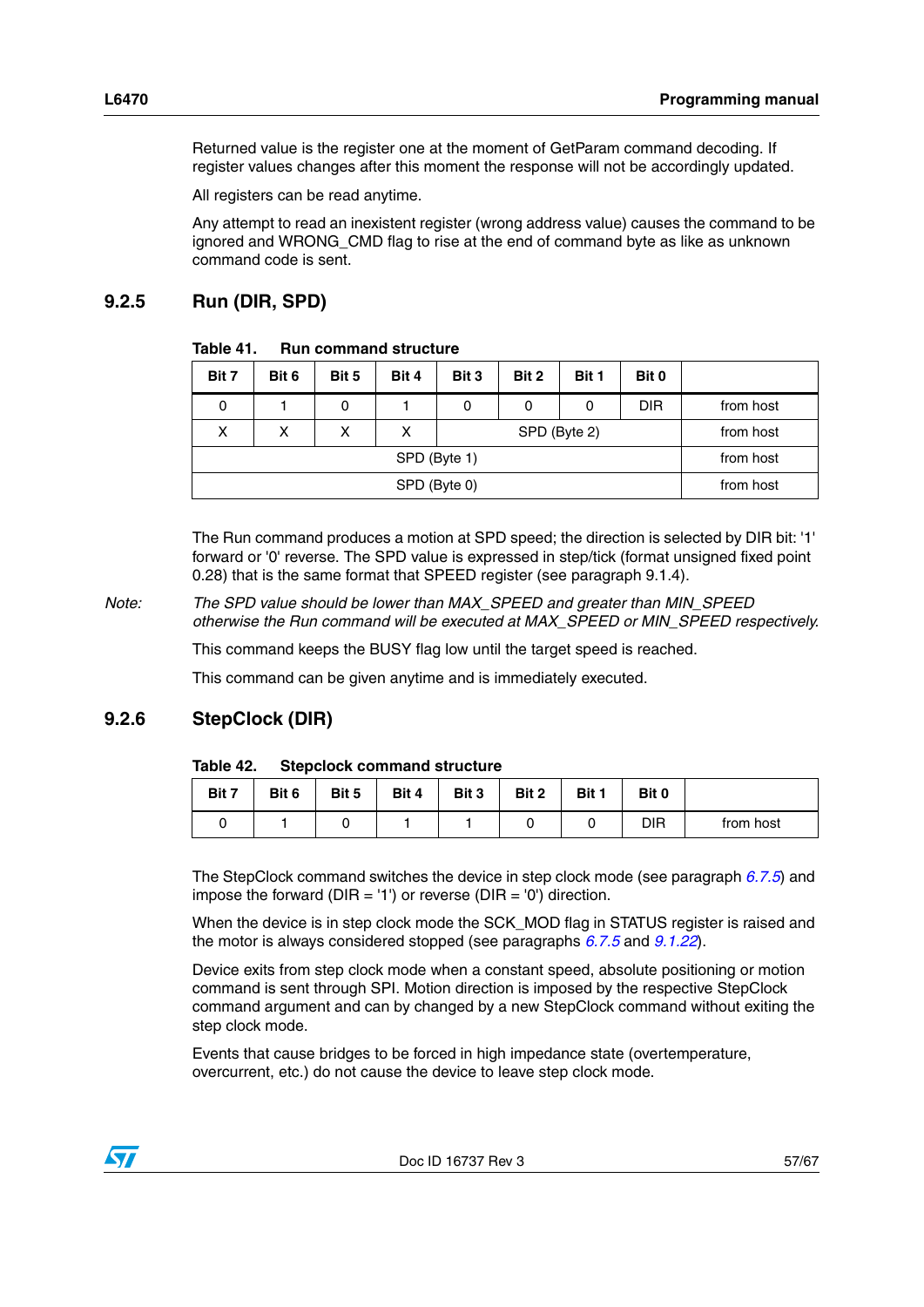Returned value is the register one at the moment of GetParam command decoding. If register values changes after this moment the response will not be accordingly updated.

All registers can be read anytime.

Any attempt to read an inexistent register (wrong address value) causes the command to be ignored and WRONG_CMD flag to rise at the end of command byte as like as unknown command code is sent.

### 9.2.5 Run (DIR, SPD)

**Table 41. Run command structure**

| Bit 7 | Bit 6 | Bit 5 | Bit 4 | Bit 3 | Bit 2 | Bit 1 | Bit 0 | |
|---|---|---|---|---|---|---|---|---|
| 0 | 1 | 0 | 1 | 0 | 0 | 0 | DIR | from host |
| X | X | X | X | SPD (Byte 2) | | | | from host |
| SPD (Byte 1) | | | | | | | | from host |
| SPD (Byte 0) | | | | | | | | from host |

The Run command produces a motion at SPD speed; the direction is selected by DIR bit: '1' forward or '0' reverse. The SPD value is expressed in step/tick (format unsigned fixed point 0.28) that is the same format that SPEED register (see paragraph 9.1.4).

*Note: The SPD value should be lower than MAX_SPEED and greater than MIN_SPEED otherwise the Run command will be executed at MAX_SPEED or MIN_SPEED respectively.*

This command keeps the BUSY flag low until the target speed is reached.

This command can be given anytime and is immediately executed.

### 9.2.6 StepClock (DIR)

**Table 42. Stepclock command structure**

| Bit 7 | Bit 6 | Bit 5 | Bit 4 | Bit 3 | Bit 2 | Bit 1 | Bit 0 | |
|---|---|---|---|---|---|---|---|---|
| 0 | 1 | 0 | 1 | 1 | 0 | 0 | DIR | from host |

The StepClock command switches the device in step clock mode (see paragraph 6.7.5) and impose the forward (DIR = '1') or reverse (DIR = '0') direction.

When the device is in step clock mode the SCK_MOD flag in STATUS register is raised and the motor is always considered stopped (see paragraphs 6.7.5 and 9.1.22).

Device exits from step clock mode when a constant speed, absolute positioning or motion command is sent through SPI. Motion direction is imposed by the respective StepClock command argument and can by changed by a new StepClock command without exiting the step clock mode.

Events that cause bridges to be forced in high impedance state (overtemperature, overcurrent, etc.) do not cause the device to leave step clock mode.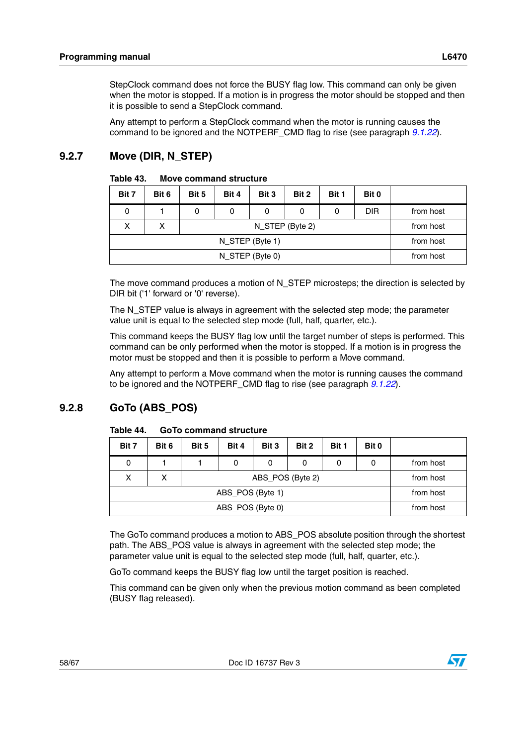StepClock command does not force the BUSY flag low. This command can only be given when the motor is stopped. If a motion is in progress the motor should be stopped and then it is possible to send a StepClock command.

Any attempt to perform a StepClock command when the motor is running causes the command to be ignored and the NOTPERF_CMD flag to rise (see paragraph *9.1.22*).

### 9.2.7 Move (DIR, N_STEP)

**Table 43. Move command structure**

| Bit 7 | Bit 6 | Bit 5 | Bit 4 | Bit 3 | Bit 2 | Bit 1 | Bit 0 | |
|---|---|---|---|---|---|---|---|---|
| 0 | 1 | 0 | 0 | 0 | 0 | 0 | DIR | from host |
| X | X | N_STEP (Byte 2) | | | | | | from host |
| N_STEP (Byte 1) | | | | | | | | from host |
| N_STEP (Byte 0) | | | | | | | | from host |

The move command produces a motion of N_STEP microsteps; the direction is selected by DIR bit ('1' forward or '0' reverse).

The N_STEP value is always in agreement with the selected step mode; the parameter value unit is equal to the selected step mode (full, half, quarter, etc.).

This command keeps the BUSY flag low until the target number of steps is performed. This command can be only performed when the motor is stopped. If a motion is in progress the motor must be stopped and then it is possible to perform a Move command.

Any attempt to perform a Move command when the motor is running causes the command to be ignored and the NOTPERF_CMD flag to rise (see paragraph *9.1.22*).

### 9.2.8 GoTo (ABS_POS)

**Table 44. GoTo command structure**

| Bit 7 | Bit 6 | Bit 5 | Bit 4 | Bit 3 | Bit 2 | Bit 1 | Bit 0 | |
|---|---|---|---|---|---|---|---|---|
| 0 | 1 | 1 | 0 | 0 | 0 | 0 | 0 | from host |
| X | X | ABS_POS (Byte 2) | | | | | | from host |
| ABS_POS (Byte 1) | | | | | | | | from host |
| ABS_POS (Byte 0) | | | | | | | | from host |

The GoTo command produces a motion to ABS_POS absolute position through the shortest path. The ABS_POS value is always in agreement with the selected step mode; the parameter value unit is equal to the selected step mode (full, half, quarter, etc.).

GoTo command keeps the BUSY flag low until the target position is reached.

This command can be given only when the previous motion command as been completed (BUSY flag released).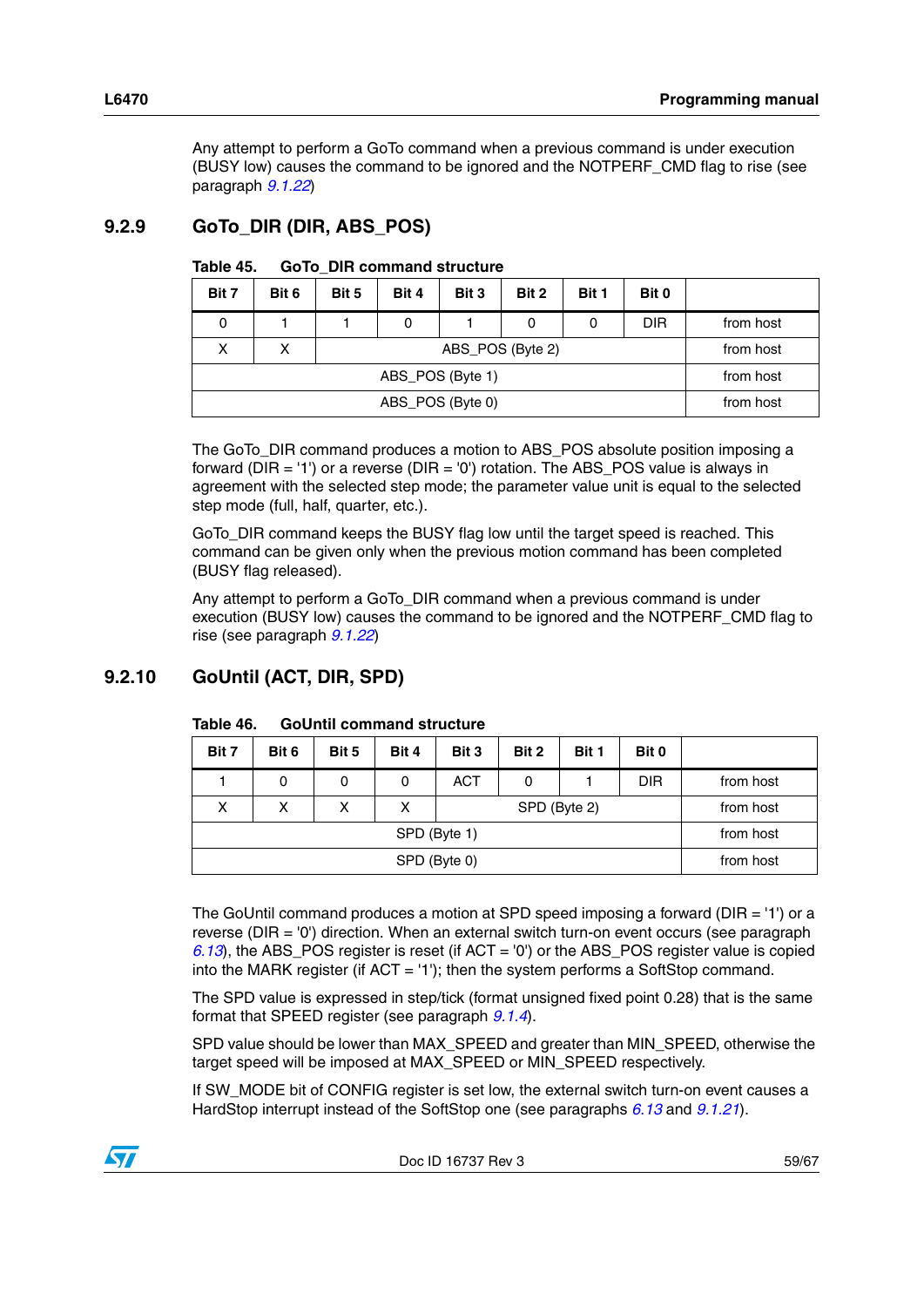Any attempt to perform a GoTo command when a previous command is under execution (BUSY low) causes the command to be ignored and the NOTPERF_CMD flag to rise (see paragraph *9.1.22*)

### 9.2.9 GoTo_DIR (DIR, ABS_POS)

**Table 45. GoTo_DIR command structure**

| Bit 7 | Bit 6 | Bit 5 | Bit 4 | Bit 3 | Bit 2 | Bit 1 | Bit 0 | |
|---|---|---|---|---|---|---|---|---|
| 0 | 1 | 1 | 0 | 1 | 0 | 0 | DIR | from host |
| X | X | ABS_POS (Byte 2) | | | | | | from host |
| ABS_POS (Byte 1) | | | | | | | | from host |
| ABS_POS (Byte 0) | | | | | | | | from host |

The GoTo_DIR command produces a motion to ABS_POS absolute position imposing a forward (DIR = '1') or a reverse (DIR = '0') rotation. The ABS_POS value is always in agreement with the selected step mode; the parameter value unit is equal to the selected step mode (full, half, quarter, etc.).

GoTo_DIR command keeps the BUSY flag low until the target speed is reached. This command can be given only when the previous motion command has been completed (BUSY flag released).

Any attempt to perform a GoTo_DIR command when a previous command is under execution (BUSY low) causes the command to be ignored and the NOTPERF_CMD flag to rise (see paragraph *9.1.22*)

### 9.2.10 GoUntil (ACT, DIR, SPD)

**Table 46. GoUntil command structure**

| Bit 7 | Bit 6 | Bit 5 | Bit 4 | Bit 3 | Bit 2 | Bit 1 | Bit 0 | |
|---|---|---|---|---|---|---|---|---|
| 1 | 0 | 0 | 0 | ACT | 0 | 1 | DIR | from host |
| X | X | X | X | SPD (Byte 2) | | | | from host |
| SPD (Byte 1) | | | | | | | | from host |
| SPD (Byte 0) | | | | | | | | from host |

The GoUntil command produces a motion at SPD speed imposing a forward (DIR = '1') or a reverse (DIR = '0') direction. When an external switch turn-on event occurs (see paragraph *6.13*), the ABS_POS register is reset (if ACT = '0') or the ABS_POS register value is copied into the MARK register (if ACT = '1'); then the system performs a SoftStop command.

The SPD value is expressed in step/tick (format unsigned fixed point 0.28) that is the same format that SPEED register (see paragraph *9.1.4*).

SPD value should be lower than MAX_SPEED and greater than MIN_SPEED, otherwise the target speed will be imposed at MAX_SPEED or MIN_SPEED respectively.

If SW_MODE bit of CONFIG register is set low, the external switch turn-on event causes a HardStop interrupt instead of the SoftStop one (see paragraphs *6.13* and *9.1.21*).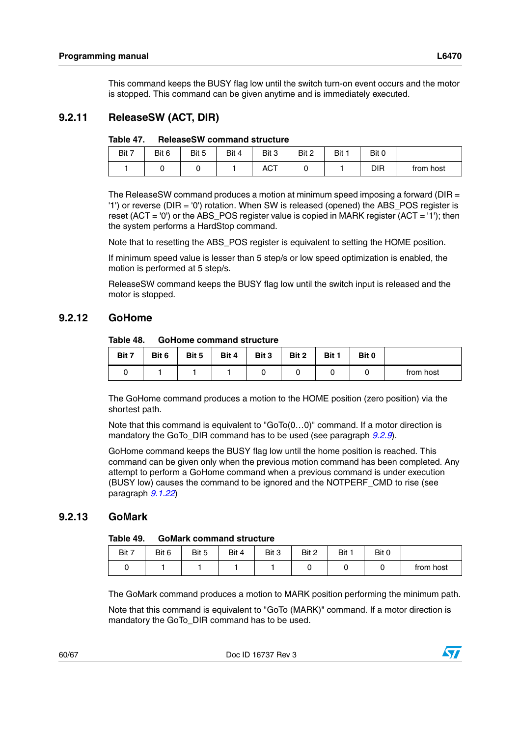This command keeps the BUSY flag low until the switch turn-on event occurs and the motor is stopped. This command can be given anytime and is immediately executed.

### 9.2.11 ReleaseSW (ACT, DIR)

**Table 47. ReleaseSW command structure**

| Bit 7 | Bit 6 | Bit 5 | Bit 4 | Bit 3 | Bit 2 | Bit 1 | Bit 0 | |
|---|---|---|---|---|---|---|---|---|
| 1 | 0 | 0 | 1 | ACT | 0 | 1 | DIR | from host |

The ReleaseSW command produces a motion at minimum speed imposing a forward (DIR = '1') or reverse (DIR = '0') rotation. When SW is released (opened) the ABS_POS register is reset (ACT = '0') or the ABS_POS register value is copied in MARK register (ACT = '1'); then the system performs a HardStop command.

Note that to resetting the ABS_POS register is equivalent to setting the HOME position.

If minimum speed value is lesser than 5 step/s or low speed optimization is enabled, the motion is performed at 5 step/s.

ReleaseSW command keeps the BUSY flag low until the switch input is released and the motor is stopped.

### 9.2.12 GoHome

**Table 48. GoHome command structure**

| Bit 7 | Bit 6 | Bit 5 | Bit 4 | Bit 3 | Bit 2 | Bit 1 | Bit 0 | |
|---|---|---|---|---|---|---|---|---|
| 0 | 1 | 1 | 1 | 0 | 0 | 0 | 0 | from host |

The GoHome command produces a motion to the HOME position (zero position) via the shortest path.

Note that this command is equivalent to "GoTo(0…0)" command. If a motor direction is mandatory the GoTo_DIR command has to be used (see paragraph *9.2.9*).

GoHome command keeps the BUSY flag low until the home position is reached. This command can be given only when the previous motion command has been completed. Any attempt to perform a GoHome command when a previous command is under execution (BUSY low) causes the command to be ignored and the NOTPERF_CMD to rise (see paragraph *9.1.22*)

### 9.2.13 GoMark

**Table 49. GoMark command structure**

| Bit 7 | Bit 6 | Bit 5 | Bit 4 | Bit 3 | Bit 2 | Bit 1 | Bit 0 | |
|---|---|---|---|---|---|---|---|---|
| 0 | 1 | 1 | 1 | 1 | 0 | 0 | 0 | from host |

The GoMark command produces a motion to MARK position performing the minimum path.

Note that this command is equivalent to "GoTo (MARK)" command. If a motor direction is mandatory the GoTo_DIR command has to be used.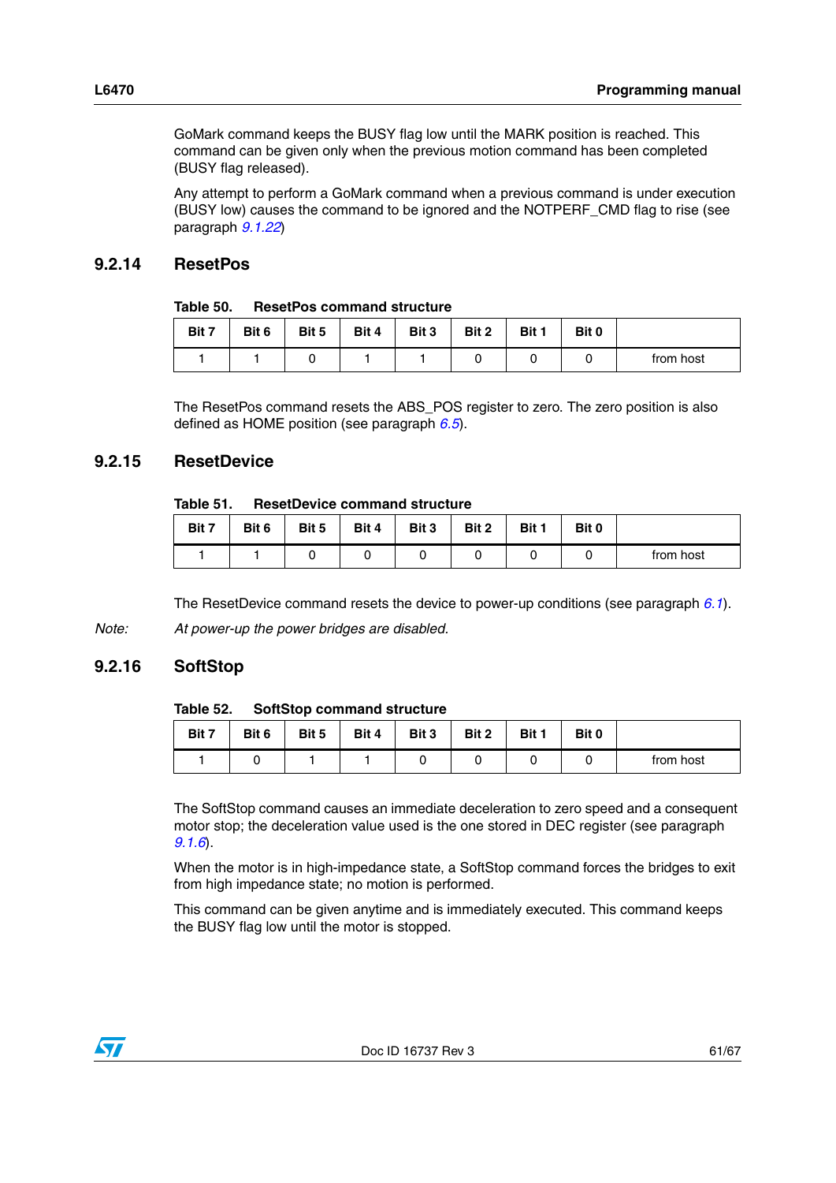GoMark command keeps the BUSY flag low until the MARK position is reached. This command can be given only when the previous motion command has been completed (BUSY flag released).

Any attempt to perform a GoMark command when a previous command is under execution (BUSY low) causes the command to be ignored and the NOTPERF_CMD flag to rise (see paragraph *9.1.22*)

### 9.2.14 ResetPos

**Table 50. ResetPos command structure**

| Bit 7 | Bit 6 | Bit 5 | Bit 4 | Bit 3 | Bit 2 | Bit 1 | Bit 0 | |
|---|---|---|---|---|---|---|---|---|
| 1 | 1 | 0 | 1 | 1 | 0 | 0 | 0 | from host |

The ResetPos command resets the ABS_POS register to zero. The zero position is also defined as HOME position (see paragraph *6.5*).

### 9.2.15 ResetDevice

**Table 51. ResetDevice command structure**

| Bit 7 | Bit 6 | Bit 5 | Bit 4 | Bit 3 | Bit 2 | Bit 1 | Bit 0 | |
|---|---|---|---|---|---|---|---|---|
| 1 | 1 | 0 | 0 | 0 | 0 | 0 | 0 | from host |

The ResetDevice command resets the device to power-up conditions (see paragraph *6.1*).

*Note: At power-up the power bridges are disabled.*

### 9.2.16 SoftStop

**Table 52. SoftStop command structure**

| Bit 7 | Bit 6 | Bit 5 | Bit 4 | Bit 3 | Bit 2 | Bit 1 | Bit 0 | |
|---|---|---|---|---|---|---|---|---|
| 1 | 0 | 1 | 1 | 0 | 0 | 0 | 0 | from host |

The SoftStop command causes an immediate deceleration to zero speed and a consequent motor stop; the deceleration value used is the one stored in DEC register (see paragraph *9.1.6*).

When the motor is in high-impedance state, a SoftStop command forces the bridges to exit from high impedance state; no motion is performed.

This command can be given anytime and is immediately executed. This command keeps the BUSY flag low until the motor is stopped.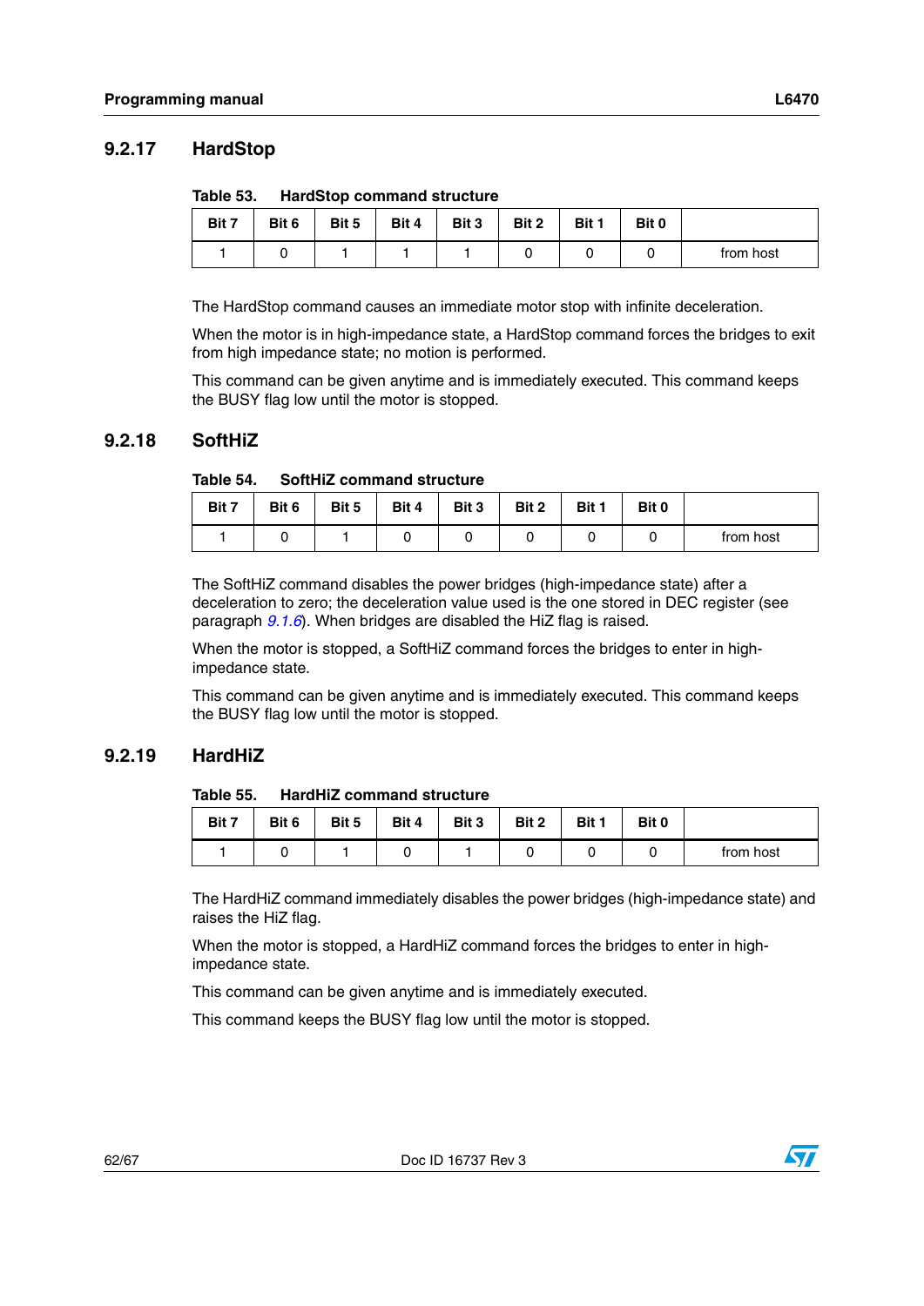### 9.2.17 HardStop

**Table 53. HardStop command structure**

| Bit 7 | Bit 6 | Bit 5 | Bit 4 | Bit 3 | Bit 2 | Bit 1 | Bit 0 | |
|---|---|---|---|---|---|---|---|---|
| 1 | 0 | 1 | 1 | 1 | 0 | 0 | 0 | from host |

The HardStop command causes an immediate motor stop with infinite deceleration.

When the motor is in high-impedance state, a HardStop command forces the bridges to exit from high impedance state; no motion is performed.

This command can be given anytime and is immediately executed. This command keeps the BUSY flag low until the motor is stopped.

### 9.2.18 SoftHiZ

**Table 54. SoftHiZ command structure**

| Bit 7 | Bit 6 | Bit 5 | Bit 4 | Bit 3 | Bit 2 | Bit 1 | Bit 0 | |
|---|---|---|---|---|---|---|---|---|
| 1 | 0 | 1 | 0 | 0 | 0 | 0 | 0 | from host |

The SoftHiZ command disables the power bridges (high-impedance state) after a deceleration to zero; the deceleration value used is the one stored in DEC register (see paragraph *9.1.6*). When bridges are disabled the HiZ flag is raised.

When the motor is stopped, a SoftHiZ command forces the bridges to enter in high-impedance state.

This command can be given anytime and is immediately executed. This command keeps the BUSY flag low until the motor is stopped.

### 9.2.19 HardHiZ

**Table 55. HardHiZ command structure**

| Bit 7 | Bit 6 | Bit 5 | Bit 4 | Bit 3 | Bit 2 | Bit 1 | Bit 0 | |
|---|---|---|---|---|---|---|---|---|
| 1 | 0 | 1 | 0 | 1 | 0 | 0 | 0 | from host |

The HardHiZ command immediately disables the power bridges (high-impedance state) and raises the HiZ flag.

When the motor is stopped, a HardHiZ command forces the bridges to enter in high-impedance state.

This command can be given anytime and is immediately executed.

This command keeps the BUSY flag low until the motor is stopped.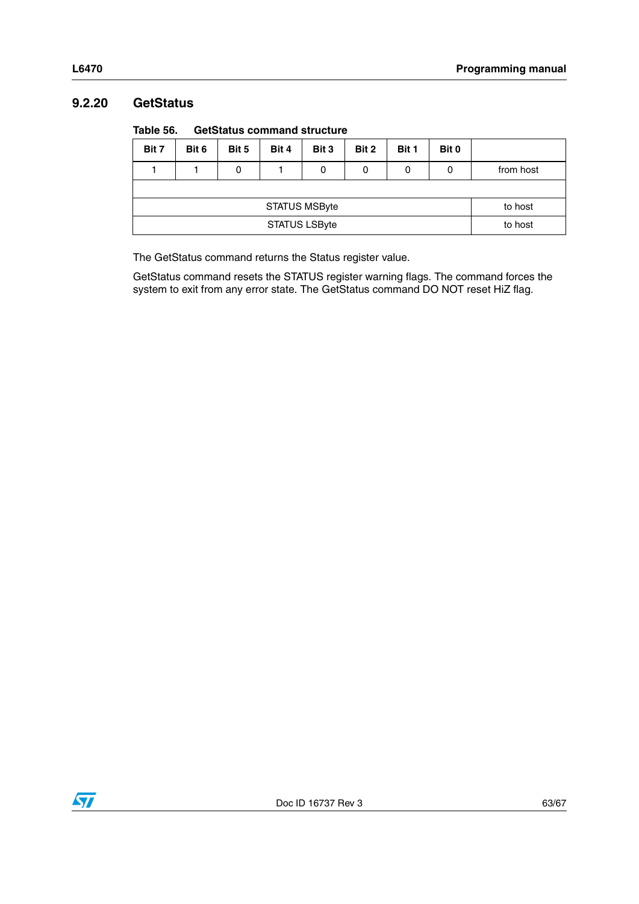### 9.2.20 GetStatus

**Table 56. GetStatus command structure**

| Bit 7 | Bit 6 | Bit 5 | Bit 4 | Bit 3 | Bit 2 | Bit 1 | Bit 0 | |
|---|---|---|---|---|---|---|---|---|
| 1 | 1 | 0 | 1 | 0 | 0 | 0 | 0 | from host |
| | | | | | | | | |
| STATUS MSByte | | | | | | | | to host |
| STATUS LSByte | | | | | | | | to host |

The GetStatus command returns the Status register value.

GetStatus command resets the STATUS register warning flags. The command forces the system to exit from any error state. The GetStatus command DO NOT reset HiZ flag.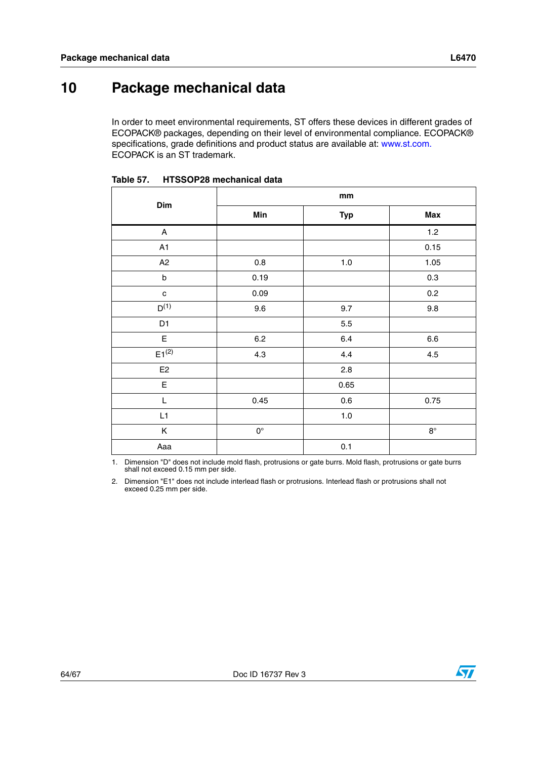# 10 Package mechanical data

In order to meet environmental requirements, ST offers these devices in different grades of ECOPACK® packages, depending on their level of environmental compliance. ECOPACK® specifications, grade definitions and product status are available at: www.st.com. ECOPACK is an ST trademark.

**Table 57. HTSSOP28 mechanical data**

| Dim | mm | | |
|---|---|---|---|
| | Min | Typ | Max |
| A | | | 1.2 |
| A1 | | | 0.15 |
| A2 | 0.8 | 1.0 | 1.05 |
| b | 0.19 | | 0.3 |
| c | 0.09 | | 0.2 |
| D(1) | 9.6 | 9.7 | 9.8 |
| D1 | | 5.5 | |
| E | 6.2 | 6.4 | 6.6 |
| E1(2) | 4.3 | 4.4 | 4.5 |
| E2 | | 2.8 | |
| E | | 0.65 | |
| L | 0.45 | 0.6 | 0.75 |
| L1 | | 1.0 | |
| K | 0° | | 8° |
| Aaa | | 0.1 | |

1. Dimension "D" does not include mold flash, protrusions or gate burrs. Mold flash, protrusions or gate burrs shall not exceed 0.15 mm per side.
2. Dimension "E1" does not include interlead flash or protrusions. Interlead flash or protrusions shall not exceed 0.25 mm per side.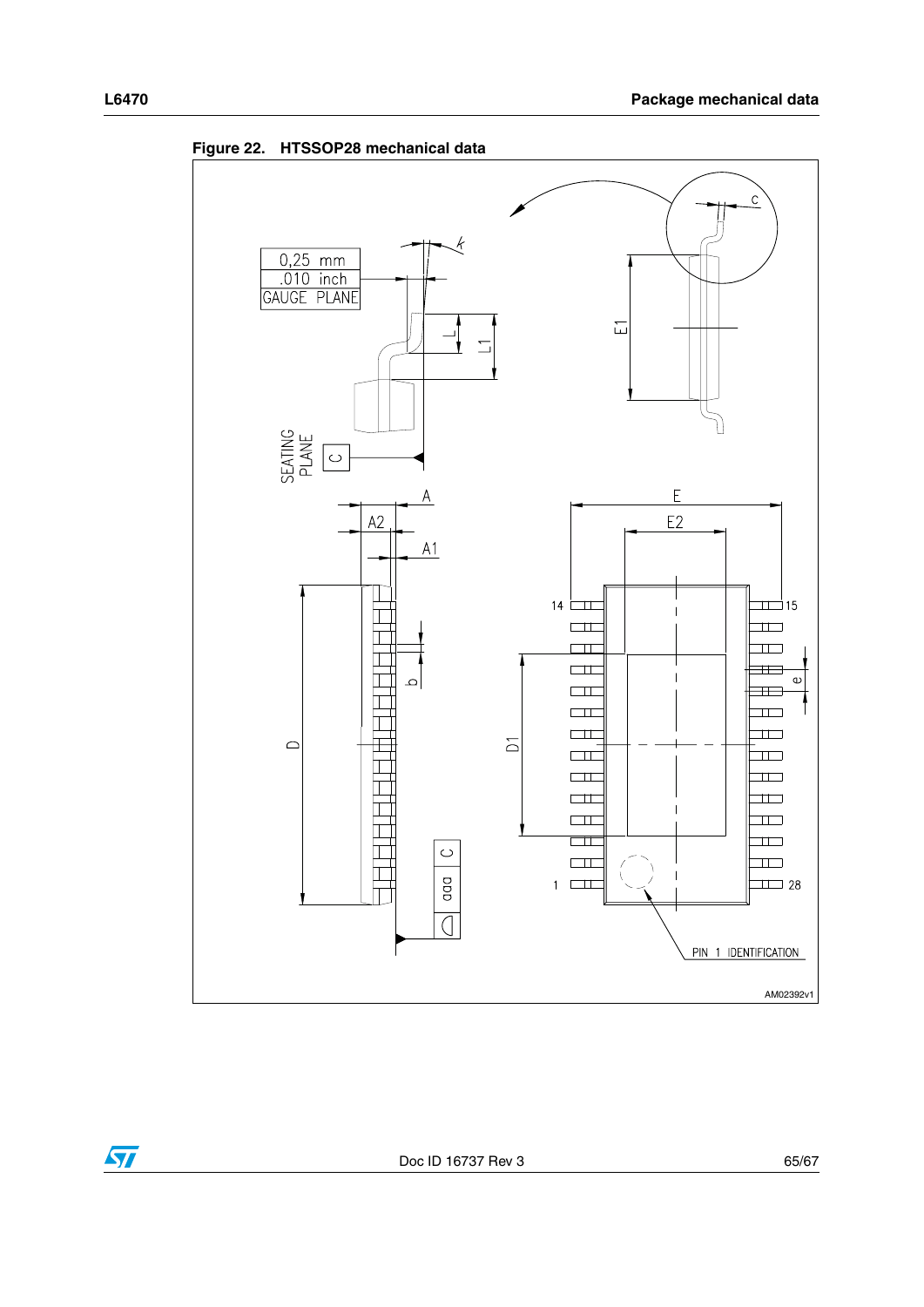Figure 22. HTSSOP28 mechanical data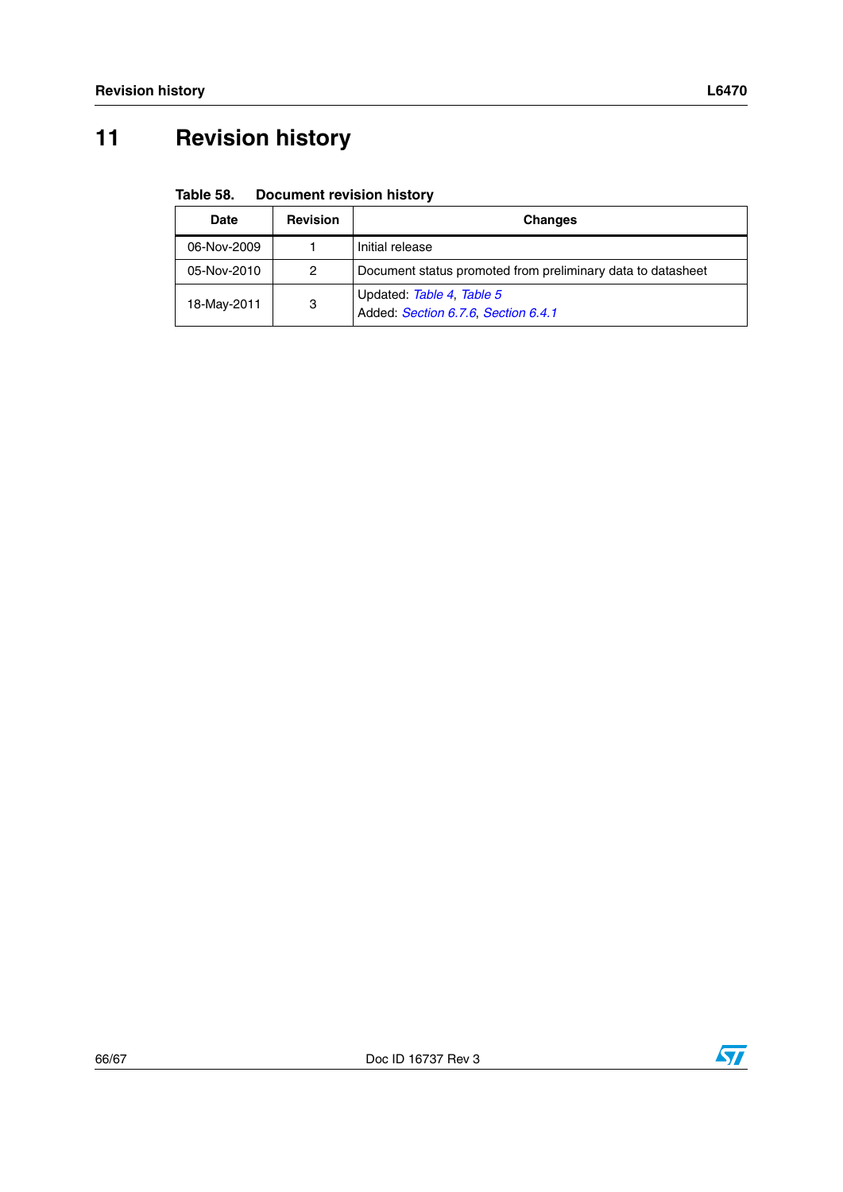# 11 Revision history

**Table 58. Document revision history**

| Date | Revision | Changes |
|---|---|---|
| 06-Nov-2009 | 1 | Initial release |
| 05-Nov-2010 | 2 | Document status promoted from preliminary data to datasheet |
| 18-May-2011 | 3 | Updated: *Table 4*, *Table 5*<br>Added: *Section 6.7.6*, *Section 6.4.1* |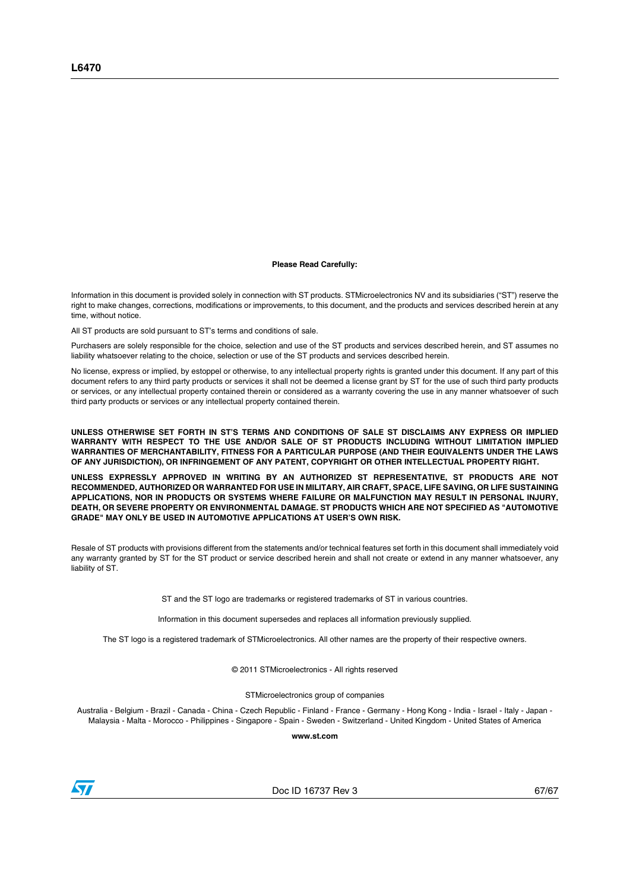**Please Read Carefully:**

Information in this document is provided solely in connection with ST products. STMicroelectronics NV and its subsidiaries ("ST") reserve the right to make changes, corrections, modifications or improvements, to this document, and the products and services described herein at any time, without notice.

All ST products are sold pursuant to ST's terms and conditions of sale.

Purchasers are solely responsible for the choice, selection and use of the ST products and services described herein, and ST assumes no liability whatsoever relating to the choice, selection or use of the ST products and services described herein.

No license, express or implied, by estoppel or otherwise, to any intellectual property rights is granted under this document. If any part of this document refers to any third party products or services it shall not be deemed a license grant by ST for the use of such third party products or services, or any intellectual property contained therein or considered as a warranty covering the use in any manner whatsoever of such third party products or services or any intellectual property contained therein.

**UNLESS OTHERWISE SET FORTH IN ST'S TERMS AND CONDITIONS OF SALE ST DISCLAIMS ANY EXPRESS OR IMPLIED WARRANTY WITH RESPECT TO THE USE AND/OR SALE OF ST PRODUCTS INCLUDING WITHOUT LIMITATION IMPLIED WARRANTIES OF MERCHANTABILITY, FITNESS FOR A PARTICULAR PURPOSE (AND THEIR EQUIVALENTS UNDER THE LAWS OF ANY JURISDICTION), OR INFRINGEMENT OF ANY PATENT, COPYRIGHT OR OTHER INTELLECTUAL PROPERTY RIGHT.**

**UNLESS EXPRESSLY APPROVED IN WRITING BY AN AUTHORIZED ST REPRESENTATIVE, ST PRODUCTS ARE NOT RECOMMENDED, AUTHORIZED OR WARRANTED FOR USE IN MILITARY, AIR CRAFT, SPACE, LIFE SAVING, OR LIFE SUSTAINING APPLICATIONS, NOR IN PRODUCTS OR SYSTEMS WHERE FAILURE OR MALFUNCTION MAY RESULT IN PERSONAL INJURY, DEATH, OR SEVERE PROPERTY OR ENVIRONMENTAL DAMAGE. ST PRODUCTS WHICH ARE NOT SPECIFIED AS "AUTOMOTIVE GRADE" MAY ONLY BE USED IN AUTOMOTIVE APPLICATIONS AT USER'S OWN RISK.**

Resale of ST products with provisions different from the statements and/or technical features set forth in this document shall immediately void any warranty granted by ST for the ST product or service described herein and shall not create or extend in any manner whatsoever, any liability of ST.

ST and the ST logo are trademarks or registered trademarks of ST in various countries.

Information in this document supersedes and replaces all information previously supplied.

The ST logo is a registered trademark of STMicroelectronics. All other names are the property of their respective owners.

© 2011 STMicroelectronics - All rights reserved

STMicroelectronics group of companies

Australia - Belgium - Brazil - Canada - China - Czech Republic - Finland - France - Germany - Hong Kong - India - Israel - Italy - Japan - Malaysia - Malta - Morocco - Philippines - Singapore - Spain - Sweden - Switzerland - United Kingdom - United States of America

**www.st.com**